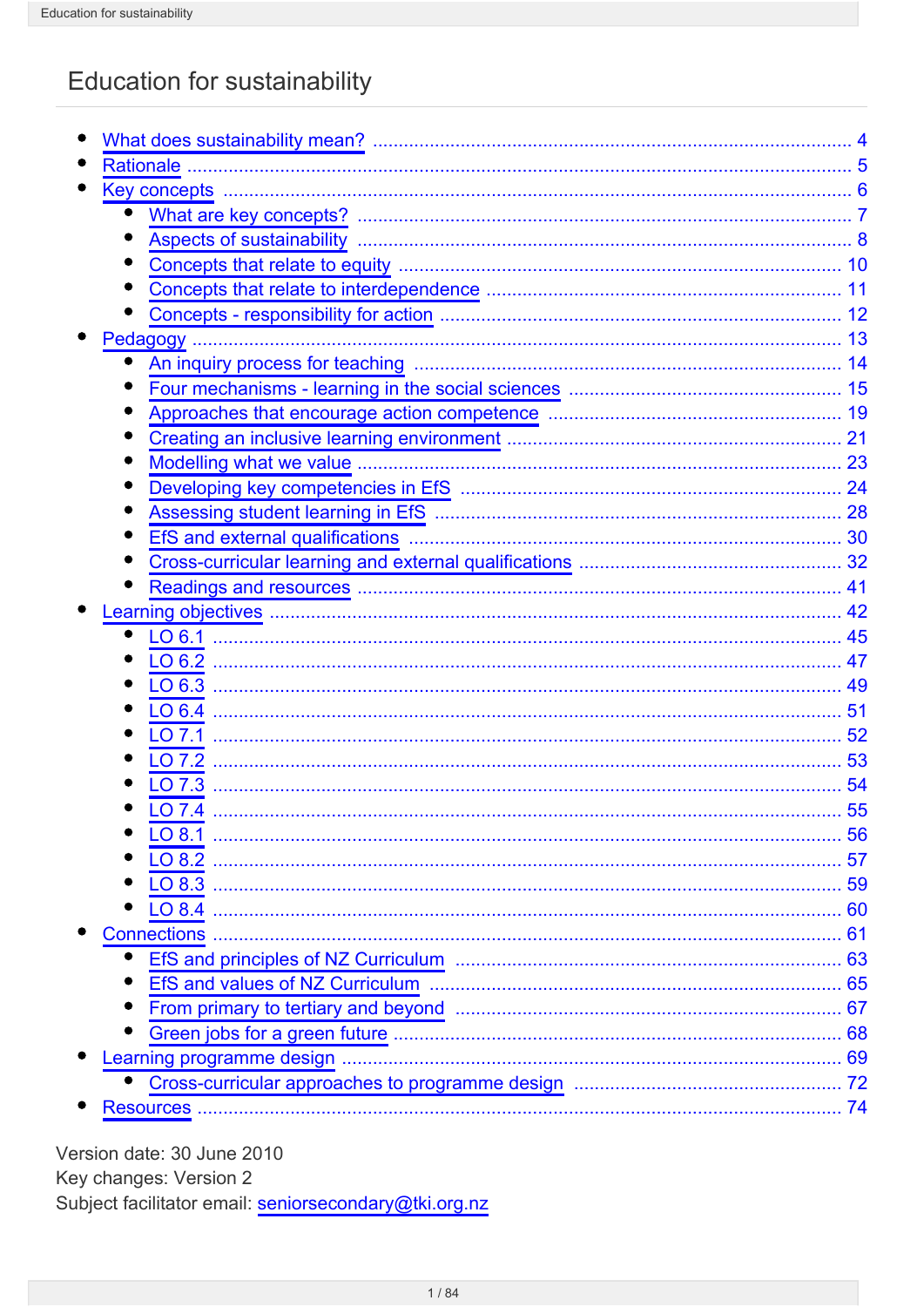# Education for sustainability

- What does sustainability mean? ..... 4
- Rationale ..... 5
- Key concepts ..... 6
  - What are key concepts? ..... 7
  - Aspects of sustainability ..... 8
  - Concepts that relate to equity ..... 10
  - Concepts that relate to interdependence ..... 11
  - Concepts - responsibility for action ..... 12
- Pedagogy ..... 13
  - An inquiry process for teaching ..... 14
  - Four mechanisms - learning in the social sciences ..... 15
  - Approaches that encourage action competence ..... 19
  - Creating an inclusive learning environment ..... 21
  - Modelling what we value ..... 23
  - Developing key competencies in EfS ..... 24
  - Assessing student learning in EfS ..... 28
  - EfS and external qualifications ..... 30
  - Cross-curricular learning and external qualifications ..... 32
  - Readings and resources ..... 41
- Learning objectives ..... 42
  - LO 6.1 ..... 45
  - LO 6.2 ..... 47
  - LO 6.3 ..... 49
  - LO 6.4 ..... 51
  - LO 7.1 ..... 52
  - LO 7.2 ..... 53
  - LO 7.3 ..... 54
  - LO 7.4 ..... 55
  - LO 8.1 ..... 56
  - LO 8.2 ..... 57
  - LO 8.3 ..... 59
  - LO 8.4 ..... 60
- Connections ..... 61
  - EfS and principles of NZ Curriculum ..... 63
  - EfS and values of NZ Curriculum ..... 65
  - From primary to tertiary and beyond ..... 67
  - Green jobs for a green future ..... 68
- Learning programme design ..... 69
  - Cross-curricular approaches to programme design ..... 72
- Resources ..... 74

Version date: 30 June 2010  
Key changes: Version 2  
Subject facilitator email: seniorsecondary@tki.org.nz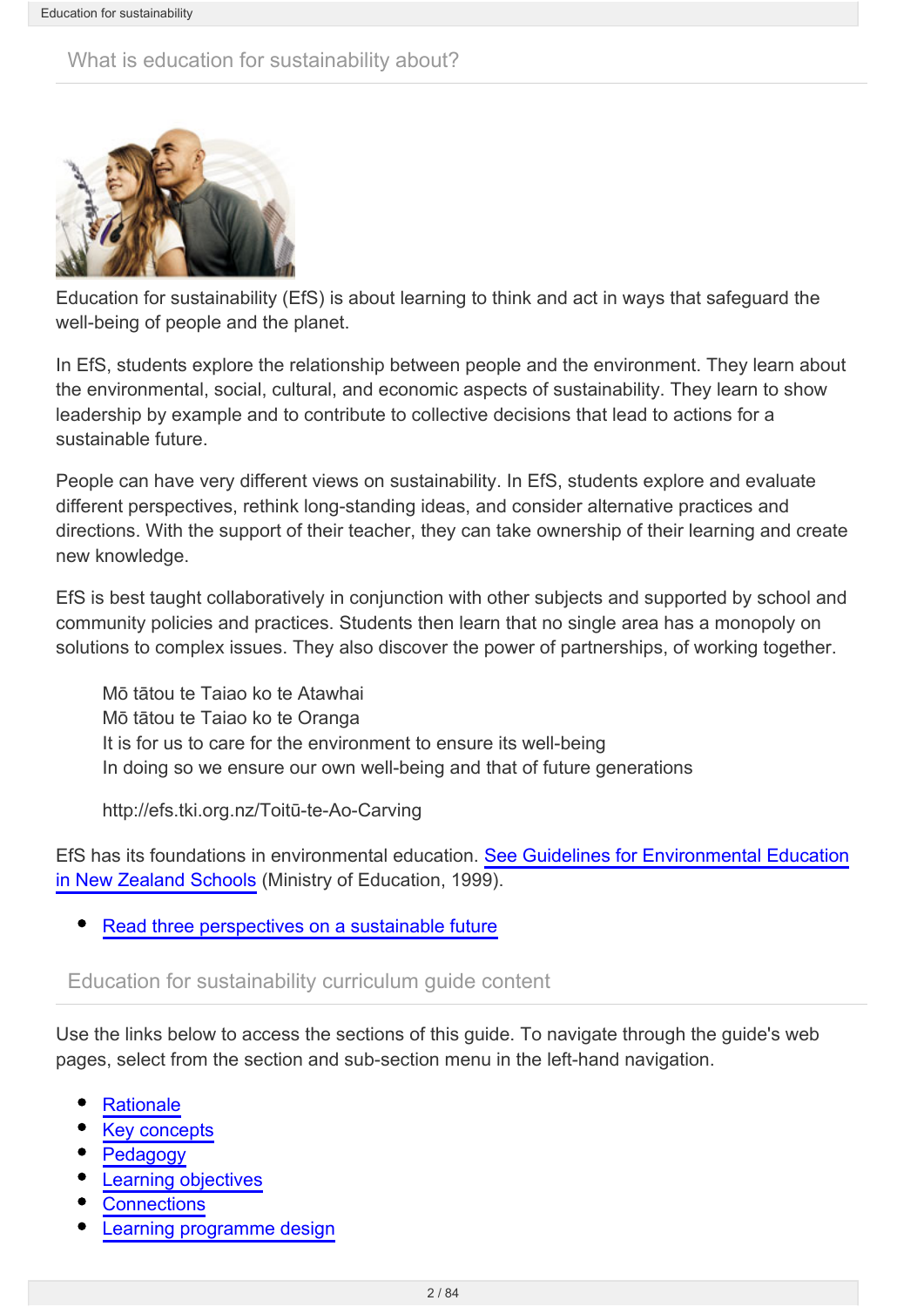## What is education for sustainability about?

Education for sustainability (EfS) is about learning to think and act in ways that safeguard the well-being of people and the planet.

In EfS, students explore the relationship between people and the environment. They learn about the environmental, social, cultural, and economic aspects of sustainability. They learn to show leadership by example and to contribute to collective decisions that lead to actions for a sustainable future.

People can have very different views on sustainability. In EfS, students explore and evaluate different perspectives, rethink long-standing ideas, and consider alternative practices and directions. With the support of their teacher, they can take ownership of their learning and create new knowledge.

EfS is best taught collaboratively in conjunction with other subjects and supported by school and community policies and practices. Students then learn that no single area has a monopoly on solutions to complex issues. They also discover the power of partnerships, of working together.

> Mō tātou te Taiao ko te Atawhai
> Mō tātou te Taiao ko te Oranga
> It is for us to care for the environment to ensure its well-being
> In doing so we ensure our own well-being and that of future generations
>
> http://efs.tki.org.nz/Toitū-te-Ao-Carving

EfS has its foundations in environmental education. See Guidelines for Environmental Education in New Zealand Schools (Ministry of Education, 1999).

- Read three perspectives on a sustainable future

## Education for sustainability curriculum guide content

Use the links below to access the sections of this guide. To navigate through the guide's web pages, select from the section and sub-section menu in the left-hand navigation.

- Rationale
- Key concepts
- Pedagogy
- Learning objectives
- Connections
- Learning programme design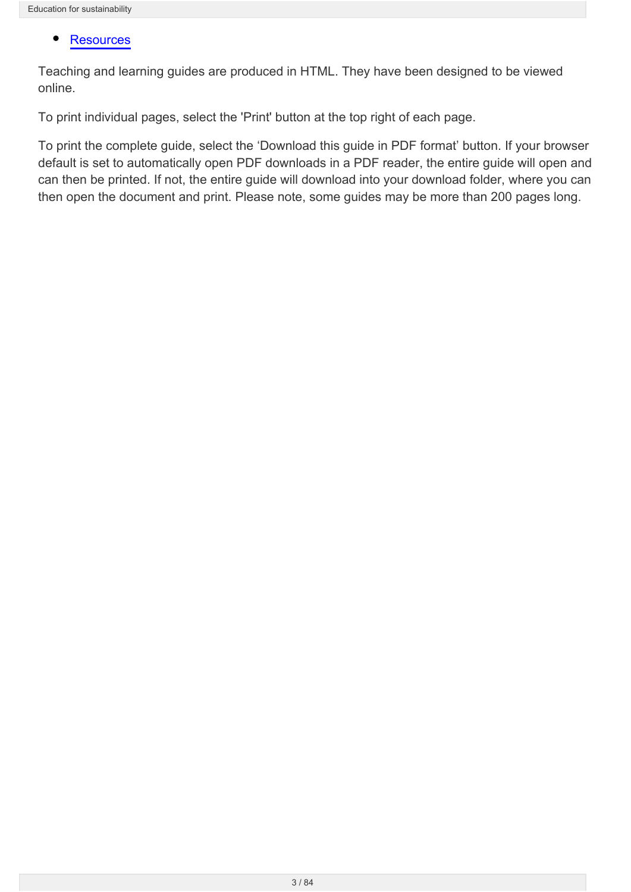- Resources

Teaching and learning guides are produced in HTML. They have been designed to be viewed online.

To print individual pages, select the 'Print' button at the top right of each page.

To print the complete guide, select the ‘Download this guide in PDF format’ button. If your browser default is set to automatically open PDF downloads in a PDF reader, the entire guide will open and can then be printed. If not, the entire guide will download into your download folder, where you can then open the document and print. Please note, some guides may be more than 200 pages long.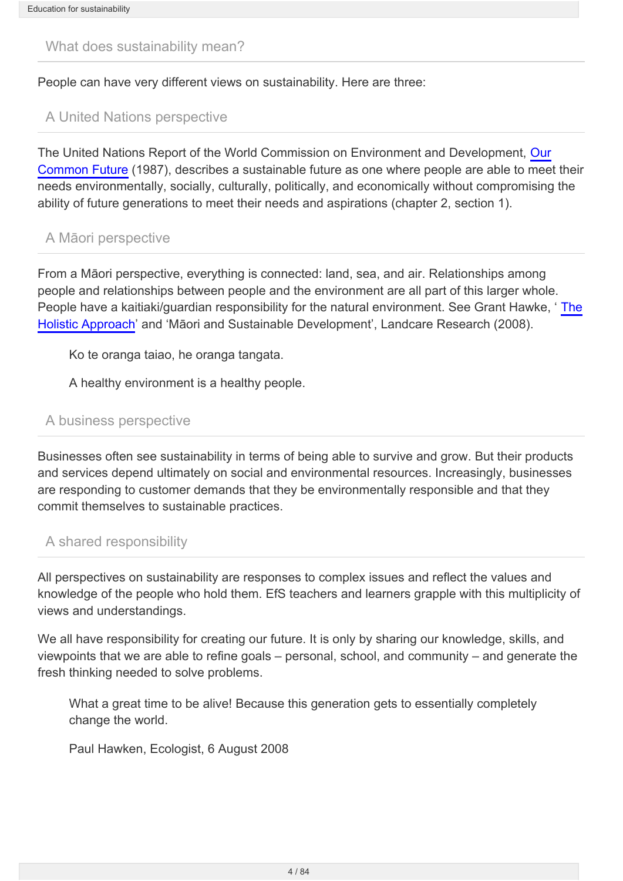## What does sustainability mean?

People can have very different views on sustainability. Here are three:

### A United Nations perspective

The United Nations Report of the World Commission on Environment and Development, Our Common Future (1987), describes a sustainable future as one where people are able to meet their needs environmentally, socially, culturally, politically, and economically without compromising the ability of future generations to meet their needs and aspirations (chapter 2, section 1).

### A Māori perspective

From a Māori perspective, everything is connected: land, sea, and air. Relationships among people and relationships between people and the environment are all part of this larger whole. People have a kaitiaki/guardian responsibility for the natural environment. See Grant Hawke, ' The Holistic Approach' and 'Māori and Sustainable Development', Landcare Research (2008).

> Ko te oranga taiao, he oranga tangata.
>
> A healthy environment is a healthy people.

### A business perspective

Businesses often see sustainability in terms of being able to survive and grow. But their products and services depend ultimately on social and environmental resources. Increasingly, businesses are responding to customer demands that they be environmentally responsible and that they commit themselves to sustainable practices.

### A shared responsibility

All perspectives on sustainability are responses to complex issues and reflect the values and knowledge of the people who hold them. EfS teachers and learners grapple with this multiplicity of views and understandings.

We all have responsibility for creating our future. It is only by sharing our knowledge, skills, and viewpoints that we are able to refine goals – personal, school, and community – and generate the fresh thinking needed to solve problems.

> What a great time to be alive! Because this generation gets to essentially completely change the world.
>
> Paul Hawken, Ecologist, 6 August 2008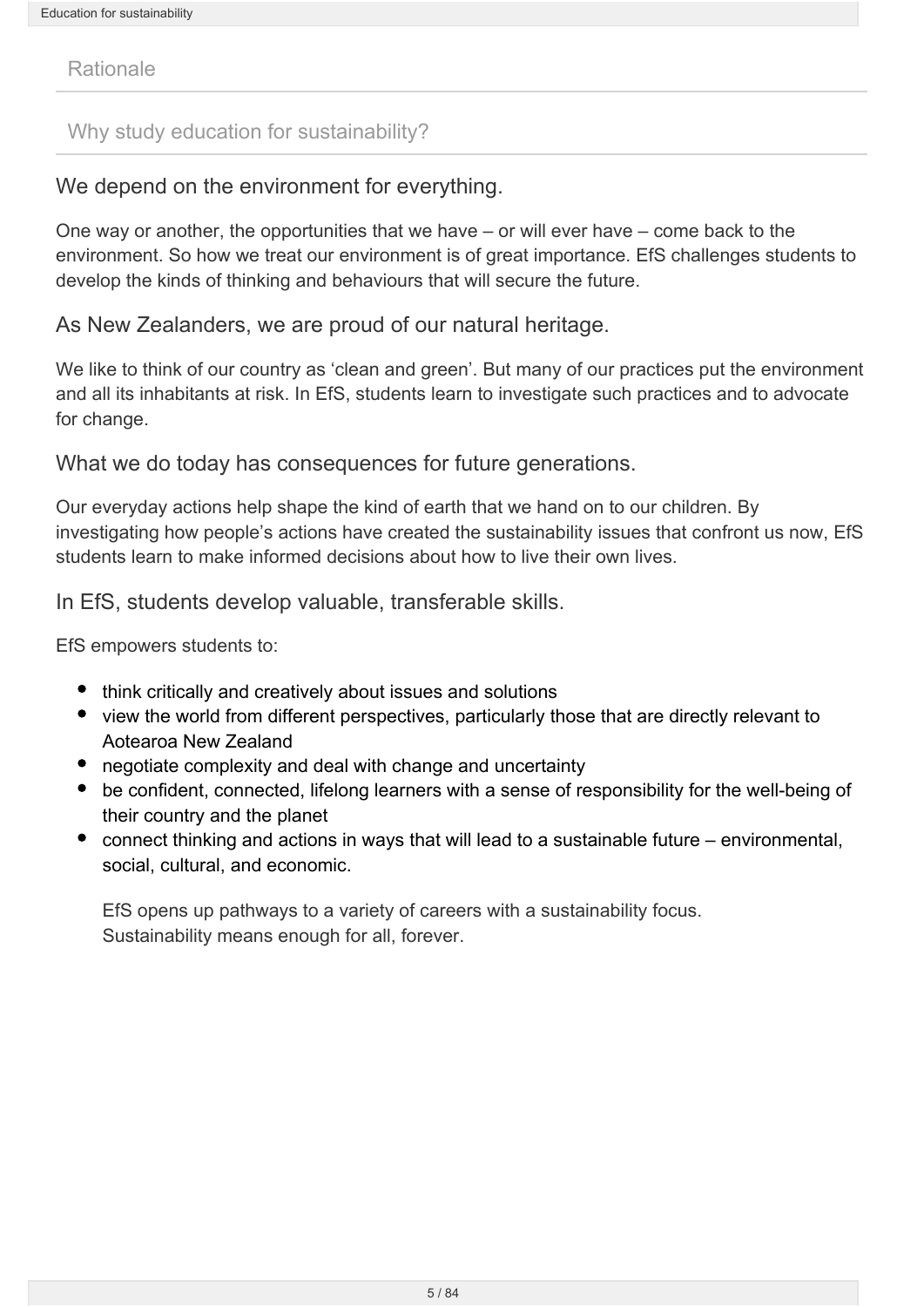## Rationale

### Why study education for sustainability?

#### We depend on the environment for everything.

One way or another, the opportunities that we have – or will ever have – come back to the environment. So how we treat our environment is of great importance. EfS challenges students to develop the kinds of thinking and behaviours that will secure the future.

#### As New Zealanders, we are proud of our natural heritage.

We like to think of our country as 'clean and green'. But many of our practices put the environment and all its inhabitants at risk. In EfS, students learn to investigate such practices and to advocate for change.

#### What we do today has consequences for future generations.

Our everyday actions help shape the kind of earth that we hand on to our children. By investigating how people's actions have created the sustainability issues that confront us now, EfS students learn to make informed decisions about how to live their own lives.

#### In EfS, students develop valuable, transferable skills.

EfS empowers students to:

- think critically and creatively about issues and solutions
- view the world from different perspectives, particularly those that are directly relevant to Aotearoa New Zealand
- negotiate complexity and deal with change and uncertainty
- be confident, connected, lifelong learners with a sense of responsibility for the well-being of their country and the planet
- connect thinking and actions in ways that will lead to a sustainable future – environmental, social, cultural, and economic.

EfS opens up pathways to a variety of careers with a sustainability focus.
Sustainability means enough for all, forever.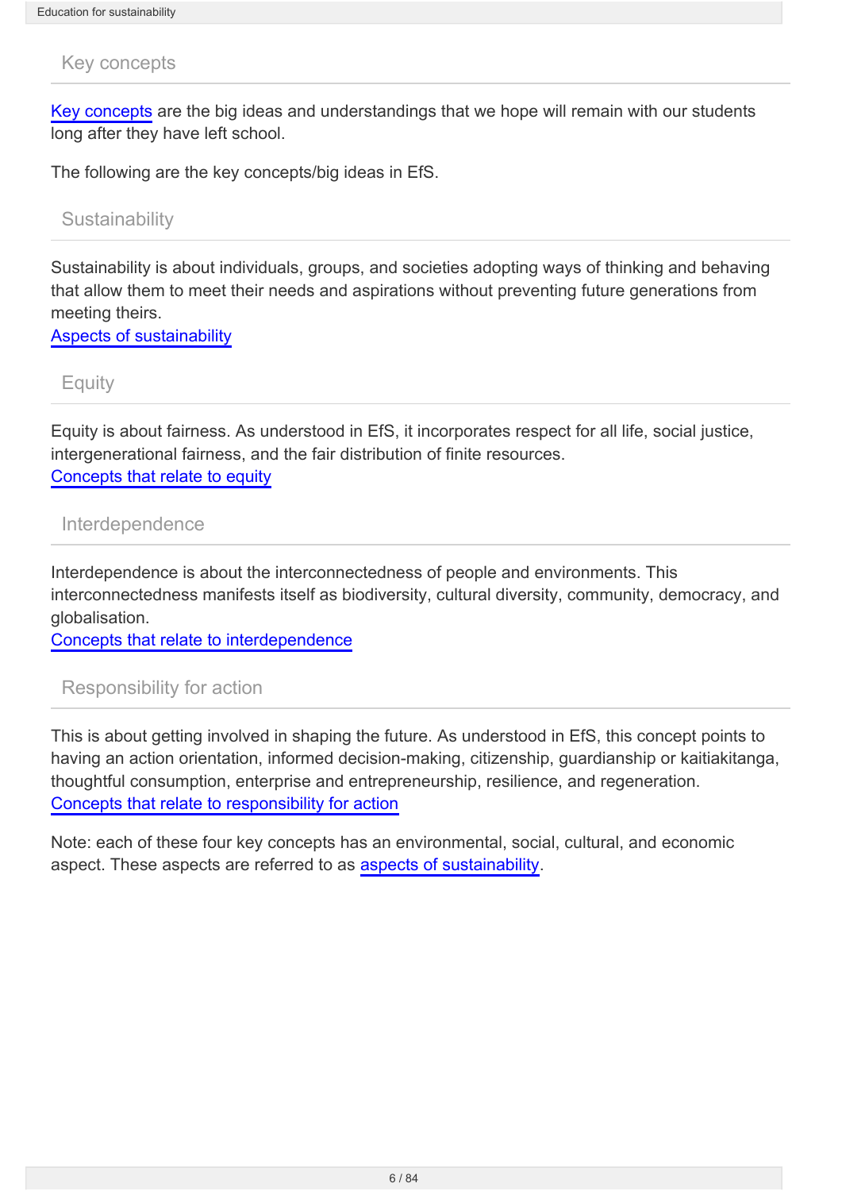## Key concepts

Key concepts are the big ideas and understandings that we hope will remain with our students long after they have left school.

The following are the key concepts/big ideas in EfS.

### Sustainability

Sustainability is about individuals, groups, and societies adopting ways of thinking and behaving that allow them to meet their needs and aspirations without preventing future generations from meeting theirs.
Aspects of sustainability

### Equity

Equity is about fairness. As understood in EfS, it incorporates respect for all life, social justice, intergenerational fairness, and the fair distribution of finite resources.
Concepts that relate to equity

### Interdependence

Interdependence is about the interconnectedness of people and environments. This interconnectedness manifests itself as biodiversity, cultural diversity, community, democracy, and globalisation.
Concepts that relate to interdependence

### Responsibility for action

This is about getting involved in shaping the future. As understood in EfS, this concept points to having an action orientation, informed decision-making, citizenship, guardianship or kaitiakitanga, thoughtful consumption, enterprise and entrepreneurship, resilience, and regeneration.
Concepts that relate to responsibility for action

Note: each of these four key concepts has an environmental, social, cultural, and economic aspect. These aspects are referred to as aspects of sustainability.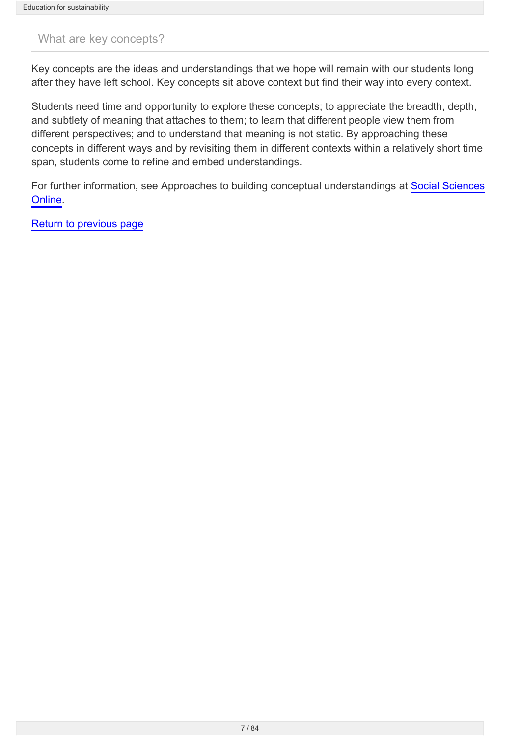## What are key concepts?

Key concepts are the ideas and understandings that we hope will remain with our students long after they have left school. Key concepts sit above context but find their way into every context.

Students need time and opportunity to explore these concepts; to appreciate the breadth, depth, and subtlety of meaning that attaches to them; to learn that different people view them from different perspectives; and to understand that meaning is not static. By approaching these concepts in different ways and by revisiting them in different contexts within a relatively short time span, students come to refine and embed understandings.

For further information, see Approaches to building conceptual understandings at Social Sciences Online.

Return to previous page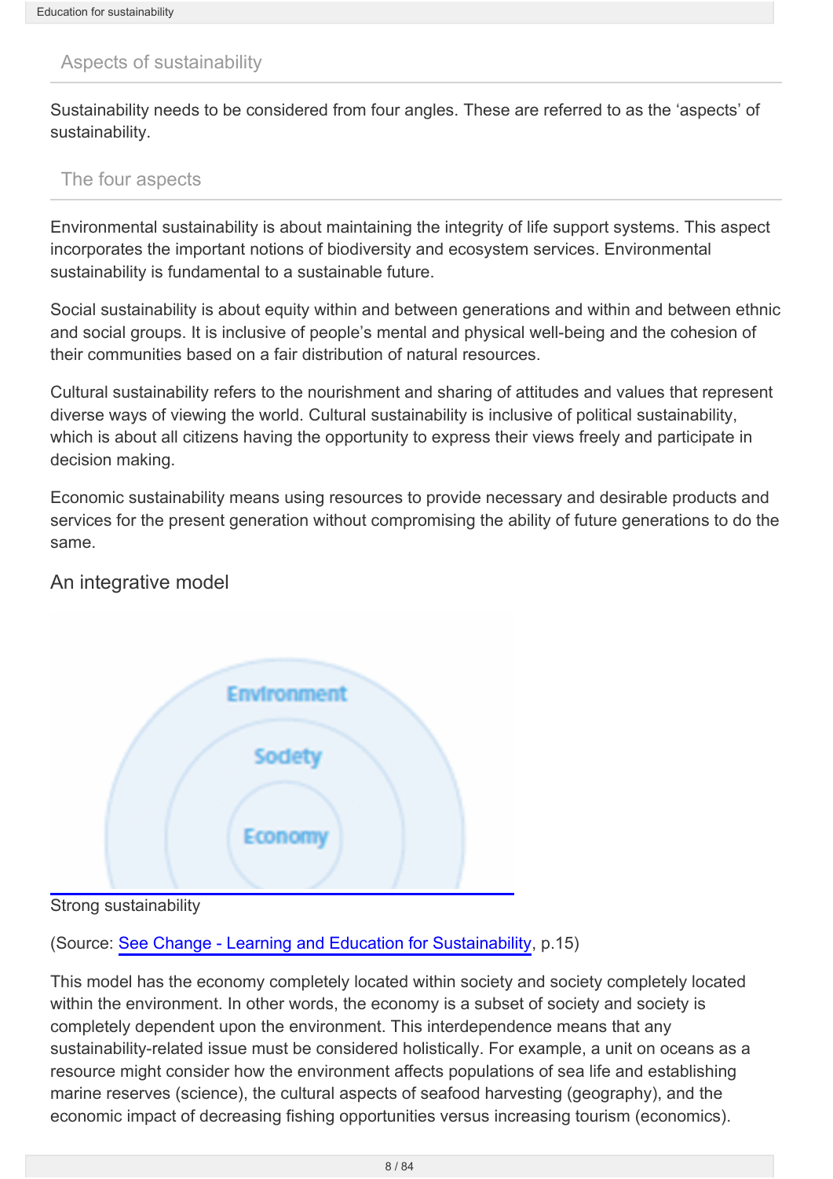## Aspects of sustainability

Sustainability needs to be considered from four angles. These are referred to as the ‘aspects’ of sustainability.

## The four aspects

Environmental sustainability is about maintaining the integrity of life support systems. This aspect incorporates the important notions of biodiversity and ecosystem services. Environmental sustainability is fundamental to a sustainable future.

Social sustainability is about equity within and between generations and within and between ethnic and social groups. It is inclusive of people’s mental and physical well-being and the cohesion of their communities based on a fair distribution of natural resources.

Cultural sustainability refers to the nourishment and sharing of attitudes and values that represent diverse ways of viewing the world. Cultural sustainability is inclusive of political sustainability, which is about all citizens having the opportunity to express their views freely and participate in decision making.

Economic sustainability means using resources to provide necessary and desirable products and services for the present generation without compromising the ability of future generations to do the same.

### An integrative model

Strong sustainability

(Source: [See Change - Learning and Education for Sustainability](), p.15)

This model has the economy completely located within society and society completely located within the environment. In other words, the economy is a subset of society and society is completely dependent upon the environment. This interdependence means that any sustainability-related issue must be considered holistically. For example, a unit on oceans as a resource might consider how the environment affects populations of sea life and establishing marine reserves (science), the cultural aspects of seafood harvesting (geography), and the economic impact of decreasing fishing opportunities versus increasing tourism (economics).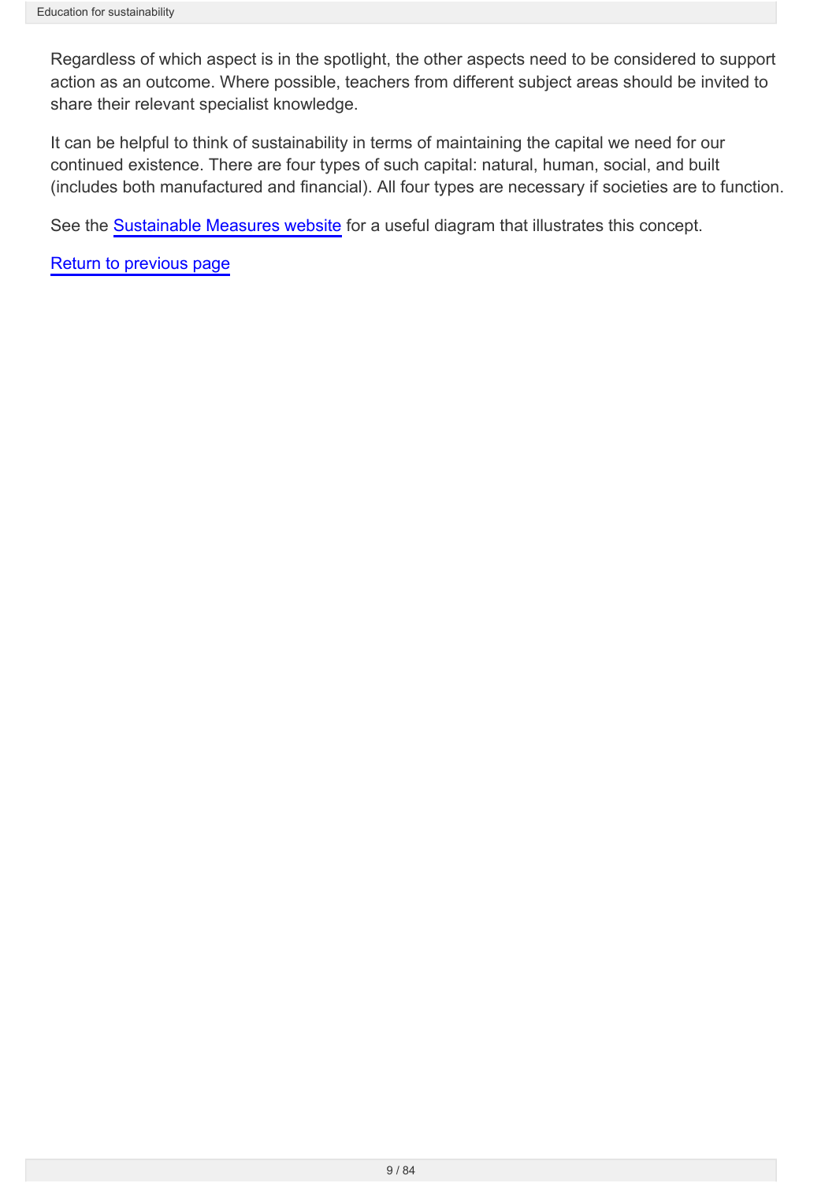Regardless of which aspect is in the spotlight, the other aspects need to be considered to support action as an outcome. Where possible, teachers from different subject areas should be invited to share their relevant specialist knowledge.

It can be helpful to think of sustainability in terms of maintaining the capital we need for our continued existence. There are four types of such capital: natural, human, social, and built (includes both manufactured and financial). All four types are necessary if societies are to function.

See the Sustainable Measures website for a useful diagram that illustrates this concept.

Return to previous page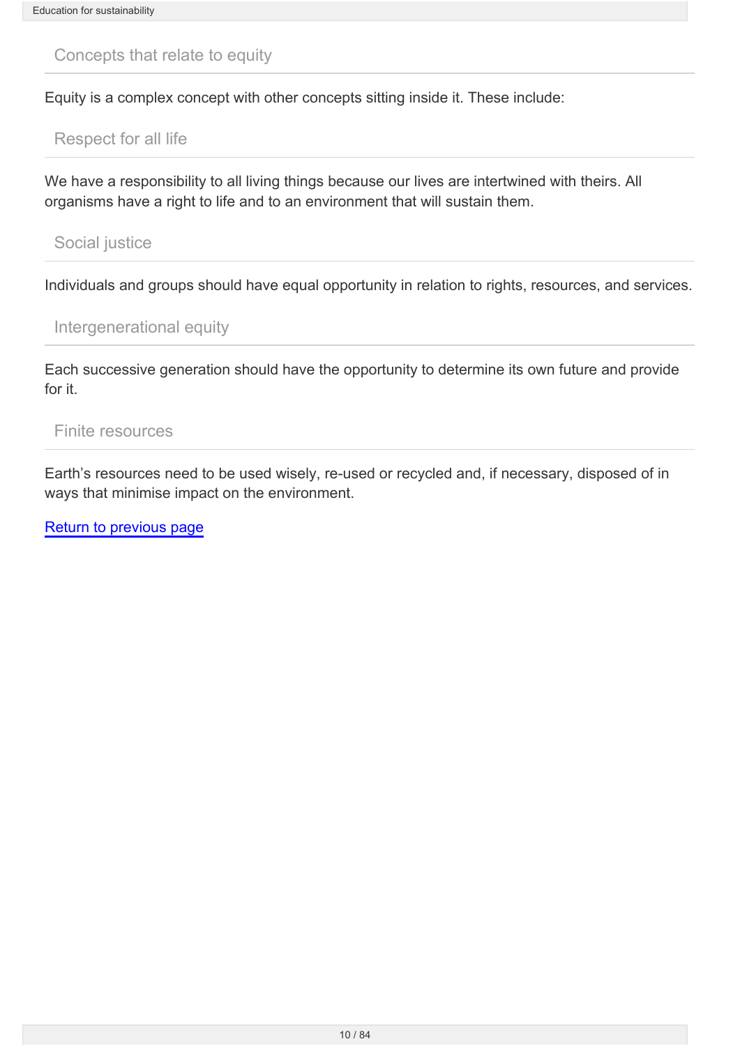## Concepts that relate to equity

Equity is a complex concept with other concepts sitting inside it. These include:

### Respect for all life

We have a responsibility to all living things because our lives are intertwined with theirs. All organisms have a right to life and to an environment that will sustain them.

### Social justice

Individuals and groups should have equal opportunity in relation to rights, resources, and services.

### Intergenerational equity

Each successive generation should have the opportunity to determine its own future and provide for it.

### Finite resources

Earth's resources need to be used wisely, re-used or recycled and, if necessary, disposed of in ways that minimise impact on the environment.

Return to previous page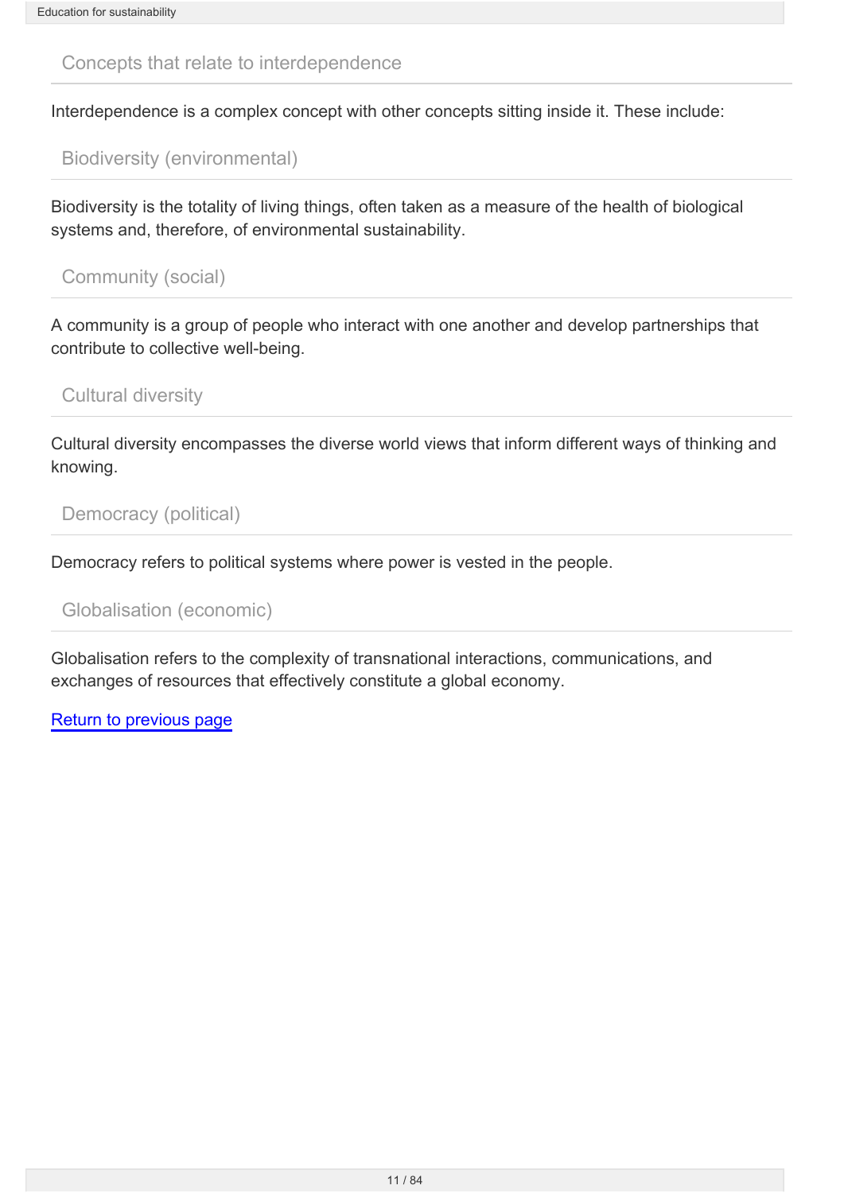## Concepts that relate to interdependence

Interdependence is a complex concept with other concepts sitting inside it. These include:

### Biodiversity (environmental)

Biodiversity is the totality of living things, often taken as a measure of the health of biological systems and, therefore, of environmental sustainability.

### Community (social)

A community is a group of people who interact with one another and develop partnerships that contribute to collective well-being.

### Cultural diversity

Cultural diversity encompasses the diverse world views that inform different ways of thinking and knowing.

### Democracy (political)

Democracy refers to political systems where power is vested in the people.

### Globalisation (economic)

Globalisation refers to the complexity of transnational interactions, communications, and exchanges of resources that effectively constitute a global economy.

Return to previous page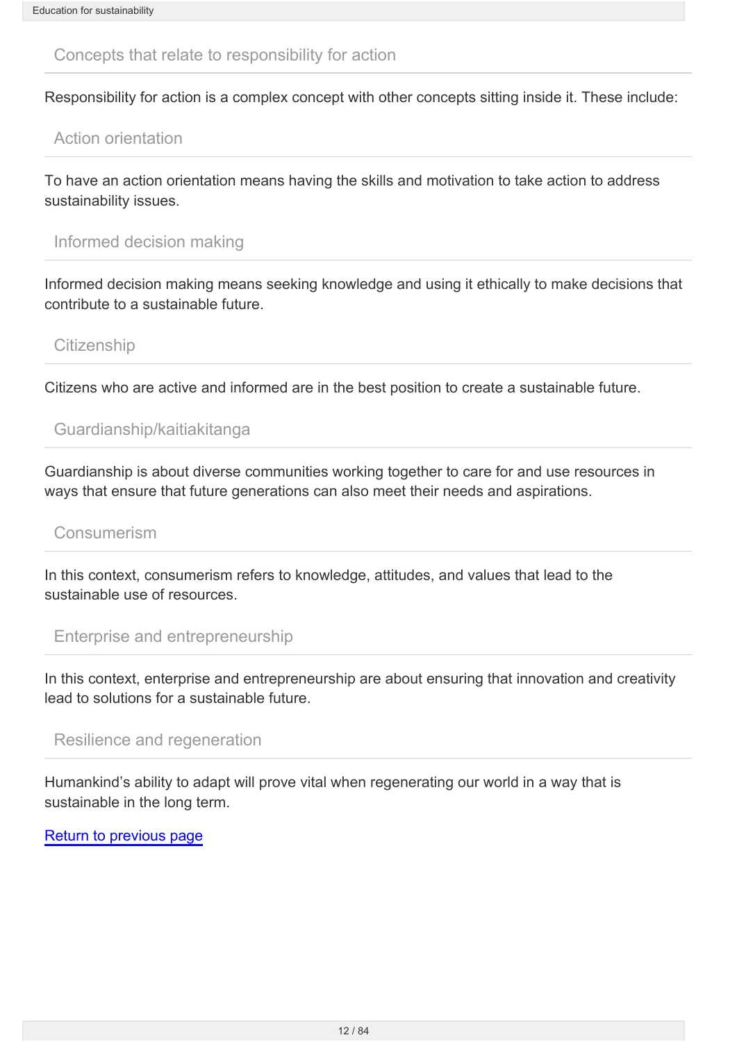## Concepts that relate to responsibility for action

Responsibility for action is a complex concept with other concepts sitting inside it. These include:

### Action orientation

To have an action orientation means having the skills and motivation to take action to address sustainability issues.

### Informed decision making

Informed decision making means seeking knowledge and using it ethically to make decisions that contribute to a sustainable future.

### Citizenship

Citizens who are active and informed are in the best position to create a sustainable future.

### Guardianship/kaitiakitanga

Guardianship is about diverse communities working together to care for and use resources in ways that ensure that future generations can also meet their needs and aspirations.

### Consumerism

In this context, consumerism refers to knowledge, attitudes, and values that lead to the sustainable use of resources.

### Enterprise and entrepreneurship

In this context, enterprise and entrepreneurship are about ensuring that innovation and creativity lead to solutions for a sustainable future.

### Resilience and regeneration

Humankind's ability to adapt will prove vital when regenerating our world in a way that is sustainable in the long term.

Return to previous page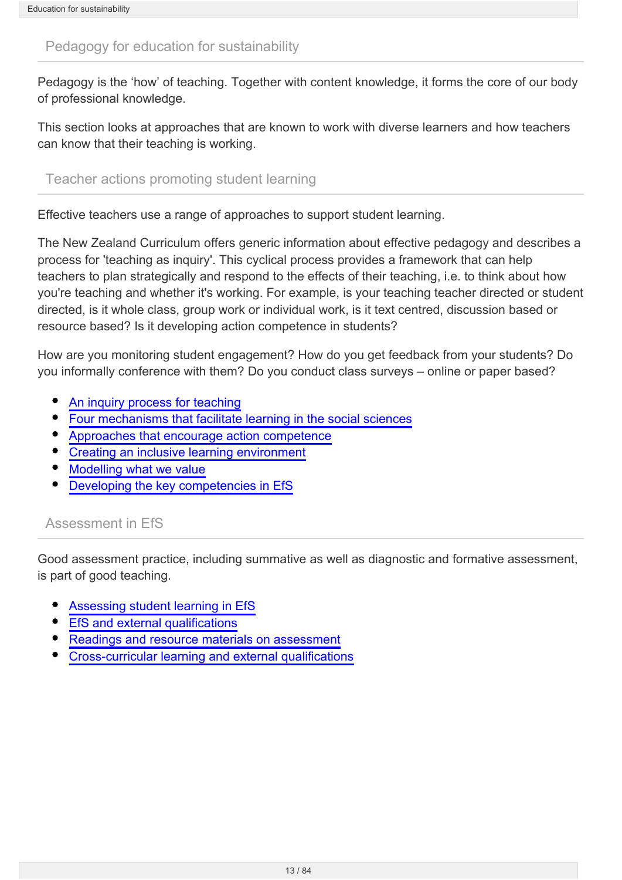## Pedagogy for education for sustainability

Pedagogy is the 'how' of teaching. Together with content knowledge, it forms the core of our body of professional knowledge.

This section looks at approaches that are known to work with diverse learners and how teachers can know that their teaching is working.

## Teacher actions promoting student learning

Effective teachers use a range of approaches to support student learning.

The New Zealand Curriculum offers generic information about effective pedagogy and describes a process for 'teaching as inquiry'. This cyclical process provides a framework that can help teachers to plan strategically and respond to the effects of their teaching, i.e. to think about how you're teaching and whether it's working. For example, is your teaching teacher directed or student directed, is it whole class, group work or individual work, is it text centred, discussion based or resource based? Is it developing action competence in students?

How are you monitoring student engagement? How do you get feedback from your students? Do you informally conference with them? Do you conduct class surveys – online or paper based?

- An inquiry process for teaching
- Four mechanisms that facilitate learning in the social sciences
- Approaches that encourage action competence
- Creating an inclusive learning environment
- Modelling what we value
- Developing the key competencies in EfS

## Assessment in EfS

Good assessment practice, including summative as well as diagnostic and formative assessment, is part of good teaching.

- Assessing student learning in EfS
- EfS and external qualifications
- Readings and resource materials on assessment
- Cross-curricular learning and external qualifications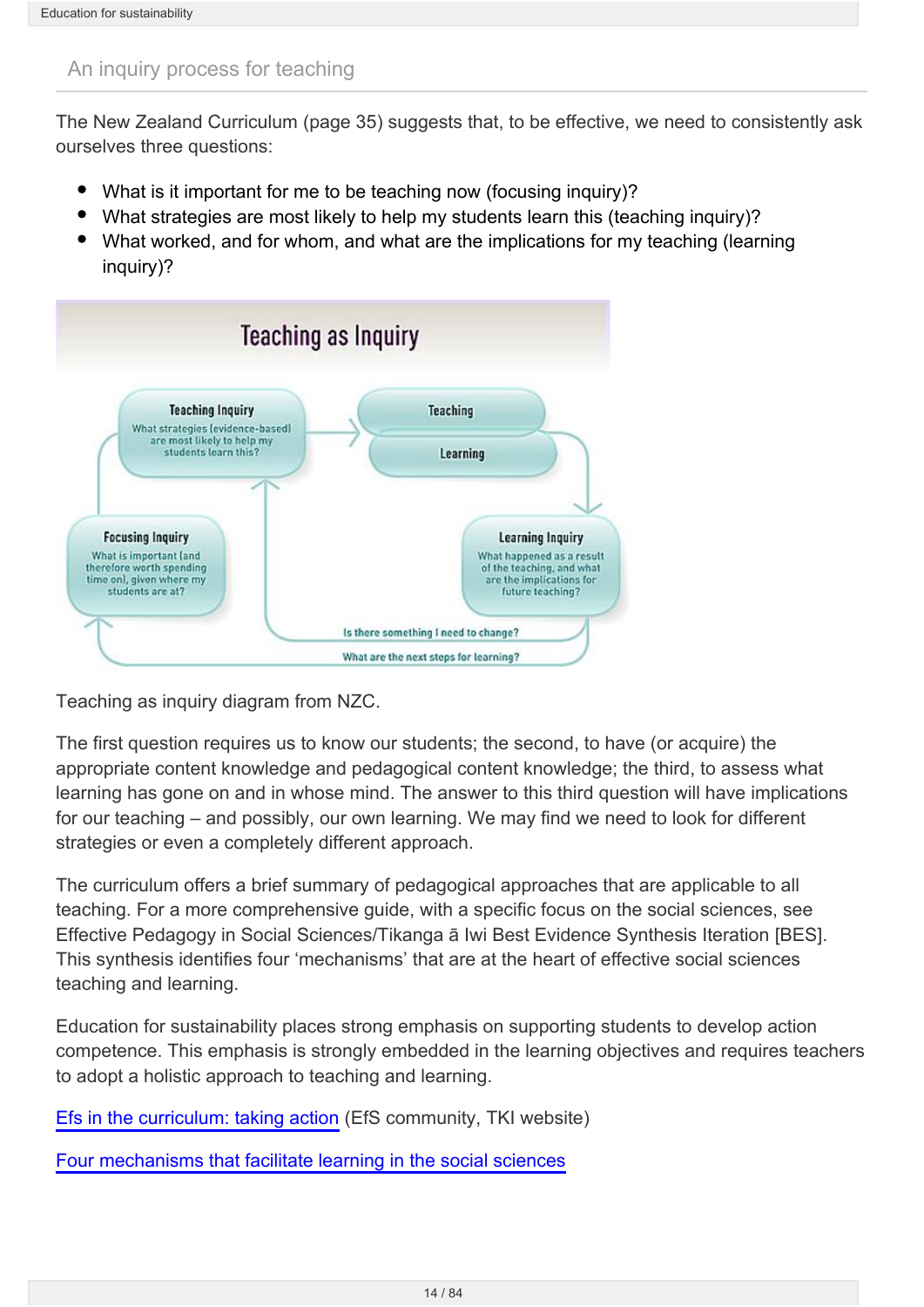## An inquiry process for teaching

The New Zealand Curriculum (page 35) suggests that, to be effective, we need to consistently ask ourselves three questions:

- What is it important for me to be teaching now (focusing inquiry)?
- What strategies are most likely to help my students learn this (teaching inquiry)?
- What worked, and for whom, and what are the implications for my teaching (learning inquiry)?

Teaching as Inquiry

Teaching Inquiry
What strategies (evidence-based) are most likely to help my students learn this?

Teaching

Learning

Focusing Inquiry
What is important (and therefore worth spending time on), given where my students are at?

Learning Inquiry
What happened as a result of the teaching, and what are the implications for future teaching?

Is there something I need to change?

What are the next steps for learning?

Teaching as inquiry diagram from NZC.

The first question requires us to know our students; the second, to have (or acquire) the appropriate content knowledge and pedagogical content knowledge; the third, to assess what learning has gone on and in whose mind. The answer to this third question will have implications for our teaching – and possibly, our own learning. We may find we need to look for different strategies or even a completely different approach.

The curriculum offers a brief summary of pedagogical approaches that are applicable to all teaching. For a more comprehensive guide, with a specific focus on the social sciences, see Effective Pedagogy in Social Sciences/Tikanga ā Iwi Best Evidence Synthesis Iteration [BES]. This synthesis identifies four 'mechanisms' that are at the heart of effective social sciences teaching and learning.

Education for sustainability places strong emphasis on supporting students to develop action competence. This emphasis is strongly embedded in the learning objectives and requires teachers to adopt a holistic approach to teaching and learning.

Efs in the curriculum: taking action (EfS community, TKI website)

Four mechanisms that facilitate learning in the social sciences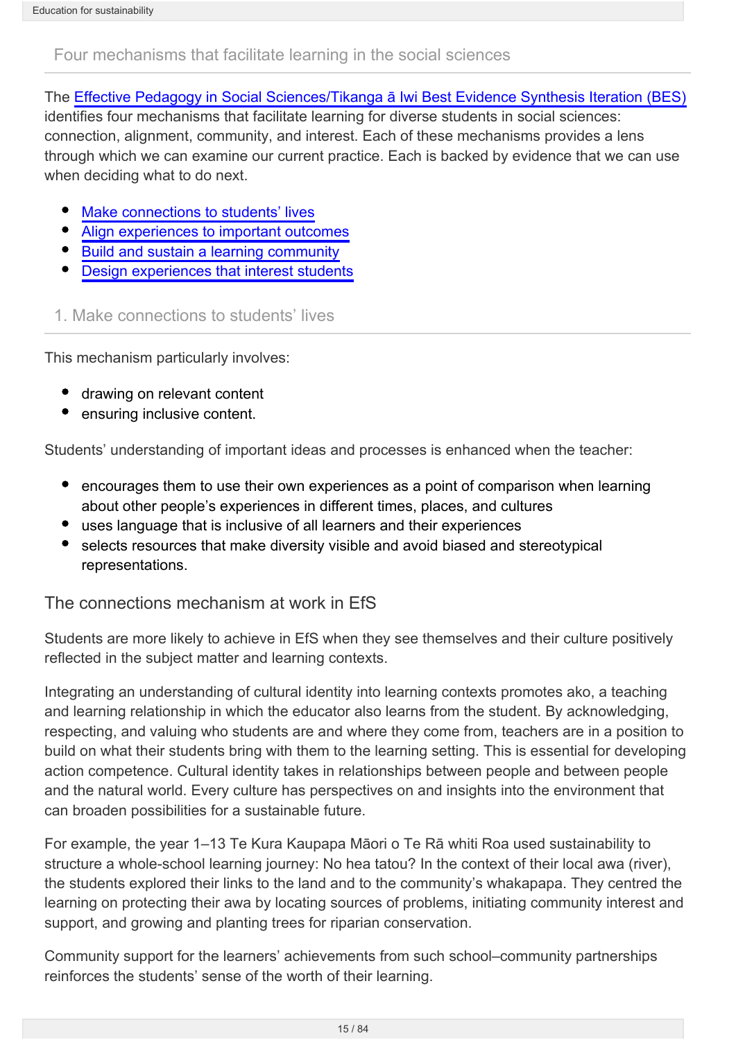## Four mechanisms that facilitate learning in the social sciences

The [Effective Pedagogy in Social Sciences/Tikanga ā Iwi Best Evidence Synthesis Iteration (BES)] identifies four mechanisms that facilitate learning for diverse students in social sciences: connection, alignment, community, and interest. Each of these mechanisms provides a lens through which we can examine our current practice. Each is backed by evidence that we can use when deciding what to do next.

- Make connections to students' lives
- Align experiences to important outcomes
- Build and sustain a learning community
- Design experiences that interest students

## 1. Make connections to students' lives

This mechanism particularly involves:

- drawing on relevant content
- ensuring inclusive content.

Students' understanding of important ideas and processes is enhanced when the teacher:

- encourages them to use their own experiences as a point of comparison when learning about other people's experiences in different times, places, and cultures
- uses language that is inclusive of all learners and their experiences
- selects resources that make diversity visible and avoid biased and stereotypical representations.

### The connections mechanism at work in EfS

Students are more likely to achieve in EfS when they see themselves and their culture positively reflected in the subject matter and learning contexts.

Integrating an understanding of cultural identity into learning contexts promotes ako, a teaching and learning relationship in which the educator also learns from the student. By acknowledging, respecting, and valuing who students are and where they come from, teachers are in a position to build on what their students bring with them to the learning setting. This is essential for developing action competence. Cultural identity takes in relationships between people and between people and the natural world. Every culture has perspectives on and insights into the environment that can broaden possibilities for a sustainable future.

For example, the year 1–13 Te Kura Kaupapa Māori o Te Rā whiti Roa used sustainability to structure a whole-school learning journey: No hea tatou? In the context of their local awa (river), the students explored their links to the land and to the community's whakapapa. They centred the learning on protecting their awa by locating sources of problems, initiating community interest and support, and growing and planting trees for riparian conservation.

Community support for the learners' achievements from such school–community partnerships reinforces the students' sense of the worth of their learning.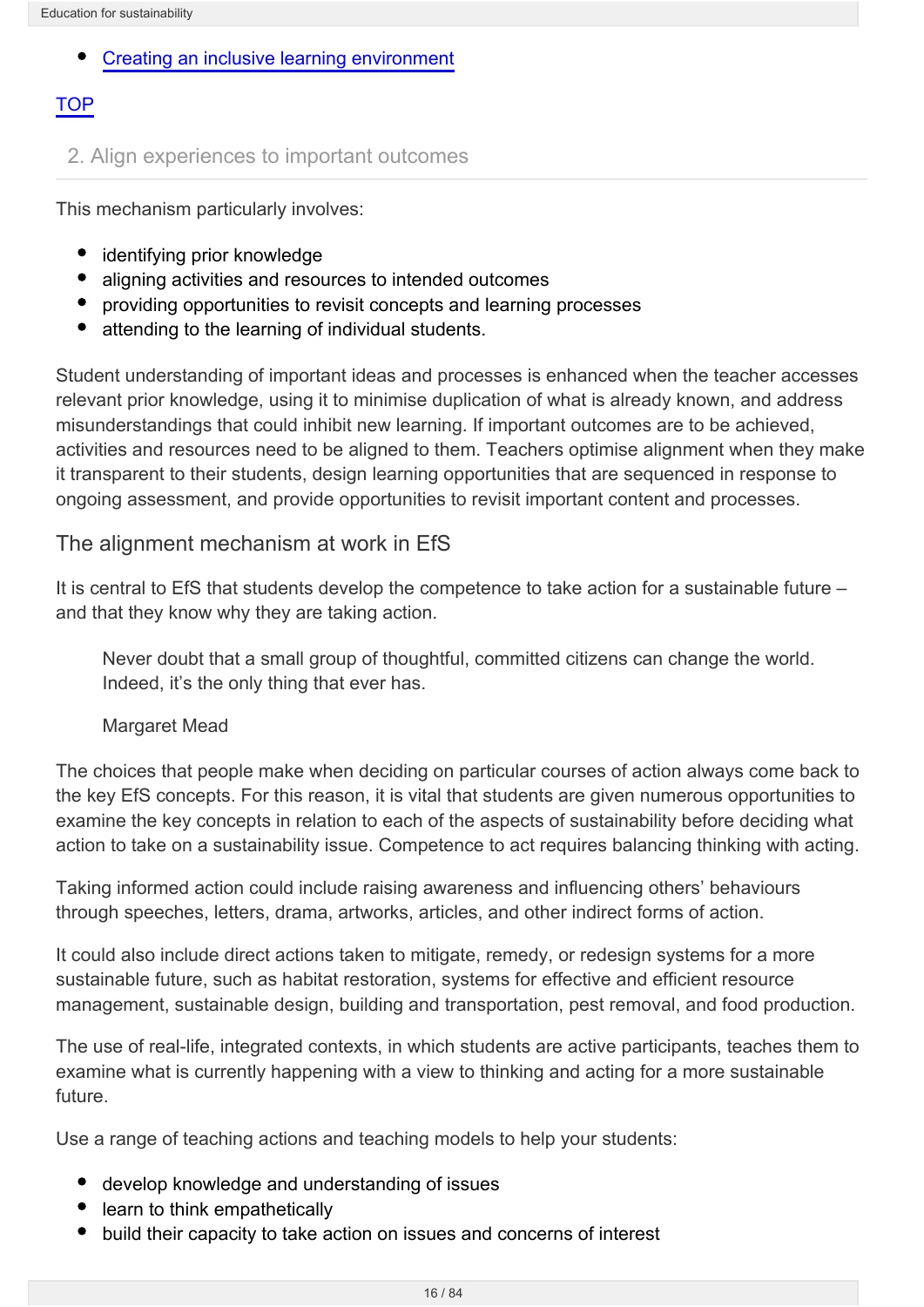- Creating an inclusive learning environment

TOP

## 2. Align experiences to important outcomes

This mechanism particularly involves:

- identifying prior knowledge
- aligning activities and resources to intended outcomes
- providing opportunities to revisit concepts and learning processes
- attending to the learning of individual students.

Student understanding of important ideas and processes is enhanced when the teacher accesses relevant prior knowledge, using it to minimise duplication of what is already known, and address misunderstandings that could inhibit new learning. If important outcomes are to be achieved, activities and resources need to be aligned to them. Teachers optimise alignment when they make it transparent to their students, design learning opportunities that are sequenced in response to ongoing assessment, and provide opportunities to revisit important content and processes.

### The alignment mechanism at work in EfS

It is central to EfS that students develop the competence to take action for a sustainable future – and that they know why they are taking action.

> Never doubt that a small group of thoughtful, committed citizens can change the world. Indeed, it's the only thing that ever has.
>
> Margaret Mead

The choices that people make when deciding on particular courses of action always come back to the key EfS concepts. For this reason, it is vital that students are given numerous opportunities to examine the key concepts in relation to each of the aspects of sustainability before deciding what action to take on a sustainability issue. Competence to act requires balancing thinking with acting.

Taking informed action could include raising awareness and influencing others' behaviours through speeches, letters, drama, artworks, articles, and other indirect forms of action.

It could also include direct actions taken to mitigate, remedy, or redesign systems for a more sustainable future, such as habitat restoration, systems for effective and efficient resource management, sustainable design, building and transportation, pest removal, and food production.

The use of real-life, integrated contexts, in which students are active participants, teaches them to examine what is currently happening with a view to thinking and acting for a more sustainable future.

Use a range of teaching actions and teaching models to help your students:

- develop knowledge and understanding of issues
- learn to think empathetically
- build their capacity to take action on issues and concerns of interest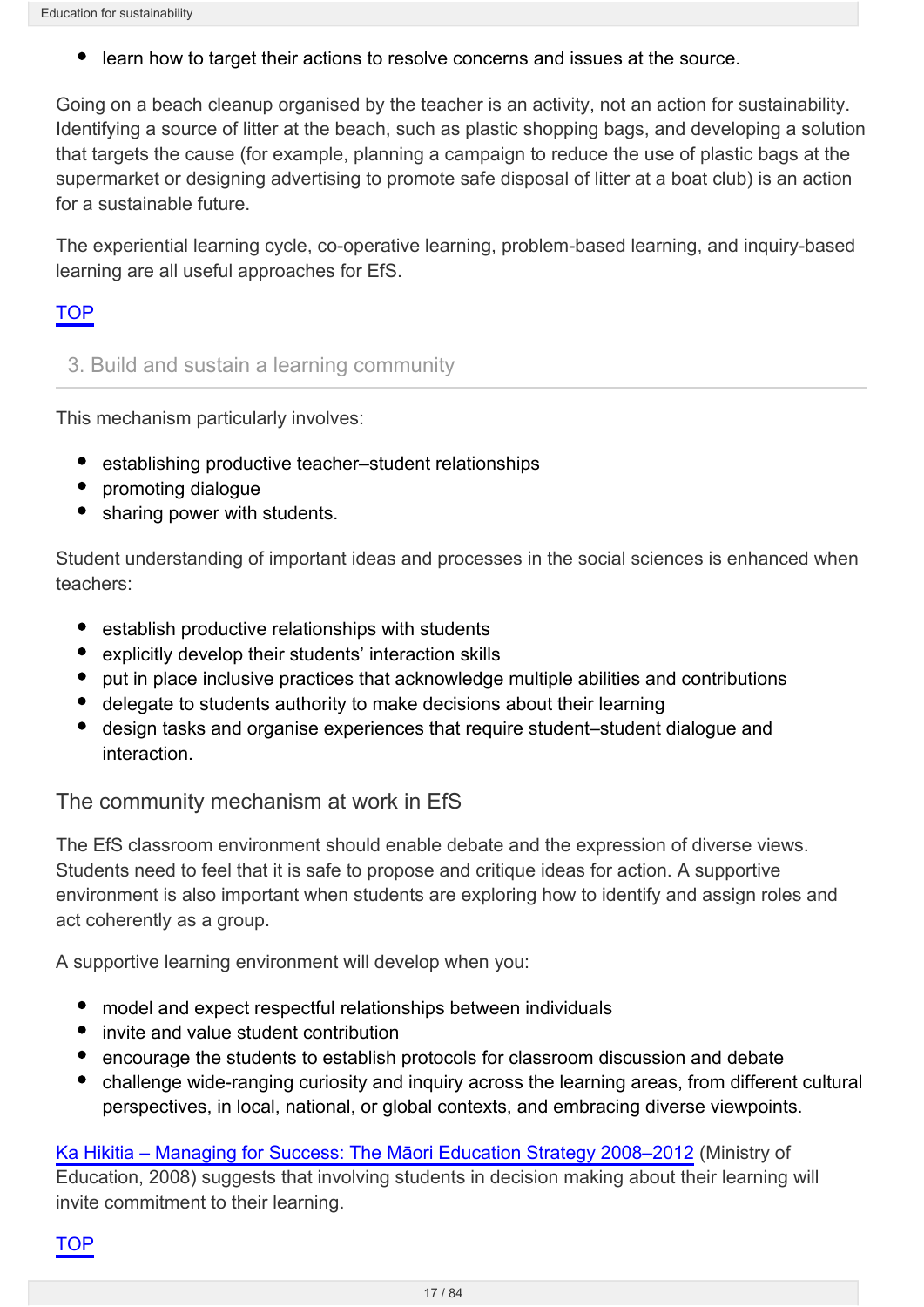- learn how to target their actions to resolve concerns and issues at the source.

Going on a beach cleanup organised by the teacher is an activity, not an action for sustainability. Identifying a source of litter at the beach, such as plastic shopping bags, and developing a solution that targets the cause (for example, planning a campaign to reduce the use of plastic bags at the supermarket or designing advertising to promote safe disposal of litter at a boat club) is an action for a sustainable future.

The experiential learning cycle, co-operative learning, problem-based learning, and inquiry-based learning are all useful approaches for EfS.

TOP

## 3. Build and sustain a learning community

This mechanism particularly involves:

- establishing productive teacher–student relationships
- promoting dialogue
- sharing power with students.

Student understanding of important ideas and processes in the social sciences is enhanced when teachers:

- establish productive relationships with students
- explicitly develop their students' interaction skills
- put in place inclusive practices that acknowledge multiple abilities and contributions
- delegate to students authority to make decisions about their learning
- design tasks and organise experiences that require student–student dialogue and interaction.

### The community mechanism at work in EfS

The EfS classroom environment should enable debate and the expression of diverse views. Students need to feel that it is safe to propose and critique ideas for action. A supportive environment is also important when students are exploring how to identify and assign roles and act coherently as a group.

A supportive learning environment will develop when you:

- model and expect respectful relationships between individuals
- invite and value student contribution
- encourage the students to establish protocols for classroom discussion and debate
- challenge wide-ranging curiosity and inquiry across the learning areas, from different cultural perspectives, in local, national, or global contexts, and embracing diverse viewpoints.

Ka Hikitia – Managing for Success: The Māori Education Strategy 2008–2012 (Ministry of Education, 2008) suggests that involving students in decision making about their learning will invite commitment to their learning.

TOP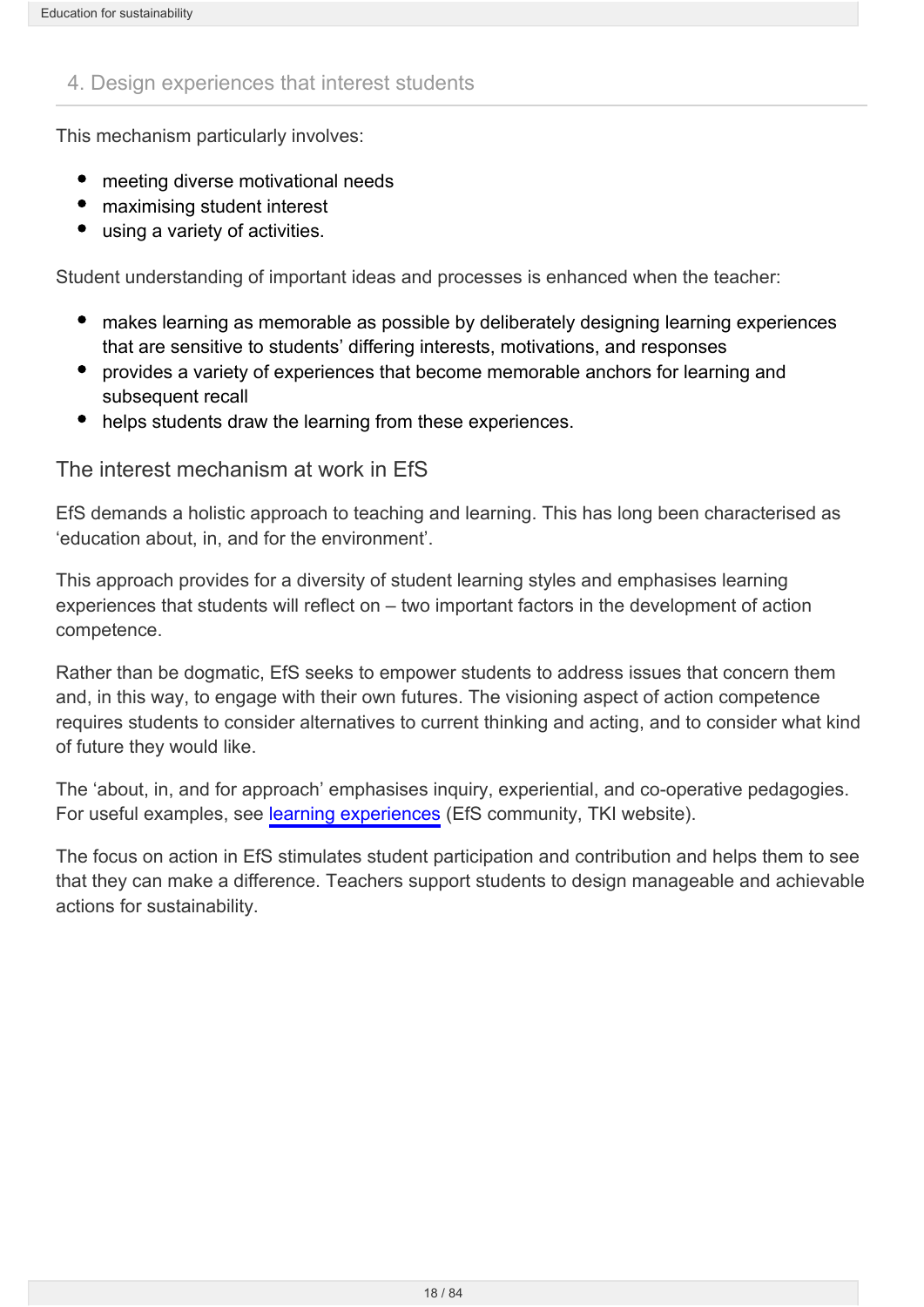## 4. Design experiences that interest students

This mechanism particularly involves:

- meeting diverse motivational needs
- maximising student interest
- using a variety of activities.

Student understanding of important ideas and processes is enhanced when the teacher:

- makes learning as memorable as possible by deliberately designing learning experiences that are sensitive to students' differing interests, motivations, and responses
- provides a variety of experiences that become memorable anchors for learning and subsequent recall
- helps students draw the learning from these experiences.

### The interest mechanism at work in EfS

EfS demands a holistic approach to teaching and learning. This has long been characterised as 'education about, in, and for the environment'.

This approach provides for a diversity of student learning styles and emphasises learning experiences that students will reflect on – two important factors in the development of action competence.

Rather than be dogmatic, EfS seeks to empower students to address issues that concern them and, in this way, to engage with their own futures. The visioning aspect of action competence requires students to consider alternatives to current thinking and acting, and to consider what kind of future they would like.

The 'about, in, and for approach' emphasises inquiry, experiential, and co-operative pedagogies. For useful examples, see learning experiences (EfS community, TKI website).

The focus on action in EfS stimulates student participation and contribution and helps them to see that they can make a difference. Teachers support students to design manageable and achievable actions for sustainability.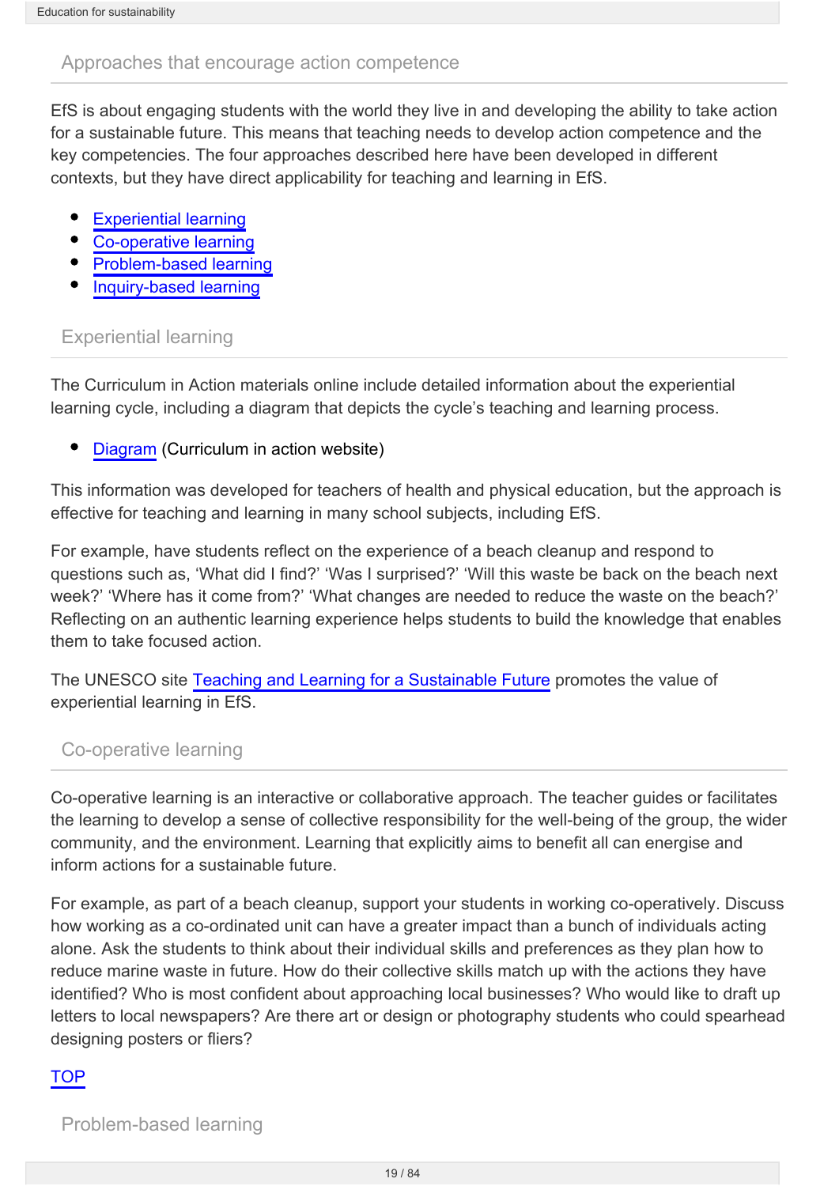## Approaches that encourage action competence

EfS is about engaging students with the world they live in and developing the ability to take action for a sustainable future. This means that teaching needs to develop action competence and the key competencies. The four approaches described here have been developed in different contexts, but they have direct applicability for teaching and learning in EfS.

- Experiential learning
- Co-operative learning
- Problem-based learning
- Inquiry-based learning

## Experiential learning

The Curriculum in Action materials online include detailed information about the experiential learning cycle, including a diagram that depicts the cycle's teaching and learning process.

- Diagram (Curriculum in action website)

This information was developed for teachers of health and physical education, but the approach is effective for teaching and learning in many school subjects, including EfS.

For example, have students reflect on the experience of a beach cleanup and respond to questions such as, 'What did I find?' 'Was I surprised?' 'Will this waste be back on the beach next week?' 'Where has it come from?' 'What changes are needed to reduce the waste on the beach?' Reflecting on an authentic learning experience helps students to build the knowledge that enables them to take focused action.

The UNESCO site Teaching and Learning for a Sustainable Future promotes the value of experiential learning in EfS.

## Co-operative learning

Co-operative learning is an interactive or collaborative approach. The teacher guides or facilitates the learning to develop a sense of collective responsibility for the well-being of the group, the wider community, and the environment. Learning that explicitly aims to benefit all can energise and inform actions for a sustainable future.

For example, as part of a beach cleanup, support your students in working co-operatively. Discuss how working as a co-ordinated unit can have a greater impact than a bunch of individuals acting alone. Ask the students to think about their individual skills and preferences as they plan how to reduce marine waste in future. How do their collective skills match up with the actions they have identified? Who is most confident about approaching local businesses? Who would like to draft up letters to local newspapers? Are there art or design or photography students who could spearhead designing posters or fliers?

TOP

## Problem-based learning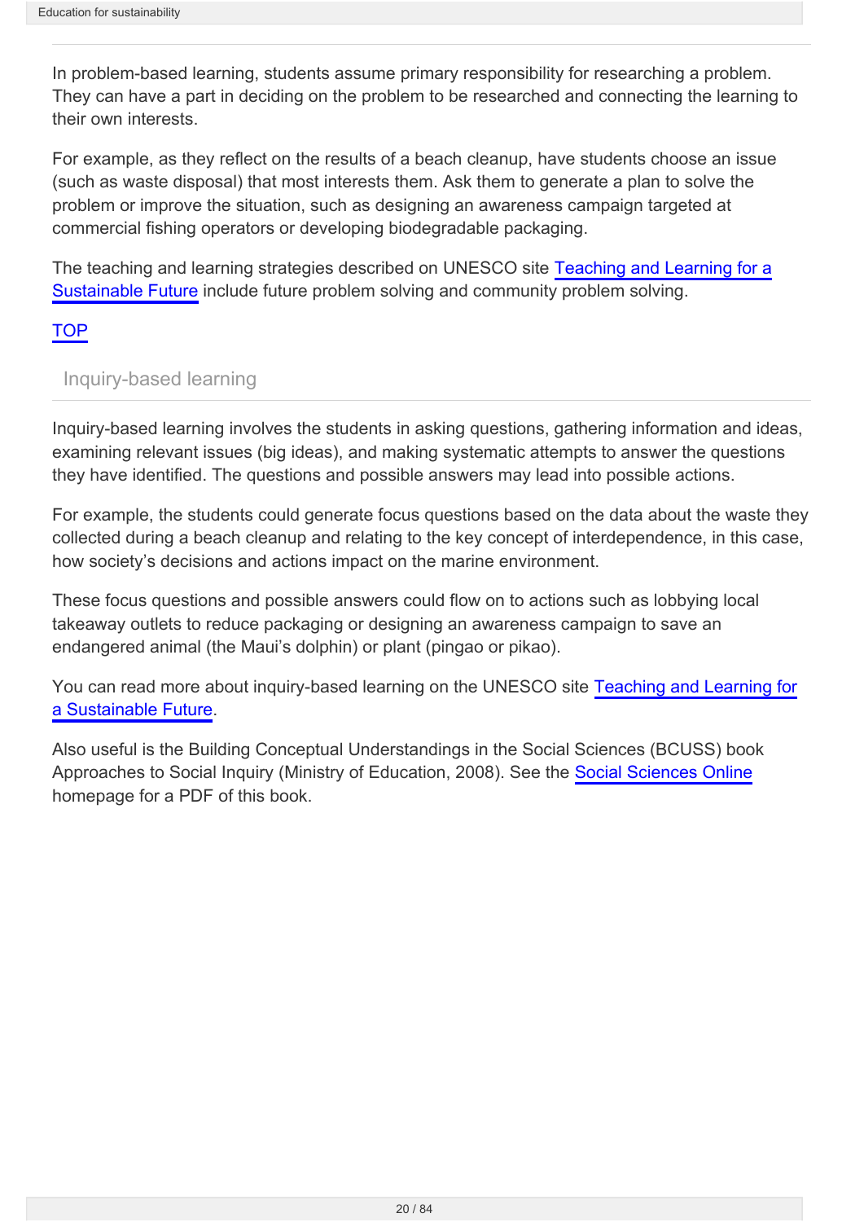In problem-based learning, students assume primary responsibility for researching a problem. They can have a part in deciding on the problem to be researched and connecting the learning to their own interests.

For example, as they reflect on the results of a beach cleanup, have students choose an issue (such as waste disposal) that most interests them. Ask them to generate a plan to solve the problem or improve the situation, such as designing an awareness campaign targeted at commercial fishing operators or developing biodegradable packaging.

The teaching and learning strategies described on UNESCO site Teaching and Learning for a Sustainable Future include future problem solving and community problem solving.

TOP

## Inquiry-based learning

Inquiry-based learning involves the students in asking questions, gathering information and ideas, examining relevant issues (big ideas), and making systematic attempts to answer the questions they have identified. The questions and possible answers may lead into possible actions.

For example, the students could generate focus questions based on the data about the waste they collected during a beach cleanup and relating to the key concept of interdependence, in this case, how society's decisions and actions impact on the marine environment.

These focus questions and possible answers could flow on to actions such as lobbying local takeaway outlets to reduce packaging or designing an awareness campaign to save an endangered animal (the Maui's dolphin) or plant (pingao or pikao).

You can read more about inquiry-based learning on the UNESCO site Teaching and Learning for a Sustainable Future.

Also useful is the Building Conceptual Understandings in the Social Sciences (BCUSS) book Approaches to Social Inquiry (Ministry of Education, 2008). See the Social Sciences Online homepage for a PDF of this book.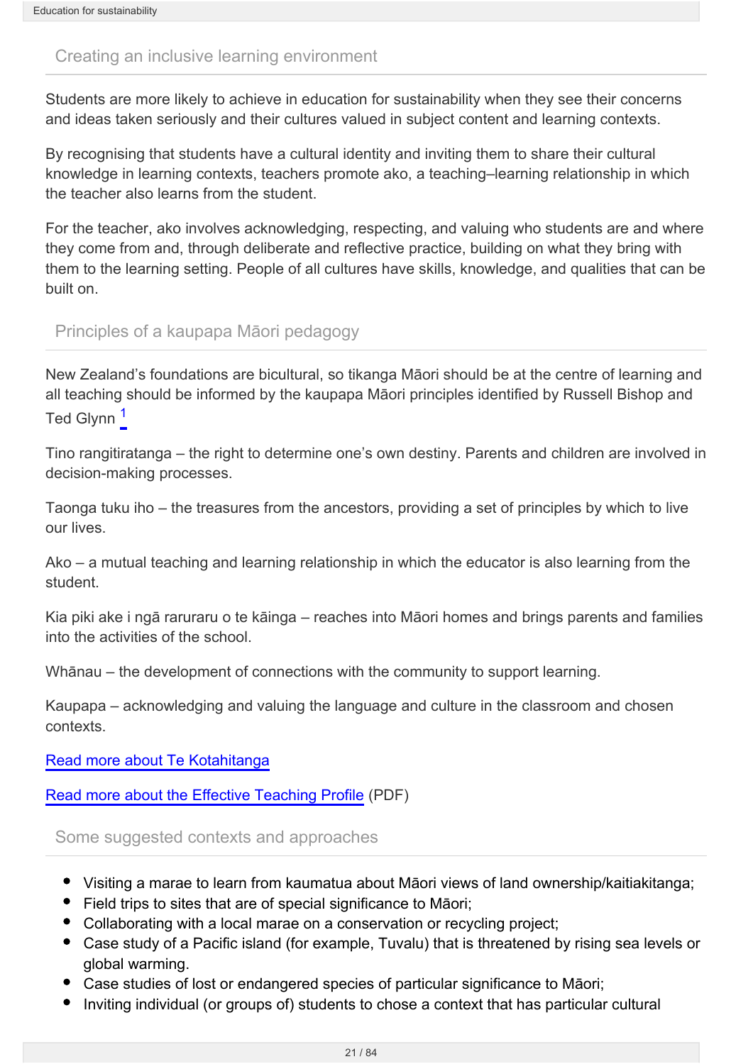## Creating an inclusive learning environment

Students are more likely to achieve in education for sustainability when they see their concerns and ideas taken seriously and their cultures valued in subject content and learning contexts.

By recognising that students have a cultural identity and inviting them to share their cultural knowledge in learning contexts, teachers promote ako, a teaching–learning relationship in which the teacher also learns from the student.

For the teacher, ako involves acknowledging, respecting, and valuing who students are and where they come from and, through deliberate and reflective practice, building on what they bring with them to the learning setting. People of all cultures have skills, knowledge, and qualities that can be built on.

## Principles of a kaupapa Māori pedagogy

New Zealand's foundations are bicultural, so tikanga Māori should be at the centre of learning and all teaching should be informed by the kaupapa Māori principles identified by Russell Bishop and Ted Glynn [1]

Tino rangitiratanga – the right to determine one's own destiny. Parents and children are involved in decision-making processes.

Taonga tuku iho – the treasures from the ancestors, providing a set of principles by which to live our lives.

Ako – a mutual teaching and learning relationship in which the educator is also learning from the student.

Kia piki ake i ngā raruraru o te kāinga – reaches into Māori homes and brings parents and families into the activities of the school.

Whānau – the development of connections with the community to support learning.

Kaupapa – acknowledging and valuing the language and culture in the classroom and chosen contexts.

Read more about Te Kotahitanga

Read more about the Effective Teaching Profile (PDF)

## Some suggested contexts and approaches

- Visiting a marae to learn from kaumatua about Māori views of land ownership/kaitiakitanga;
- Field trips to sites that are of special significance to Māori;
- Collaborating with a local marae on a conservation or recycling project;
- Case study of a Pacific island (for example, Tuvalu) that is threatened by rising sea levels or global warming.
- Case studies of lost or endangered species of particular significance to Māori;
- Inviting individual (or groups of) students to chose a context that has particular cultural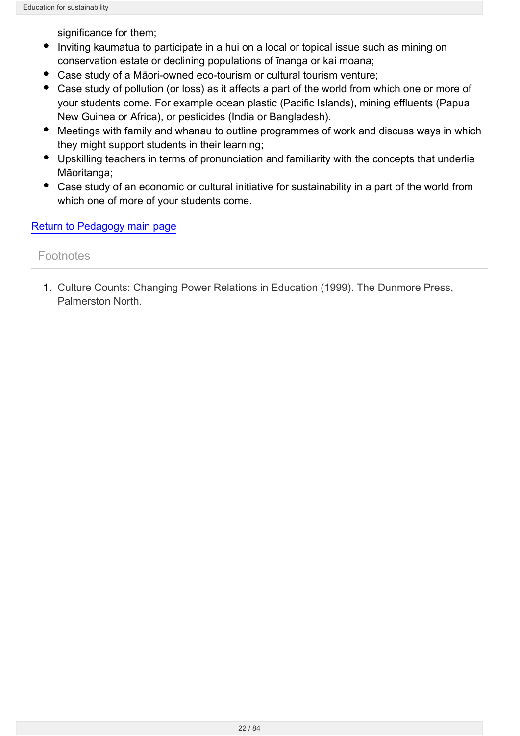significance for them;

- Inviting kaumatua to participate in a hui on a local or topical issue such as mining on conservation estate or declining populations of īnanga or kai moana;
- Case study of a Māori-owned eco-tourism or cultural tourism venture;
- Case study of pollution (or loss) as it affects a part of the world from which one or more of your students come. For example ocean plastic (Pacific Islands), mining effluents (Papua New Guinea or Africa), or pesticides (India or Bangladesh).
- Meetings with family and whanau to outline programmes of work and discuss ways in which they might support students in their learning;
- Upskilling teachers in terms of pronunciation and familiarity with the concepts that underlie Māoritanga;
- Case study of an economic or cultural initiative for sustainability in a part of the world from which one of more of your students come.

Return to Pedagogy main page

Footnotes

1. Culture Counts: Changing Power Relations in Education (1999). The Dunmore Press, Palmerston North.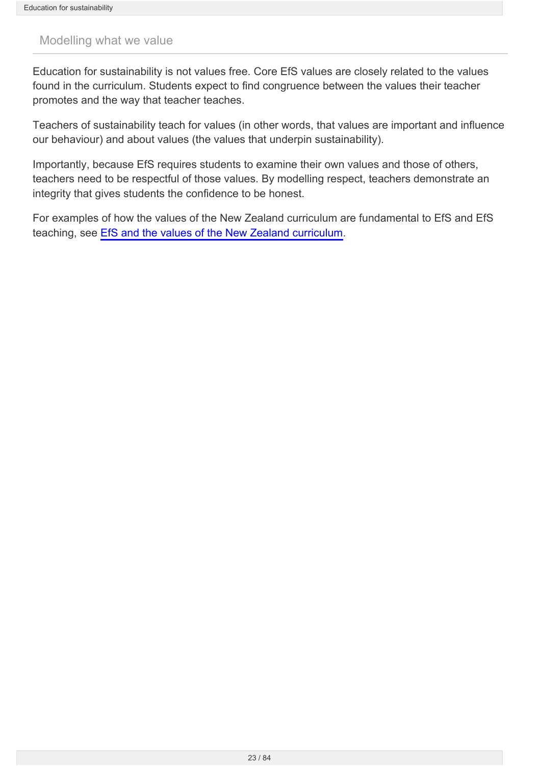## Modelling what we value

Education for sustainability is not values free. Core EfS values are closely related to the values found in the curriculum. Students expect to find congruence between the values their teacher promotes and the way that teacher teaches.

Teachers of sustainability teach for values (in other words, that values are important and influence our behaviour) and about values (the values that underpin sustainability).

Importantly, because EfS requires students to examine their own values and those of others, teachers need to be respectful of those values. By modelling respect, teachers demonstrate an integrity that gives students the confidence to be honest.

For examples of how the values of the New Zealand curriculum are fundamental to EfS and EfS teaching, see [EfS and the values of the New Zealand curriculum](#).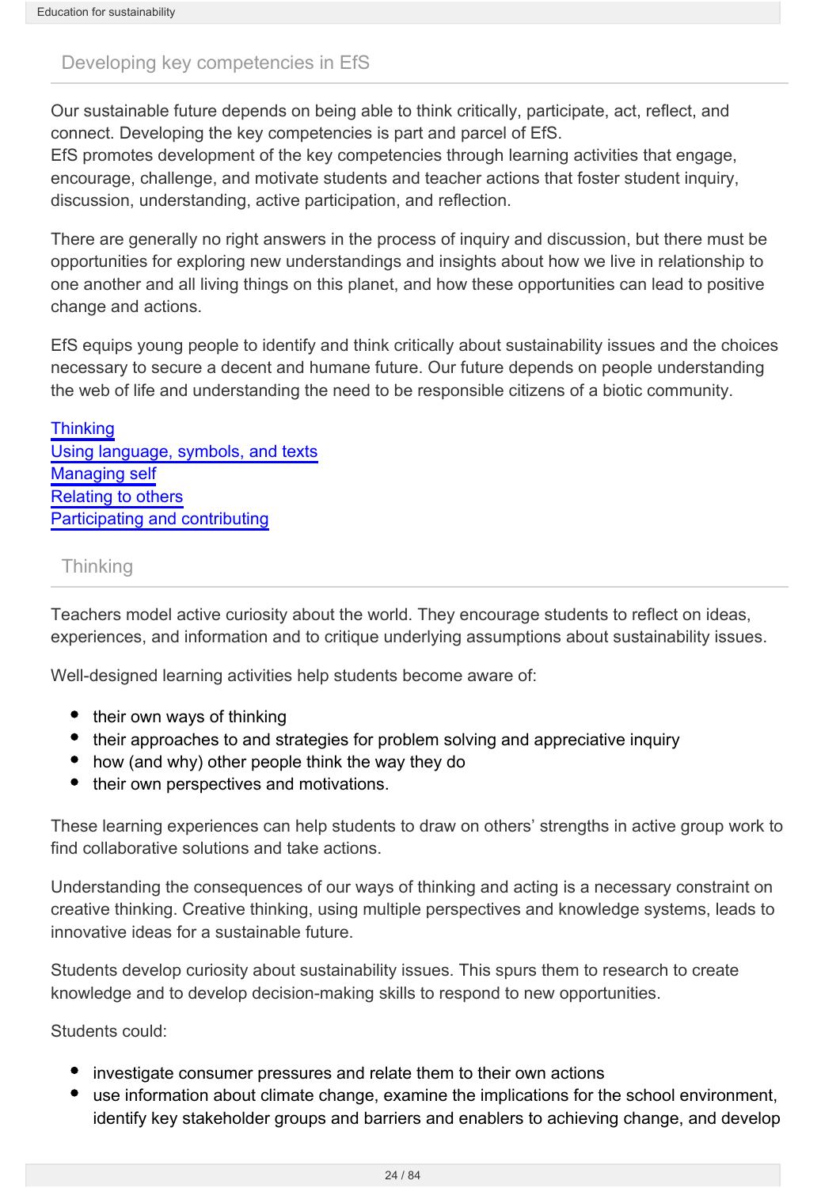## Developing key competencies in EfS

Our sustainable future depends on being able to think critically, participate, act, reflect, and connect. Developing the key competencies is part and parcel of EfS.
EfS promotes development of the key competencies through learning activities that engage, encourage, challenge, and motivate students and teacher actions that foster student inquiry, discussion, understanding, active participation, and reflection.

There are generally no right answers in the process of inquiry and discussion, but there must be opportunities for exploring new understandings and insights about how we live in relationship to one another and all living things on this planet, and how these opportunities can lead to positive change and actions.

EfS equips young people to identify and think critically about sustainability issues and the choices necessary to secure a decent and humane future. Our future depends on people understanding the web of life and understanding the need to be responsible citizens of a biotic community.

Thinking
Using language, symbols, and texts
Managing self
Relating to others
Participating and contributing

## Thinking

Teachers model active curiosity about the world. They encourage students to reflect on ideas, experiences, and information and to critique underlying assumptions about sustainability issues.

Well-designed learning activities help students become aware of:

- their own ways of thinking
- their approaches to and strategies for problem solving and appreciative inquiry
- how (and why) other people think the way they do
- their own perspectives and motivations.

These learning experiences can help students to draw on others' strengths in active group work to find collaborative solutions and take actions.

Understanding the consequences of our ways of thinking and acting is a necessary constraint on creative thinking. Creative thinking, using multiple perspectives and knowledge systems, leads to innovative ideas for a sustainable future.

Students develop curiosity about sustainability issues. This spurs them to research to create knowledge and to develop decision-making skills to respond to new opportunities.

Students could:

- investigate consumer pressures and relate them to their own actions
- use information about climate change, examine the implications for the school environment, identify key stakeholder groups and barriers and enablers to achieving change, and develop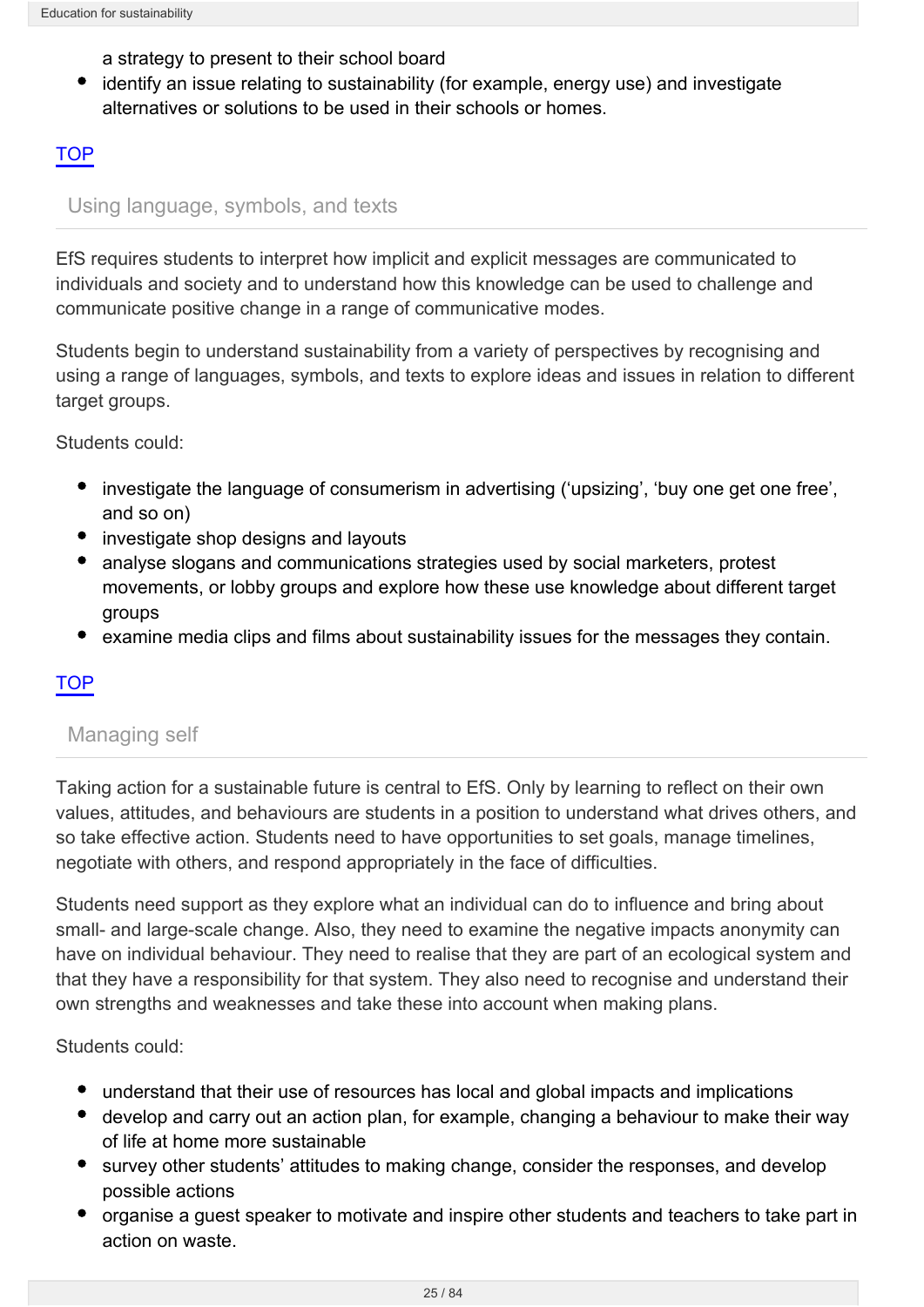a strategy to present to their school board

- identify an issue relating to sustainability (for example, energy use) and investigate alternatives or solutions to be used in their schools or homes.

TOP

## Using language, symbols, and texts

EfS requires students to interpret how implicit and explicit messages are communicated to individuals and society and to understand how this knowledge can be used to challenge and communicate positive change in a range of communicative modes.

Students begin to understand sustainability from a variety of perspectives by recognising and using a range of languages, symbols, and texts to explore ideas and issues in relation to different target groups.

Students could:

- investigate the language of consumerism in advertising ('upsizing', 'buy one get one free', and so on)
- investigate shop designs and layouts
- analyse slogans and communications strategies used by social marketers, protest movements, or lobby groups and explore how these use knowledge about different target groups
- examine media clips and films about sustainability issues for the messages they contain.

TOP

## Managing self

Taking action for a sustainable future is central to EfS. Only by learning to reflect on their own values, attitudes, and behaviours are students in a position to understand what drives others, and so take effective action. Students need to have opportunities to set goals, manage timelines, negotiate with others, and respond appropriately in the face of difficulties.

Students need support as they explore what an individual can do to influence and bring about small- and large-scale change. Also, they need to examine the negative impacts anonymity can have on individual behaviour. They need to realise that they are part of an ecological system and that they have a responsibility for that system. They also need to recognise and understand their own strengths and weaknesses and take these into account when making plans.

Students could:

- understand that their use of resources has local and global impacts and implications
- develop and carry out an action plan, for example, changing a behaviour to make their way of life at home more sustainable
- survey other students' attitudes to making change, consider the responses, and develop possible actions
- organise a guest speaker to motivate and inspire other students and teachers to take part in action on waste.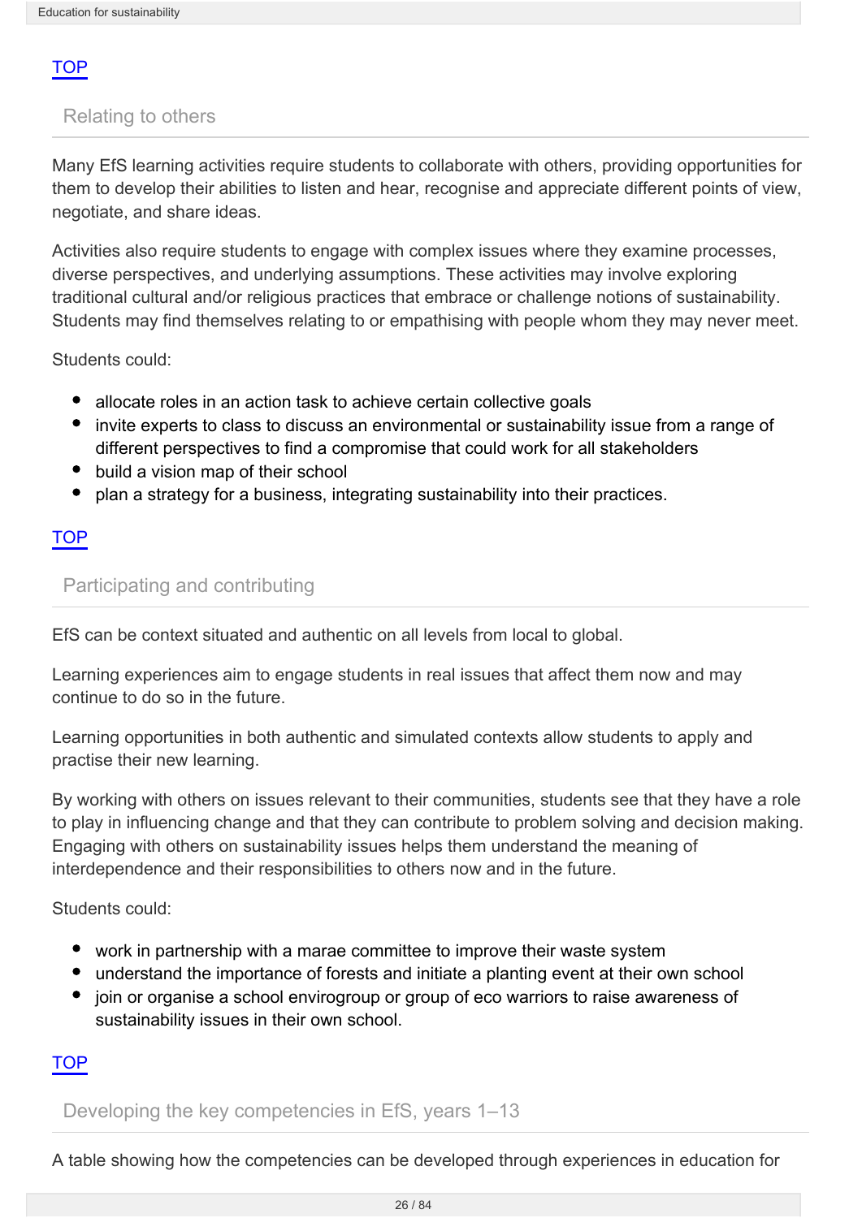TOP

## Relating to others

Many EfS learning activities require students to collaborate with others, providing opportunities for them to develop their abilities to listen and hear, recognise and appreciate different points of view, negotiate, and share ideas.

Activities also require students to engage with complex issues where they examine processes, diverse perspectives, and underlying assumptions. These activities may involve exploring traditional cultural and/or religious practices that embrace or challenge notions of sustainability. Students may find themselves relating to or empathising with people whom they may never meet.

Students could:

- allocate roles in an action task to achieve certain collective goals
- invite experts to class to discuss an environmental or sustainability issue from a range of different perspectives to find a compromise that could work for all stakeholders
- build a vision map of their school
- plan a strategy for a business, integrating sustainability into their practices.

TOP

## Participating and contributing

EfS can be context situated and authentic on all levels from local to global.

Learning experiences aim to engage students in real issues that affect them now and may continue to do so in the future.

Learning opportunities in both authentic and simulated contexts allow students to apply and practise their new learning.

By working with others on issues relevant to their communities, students see that they have a role to play in influencing change and that they can contribute to problem solving and decision making. Engaging with others on sustainability issues helps them understand the meaning of interdependence and their responsibilities to others now and in the future.

Students could:

- work in partnership with a marae committee to improve their waste system
- understand the importance of forests and initiate a planting event at their own school
- join or organise a school envirogroup or group of eco warriors to raise awareness of sustainability issues in their own school.

TOP

## Developing the key competencies in EfS, years 1–13

A table showing how the competencies can be developed through experiences in education for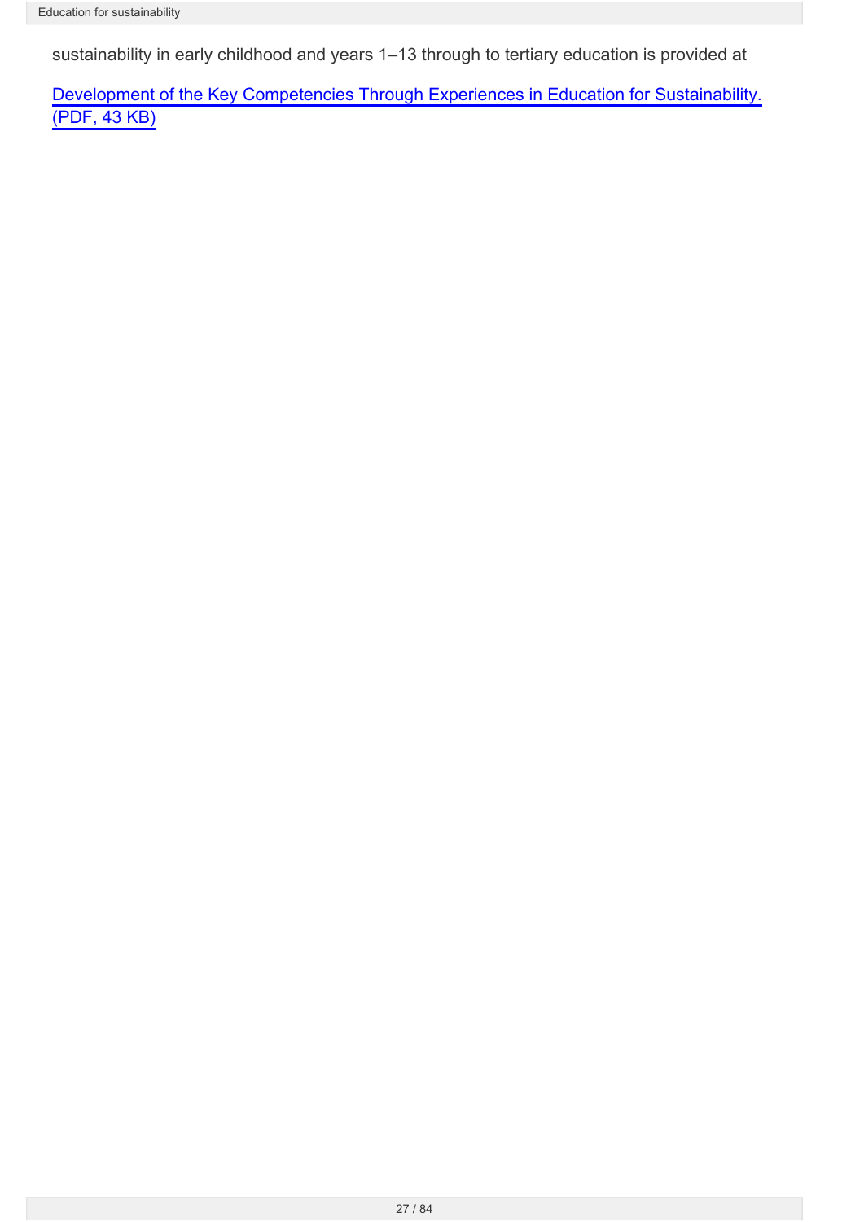sustainability in early childhood and years 1–13 through to tertiary education is provided at

Development of the Key Competencies Through Experiences in Education for Sustainability. (PDF, 43 KB)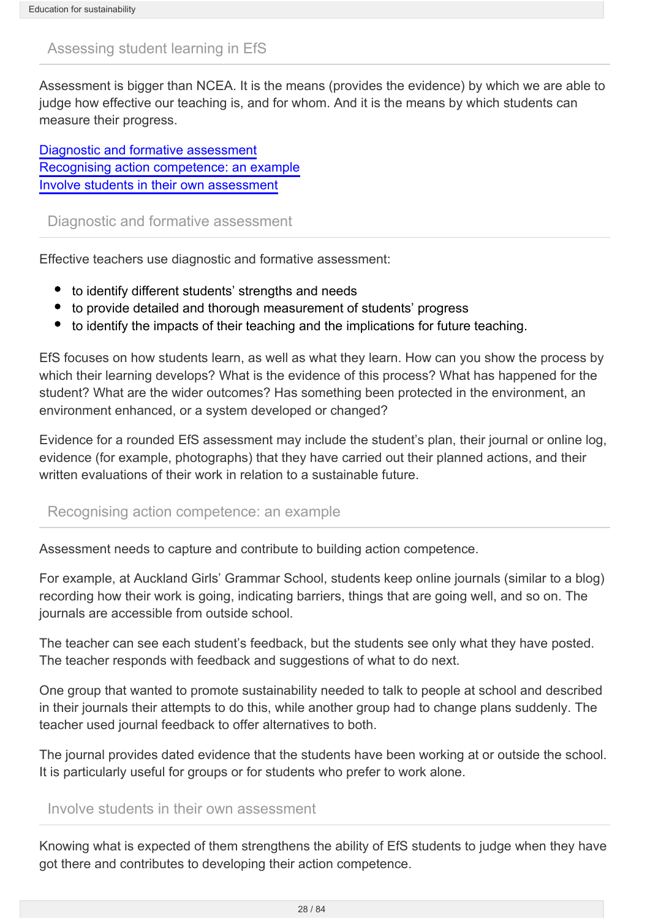## Assessing student learning in EfS

Assessment is bigger than NCEA. It is the means (provides the evidence) by which we are able to judge how effective our teaching is, and for whom. And it is the means by which students can measure their progress.

[Diagnostic and formative assessment](#diagnostic-and-formative-assessment)
[Recognising action competence: an example](#recognising-action-competence-an-example)
[Involve students in their own assessment](#involve-students-in-their-own-assessment)

### Diagnostic and formative assessment

Effective teachers use diagnostic and formative assessment:

- to identify different students' strengths and needs
- to provide detailed and thorough measurement of students' progress
- to identify the impacts of their teaching and the implications for future teaching.

EfS focuses on how students learn, as well as what they learn. How can you show the process by which their learning develops? What is the evidence of this process? What has happened for the student? What are the wider outcomes? Has something been protected in the environment, an environment enhanced, or a system developed or changed?

Evidence for a rounded EfS assessment may include the student's plan, their journal or online log, evidence (for example, photographs) that they have carried out their planned actions, and their written evaluations of their work in relation to a sustainable future.

### Recognising action competence: an example

Assessment needs to capture and contribute to building action competence.

For example, at Auckland Girls' Grammar School, students keep online journals (similar to a blog) recording how their work is going, indicating barriers, things that are going well, and so on. The journals are accessible from outside school.

The teacher can see each student's feedback, but the students see only what they have posted. The teacher responds with feedback and suggestions of what to do next.

One group that wanted to promote sustainability needed to talk to people at school and described in their journals their attempts to do this, while another group had to change plans suddenly. The teacher used journal feedback to offer alternatives to both.

The journal provides dated evidence that the students have been working at or outside the school. It is particularly useful for groups or for students who prefer to work alone.

### Involve students in their own assessment

Knowing what is expected of them strengthens the ability of EfS students to judge when they have got there and contributes to developing their action competence.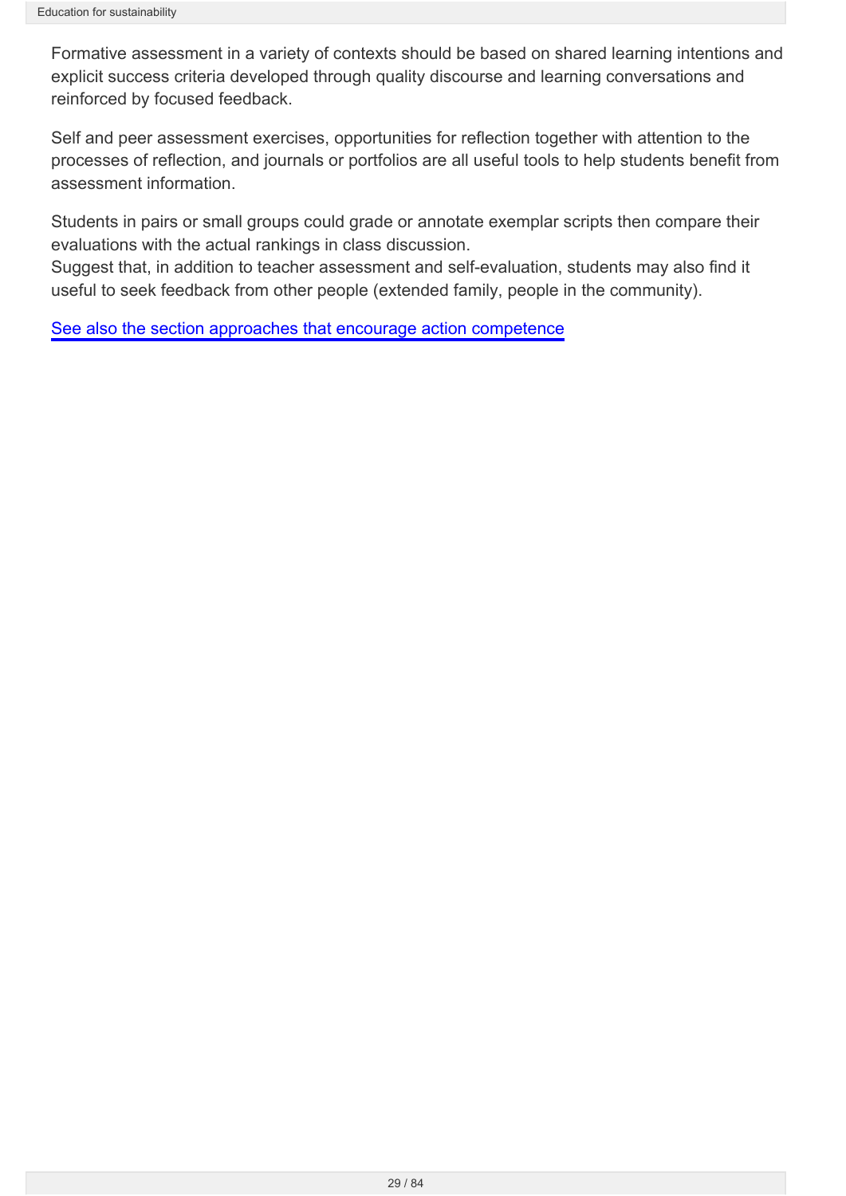Formative assessment in a variety of contexts should be based on shared learning intentions and explicit success criteria developed through quality discourse and learning conversations and reinforced by focused feedback.

Self and peer assessment exercises, opportunities for reflection together with attention to the processes of reflection, and journals or portfolios are all useful tools to help students benefit from assessment information.

Students in pairs or small groups could grade or annotate exemplar scripts then compare their evaluations with the actual rankings in class discussion.
Suggest that, in addition to teacher assessment and self-evaluation, students may also find it useful to seek feedback from other people (extended family, people in the community).

See also the section approaches that encourage action competence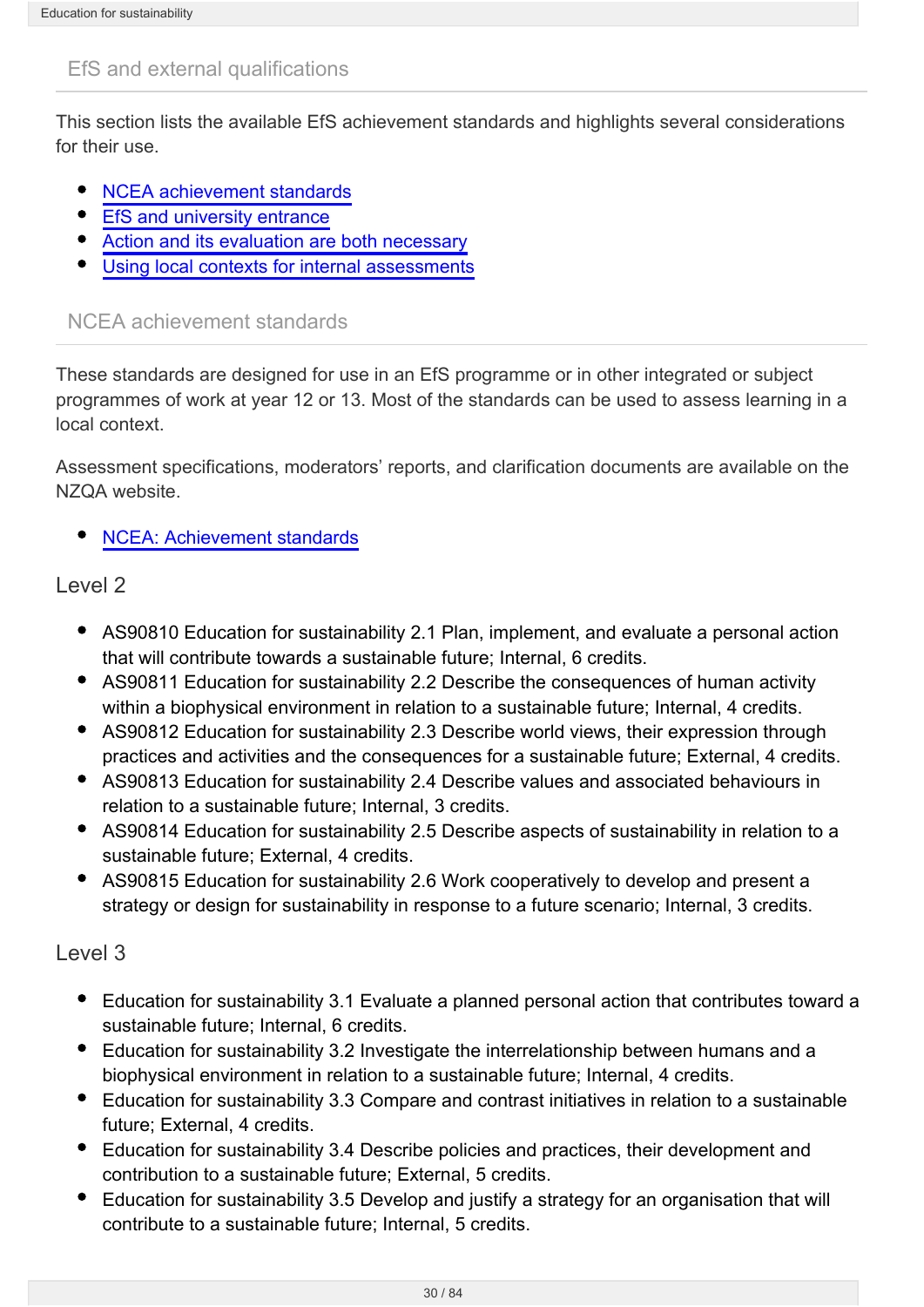## EfS and external qualifications

This section lists the available EfS achievement standards and highlights several considerations for their use.

- NCEA achievement standards
- EfS and university entrance
- Action and its evaluation are both necessary
- Using local contexts for internal assessments

## NCEA achievement standards

These standards are designed for use in an EfS programme or in other integrated or subject programmes of work at year 12 or 13. Most of the standards can be used to assess learning in a local context.

Assessment specifications, moderators' reports, and clarification documents are available on the NZQA website.

- NCEA: Achievement standards

### Level 2

- AS90810 Education for sustainability 2.1 Plan, implement, and evaluate a personal action that will contribute towards a sustainable future; Internal, 6 credits.
- AS90811 Education for sustainability 2.2 Describe the consequences of human activity within a biophysical environment in relation to a sustainable future; Internal, 4 credits.
- AS90812 Education for sustainability 2.3 Describe world views, their expression through practices and activities and the consequences for a sustainable future; External, 4 credits.
- AS90813 Education for sustainability 2.4 Describe values and associated behaviours in relation to a sustainable future; Internal, 3 credits.
- AS90814 Education for sustainability 2.5 Describe aspects of sustainability in relation to a sustainable future; External, 4 credits.
- AS90815 Education for sustainability 2.6 Work cooperatively to develop and present a strategy or design for sustainability in response to a future scenario; Internal, 3 credits.

### Level 3

- Education for sustainability 3.1 Evaluate a planned personal action that contributes toward a sustainable future; Internal, 6 credits.
- Education for sustainability 3.2 Investigate the interrelationship between humans and a biophysical environment in relation to a sustainable future; Internal, 4 credits.
- Education for sustainability 3.3 Compare and contrast initiatives in relation to a sustainable future; External, 4 credits.
- Education for sustainability 3.4 Describe policies and practices, their development and contribution to a sustainable future; External, 5 credits.
- Education for sustainability 3.5 Develop and justify a strategy for an organisation that will contribute to a sustainable future; Internal, 5 credits.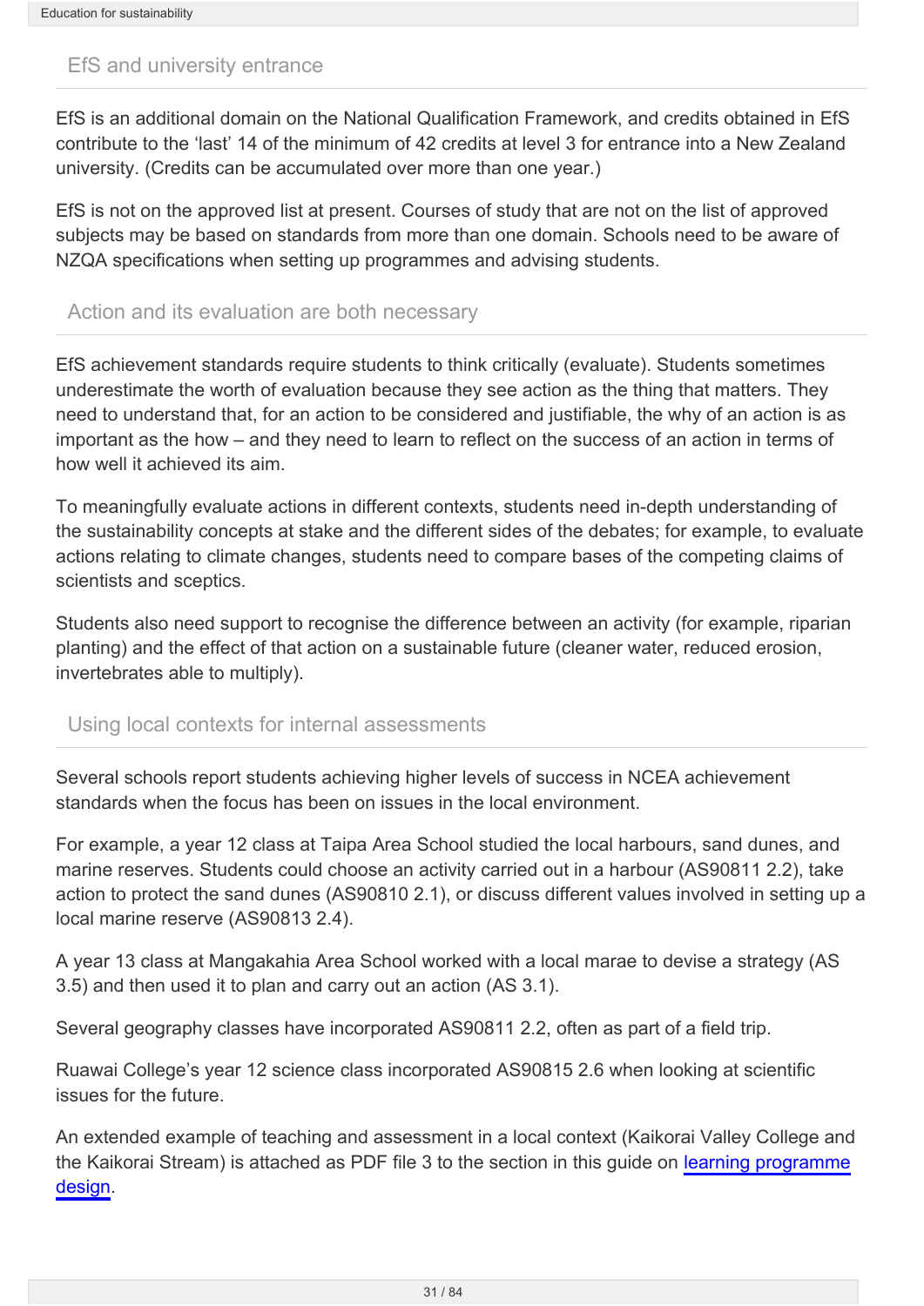## EfS and university entrance

EfS is an additional domain on the National Qualification Framework, and credits obtained in EfS contribute to the 'last' 14 of the minimum of 42 credits at level 3 for entrance into a New Zealand university. (Credits can be accumulated over more than one year.)

EfS is not on the approved list at present. Courses of study that are not on the list of approved subjects may be based on standards from more than one domain. Schools need to be aware of NZQA specifications when setting up programmes and advising students.

## Action and its evaluation are both necessary

EfS achievement standards require students to think critically (evaluate). Students sometimes underestimate the worth of evaluation because they see action as the thing that matters. They need to understand that, for an action to be considered and justifiable, the why of an action is as important as the how – and they need to learn to reflect on the success of an action in terms of how well it achieved its aim.

To meaningfully evaluate actions in different contexts, students need in-depth understanding of the sustainability concepts at stake and the different sides of the debates; for example, to evaluate actions relating to climate changes, students need to compare bases of the competing claims of scientists and sceptics.

Students also need support to recognise the difference between an activity (for example, riparian planting) and the effect of that action on a sustainable future (cleaner water, reduced erosion, invertebrates able to multiply).

## Using local contexts for internal assessments

Several schools report students achieving higher levels of success in NCEA achievement standards when the focus has been on issues in the local environment.

For example, a year 12 class at Taipa Area School studied the local harbours, sand dunes, and marine reserves. Students could choose an activity carried out in a harbour (AS90811 2.2), take action to protect the sand dunes (AS90810 2.1), or discuss different values involved in setting up a local marine reserve (AS90813 2.4).

A year 13 class at Mangakahia Area School worked with a local marae to devise a strategy (AS 3.5) and then used it to plan and carry out an action (AS 3.1).

Several geography classes have incorporated AS90811 2.2, often as part of a field trip.

Ruawai College's year 12 science class incorporated AS90815 2.6 when looking at scientific issues for the future.

An extended example of teaching and assessment in a local context (Kaikorai Valley College and the Kaikorai Stream) is attached as PDF file 3 to the section in this guide on learning programme design.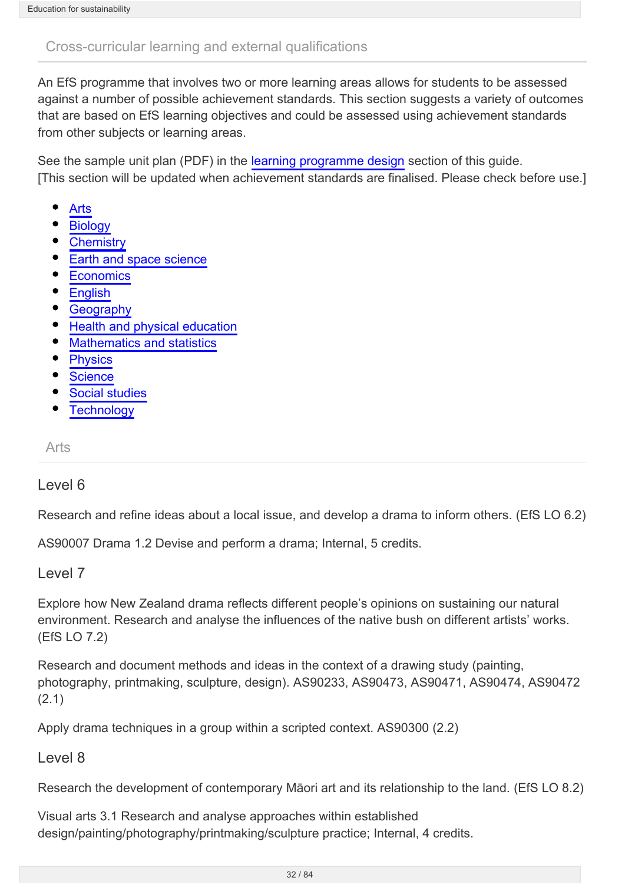## Cross-curricular learning and external qualifications

An EfS programme that involves two or more learning areas allows for students to be assessed against a number of possible achievement standards. This section suggests a variety of outcomes that are based on EfS learning objectives and could be assessed using achievement standards from other subjects or learning areas.

See the sample unit plan (PDF) in the learning programme design section of this guide.
[This section will be updated when achievement standards are finalised. Please check before use.]

- Arts
- Biology
- Chemistry
- Earth and space science
- Economics
- English
- Geography
- Health and physical education
- Mathematics and statistics
- Physics
- Science
- Social studies
- Technology

### Arts

#### Level 6

Research and refine ideas about a local issue, and develop a drama to inform others. (EfS LO 6.2)

AS90007 Drama 1.2 Devise and perform a drama; Internal, 5 credits.

#### Level 7

Explore how New Zealand drama reflects different people's opinions on sustaining our natural environment. Research and analyse the influences of the native bush on different artists' works. (EfS LO 7.2)

Research and document methods and ideas in the context of a drawing study (painting, photography, printmaking, sculpture, design). AS90233, AS90473, AS90471, AS90474, AS90472 (2.1)

Apply drama techniques in a group within a scripted context. AS90300 (2.2)

#### Level 8

Research the development of contemporary Māori art and its relationship to the land. (EfS LO 8.2)

Visual arts 3.1 Research and analyse approaches within established design/painting/photography/printmaking/sculpture practice; Internal, 4 credits.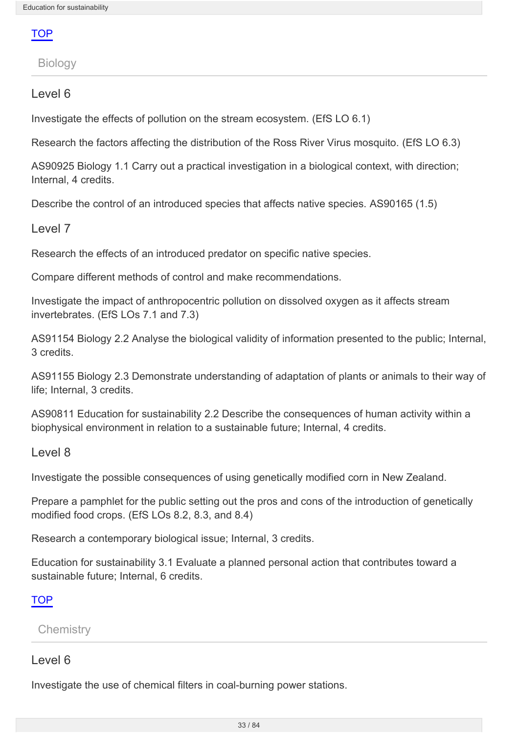[TOP]

## Biology

### Level 6

Investigate the effects of pollution on the stream ecosystem. (EfS LO 6.1)

Research the factors affecting the distribution of the Ross River Virus mosquito. (EfS LO 6.3)

AS90925 Biology 1.1 Carry out a practical investigation in a biological context, with direction; Internal, 4 credits.

Describe the control of an introduced species that affects native species. AS90165 (1.5)

### Level 7

Research the effects of an introduced predator on specific native species.

Compare different methods of control and make recommendations.

Investigate the impact of anthropocentric pollution on dissolved oxygen as it affects stream invertebrates. (EfS LOs 7.1 and 7.3)

AS91154 Biology 2.2 Analyse the biological validity of information presented to the public; Internal, 3 credits.

AS91155 Biology 2.3 Demonstrate understanding of adaptation of plants or animals to their way of life; Internal, 3 credits.

AS90811 Education for sustainability 2.2 Describe the consequences of human activity within a biophysical environment in relation to a sustainable future; Internal, 4 credits.

### Level 8

Investigate the possible consequences of using genetically modified corn in New Zealand.

Prepare a pamphlet for the public setting out the pros and cons of the introduction of genetically modified food crops. (EfS LOs 8.2, 8.3, and 8.4)

Research a contemporary biological issue; Internal, 3 credits.

Education for sustainability 3.1 Evaluate a planned personal action that contributes toward a sustainable future; Internal, 6 credits.

[TOP]

## Chemistry

### Level 6

Investigate the use of chemical filters in coal-burning power stations.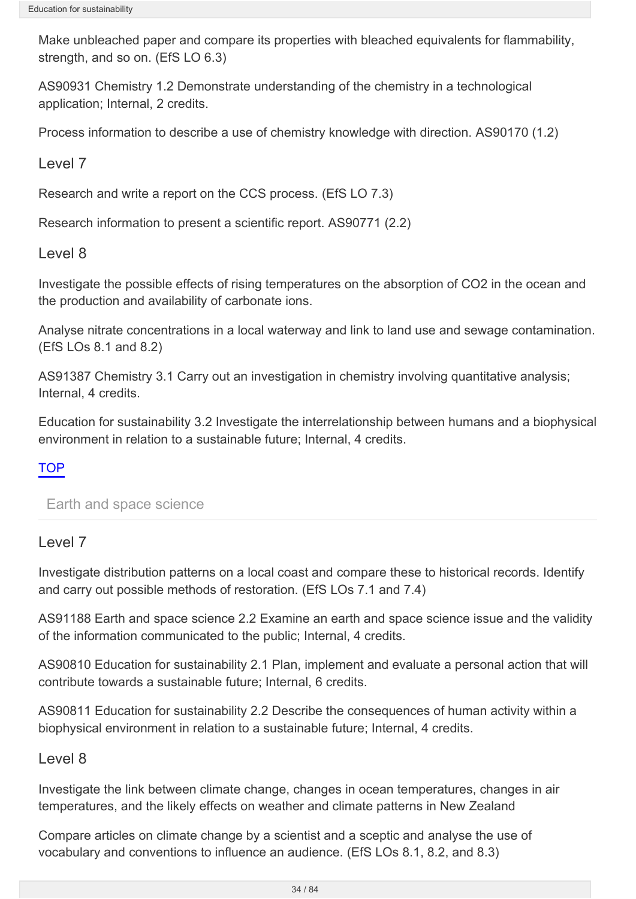Make unbleached paper and compare its properties with bleached equivalents for flammability, strength, and so on. (EfS LO 6.3)

AS90931 Chemistry 1.2 Demonstrate understanding of the chemistry in a technological application; Internal, 2 credits.

Process information to describe a use of chemistry knowledge with direction. AS90170 (1.2)

### Level 7

Research and write a report on the CCS process. (EfS LO 7.3)

Research information to present a scientific report. AS90771 (2.2)

### Level 8

Investigate the possible effects of rising temperatures on the absorption of $CO_2$ in the ocean and the production and availability of carbonate ions.

Analyse nitrate concentrations in a local waterway and link to land use and sewage contamination. (EfS LOs 8.1 and 8.2)

AS91387 Chemistry 3.1 Carry out an investigation in chemistry involving quantitative analysis; Internal, 4 credits.

Education for sustainability 3.2 Investigate the interrelationship between humans and a biophysical environment in relation to a sustainable future; Internal, 4 credits.

TOP

## Earth and space science

### Level 7

Investigate distribution patterns on a local coast and compare these to historical records. Identify and carry out possible methods of restoration. (EfS LOs 7.1 and 7.4)

AS91188 Earth and space science 2.2 Examine an earth and space science issue and the validity of the information communicated to the public; Internal, 4 credits.

AS90810 Education for sustainability 2.1 Plan, implement and evaluate a personal action that will contribute towards a sustainable future; Internal, 6 credits.

AS90811 Education for sustainability 2.2 Describe the consequences of human activity within a biophysical environment in relation to a sustainable future; Internal, 4 credits.

### Level 8

Investigate the link between climate change, changes in ocean temperatures, changes in air temperatures, and the likely effects on weather and climate patterns in New Zealand

Compare articles on climate change by a scientist and a sceptic and analyse the use of vocabulary and conventions to influence an audience. (EfS LOs 8.1, 8.2, and 8.3)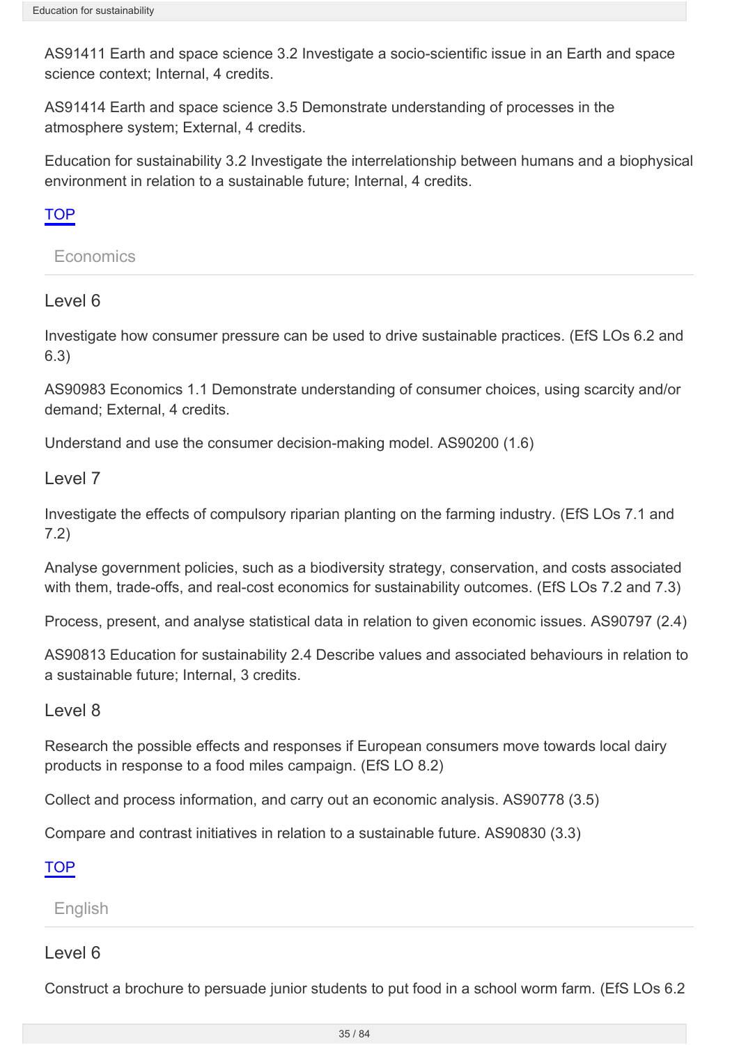AS91411 Earth and space science 3.2 Investigate a socio-scientific issue in an Earth and space science context; Internal, 4 credits.

AS91414 Earth and space science 3.5 Demonstrate understanding of processes in the atmosphere system; External, 4 credits.

Education for sustainability 3.2 Investigate the interrelationship between humans and a biophysical environment in relation to a sustainable future; Internal, 4 credits.

TOP

## Economics

### Level 6

Investigate how consumer pressure can be used to drive sustainable practices. (EfS LOs 6.2 and 6.3)

AS90983 Economics 1.1 Demonstrate understanding of consumer choices, using scarcity and/or demand; External, 4 credits.

Understand and use the consumer decision-making model. AS90200 (1.6)

### Level 7

Investigate the effects of compulsory riparian planting on the farming industry. (EfS LOs 7.1 and 7.2)

Analyse government policies, such as a biodiversity strategy, conservation, and costs associated with them, trade-offs, and real-cost economics for sustainability outcomes. (EfS LOs 7.2 and 7.3)

Process, present, and analyse statistical data in relation to given economic issues. AS90797 (2.4)

AS90813 Education for sustainability 2.4 Describe values and associated behaviours in relation to a sustainable future; Internal, 3 credits.

### Level 8

Research the possible effects and responses if European consumers move towards local dairy products in response to a food miles campaign. (EfS LO 8.2)

Collect and process information, and carry out an economic analysis. AS90778 (3.5)

Compare and contrast initiatives in relation to a sustainable future. AS90830 (3.3)

TOP

## English

### Level 6

Construct a brochure to persuade junior students to put food in a school worm farm. (EfS LOs 6.2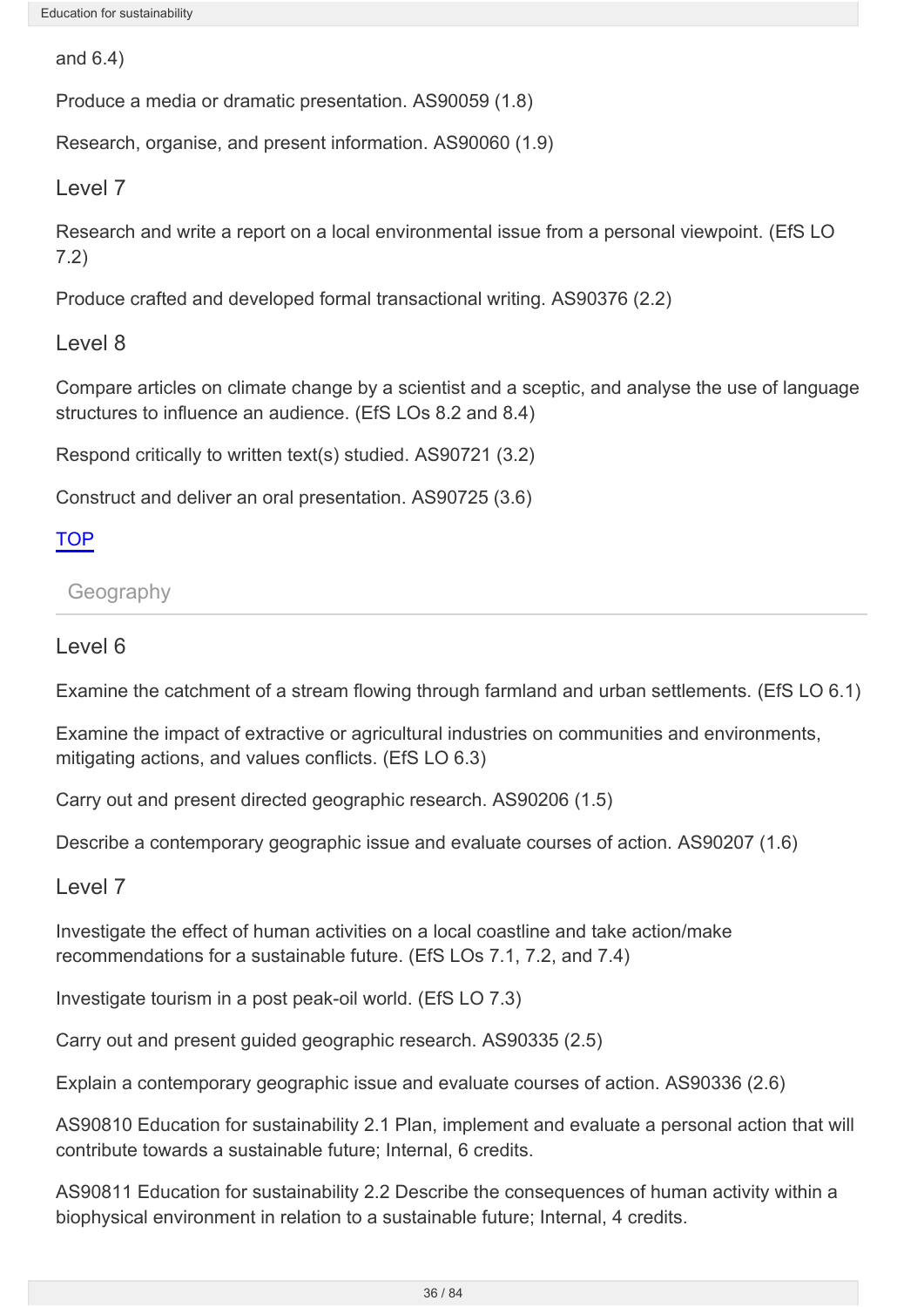and 6.4)

Produce a media or dramatic presentation. AS90059 (1.8)

Research, organise, and present information. AS90060 (1.9)

### Level 7

Research and write a report on a local environmental issue from a personal viewpoint. (EfS LO 7.2)

Produce crafted and developed formal transactional writing. AS90376 (2.2)

### Level 8

Compare articles on climate change by a scientist and a sceptic, and analyse the use of language structures to influence an audience. (EfS LOs 8.2 and 8.4)

Respond critically to written text(s) studied. AS90721 (3.2)

Construct and deliver an oral presentation. AS90725 (3.6)

TOP

## Geography

### Level 6

Examine the catchment of a stream flowing through farmland and urban settlements. (EfS LO 6.1)

Examine the impact of extractive or agricultural industries on communities and environments, mitigating actions, and values conflicts. (EfS LO 6.3)

Carry out and present directed geographic research. AS90206 (1.5)

Describe a contemporary geographic issue and evaluate courses of action. AS90207 (1.6)

### Level 7

Investigate the effect of human activities on a local coastline and take action/make recommendations for a sustainable future. (EfS LOs 7.1, 7.2, and 7.4)

Investigate tourism in a post peak-oil world. (EfS LO 7.3)

Carry out and present guided geographic research. AS90335 (2.5)

Explain a contemporary geographic issue and evaluate courses of action. AS90336 (2.6)

AS90810 Education for sustainability 2.1 Plan, implement and evaluate a personal action that will contribute towards a sustainable future; Internal, 6 credits.

AS90811 Education for sustainability 2.2 Describe the consequences of human activity within a biophysical environment in relation to a sustainable future; Internal, 4 credits.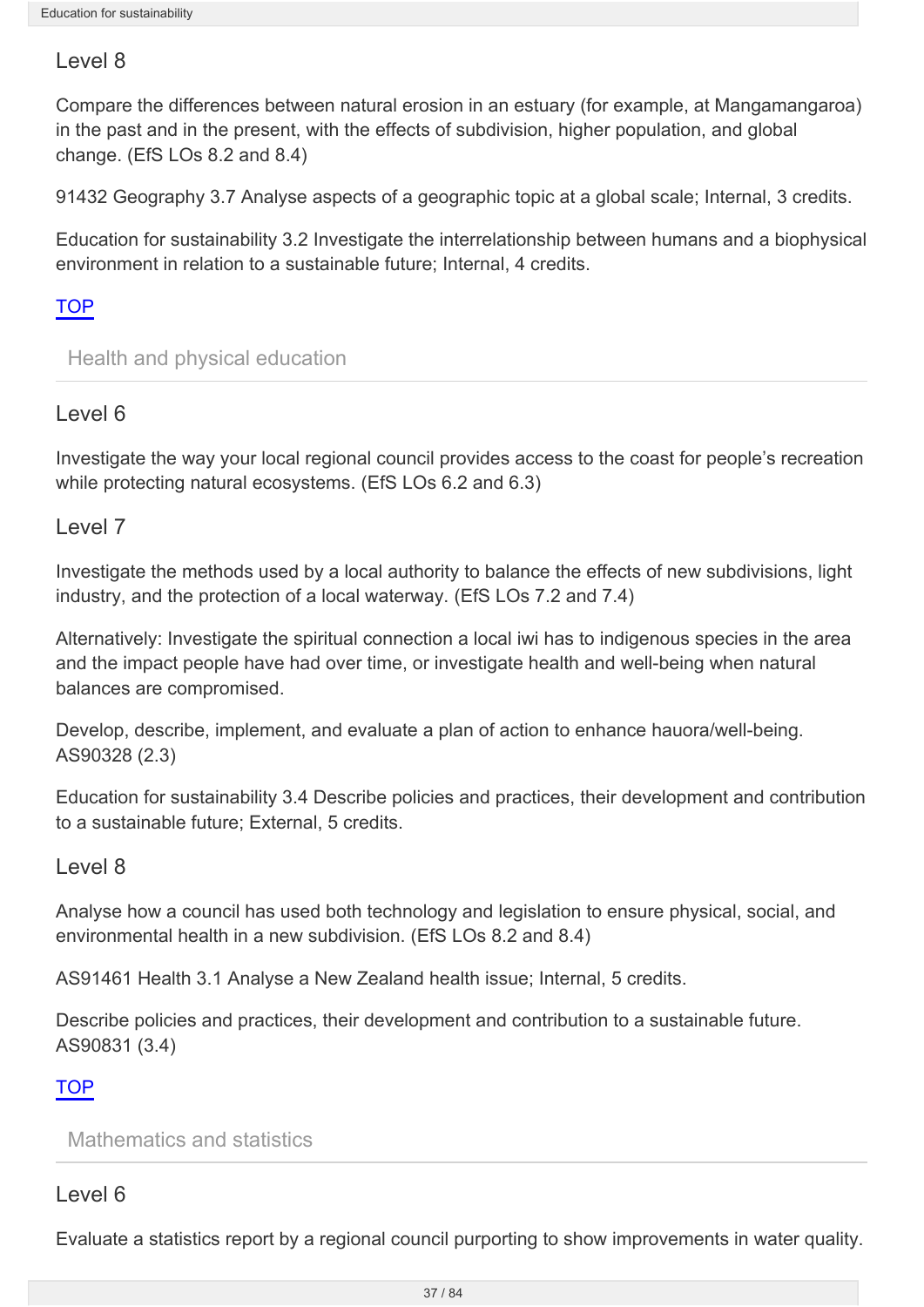### Level 8

Compare the differences between natural erosion in an estuary (for example, at Mangamangaroa) in the past and in the present, with the effects of subdivision, higher population, and global change. (EfS LOs 8.2 and 8.4)

91432 Geography 3.7 Analyse aspects of a geographic topic at a global scale; Internal, 3 credits.

Education for sustainability 3.2 Investigate the interrelationship between humans and a biophysical environment in relation to a sustainable future; Internal, 4 credits.

TOP

## Health and physical education

### Level 6

Investigate the way your local regional council provides access to the coast for people's recreation while protecting natural ecosystems. (EfS LOs 6.2 and 6.3)

### Level 7

Investigate the methods used by a local authority to balance the effects of new subdivisions, light industry, and the protection of a local waterway. (EfS LOs 7.2 and 7.4)

Alternatively: Investigate the spiritual connection a local iwi has to indigenous species in the area and the impact people have had over time, or investigate health and well-being when natural balances are compromised.

Develop, describe, implement, and evaluate a plan of action to enhance hauora/well-being. AS90328 (2.3)

Education for sustainability 3.4 Describe policies and practices, their development and contribution to a sustainable future; External, 5 credits.

### Level 8

Analyse how a council has used both technology and legislation to ensure physical, social, and environmental health in a new subdivision. (EfS LOs 8.2 and 8.4)

AS91461 Health 3.1 Analyse a New Zealand health issue; Internal, 5 credits.

Describe policies and practices, their development and contribution to a sustainable future. AS90831 (3.4)

TOP

## Mathematics and statistics

### Level 6

Evaluate a statistics report by a regional council purporting to show improvements in water quality.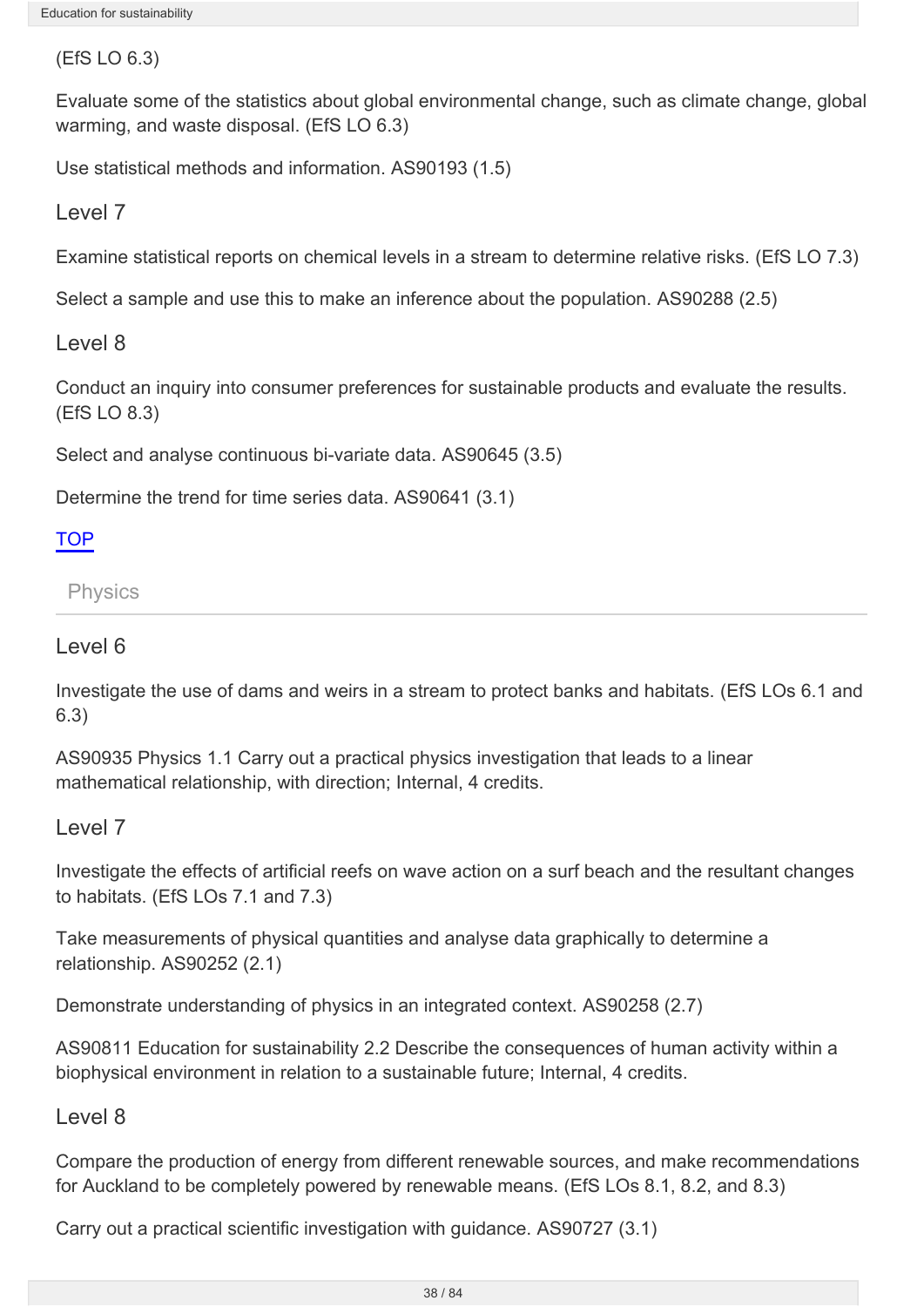(EfS LO 6.3)

Evaluate some of the statistics about global environmental change, such as climate change, global warming, and waste disposal. (EfS LO 6.3)

Use statistical methods and information. AS90193 (1.5)

### Level 7

Examine statistical reports on chemical levels in a stream to determine relative risks. (EfS LO 7.3)

Select a sample and use this to make an inference about the population. AS90288 (2.5)

### Level 8

Conduct an inquiry into consumer preferences for sustainable products and evaluate the results. (EfS LO 8.3)

Select and analyse continuous bi-variate data. AS90645 (3.5)

Determine the trend for time series data. AS90641 (3.1)

TOP

## Physics

### Level 6

Investigate the use of dams and weirs in a stream to protect banks and habitats. (EfS LOs 6.1 and 6.3)

AS90935 Physics 1.1 Carry out a practical physics investigation that leads to a linear mathematical relationship, with direction; Internal, 4 credits.

### Level 7

Investigate the effects of artificial reefs on wave action on a surf beach and the resultant changes to habitats. (EfS LOs 7.1 and 7.3)

Take measurements of physical quantities and analyse data graphically to determine a relationship. AS90252 (2.1)

Demonstrate understanding of physics in an integrated context. AS90258 (2.7)

AS90811 Education for sustainability 2.2 Describe the consequences of human activity within a biophysical environment in relation to a sustainable future; Internal, 4 credits.

### Level 8

Compare the production of energy from different renewable sources, and make recommendations for Auckland to be completely powered by renewable means. (EfS LOs 8.1, 8.2, and 8.3)

Carry out a practical scientific investigation with guidance. AS90727 (3.1)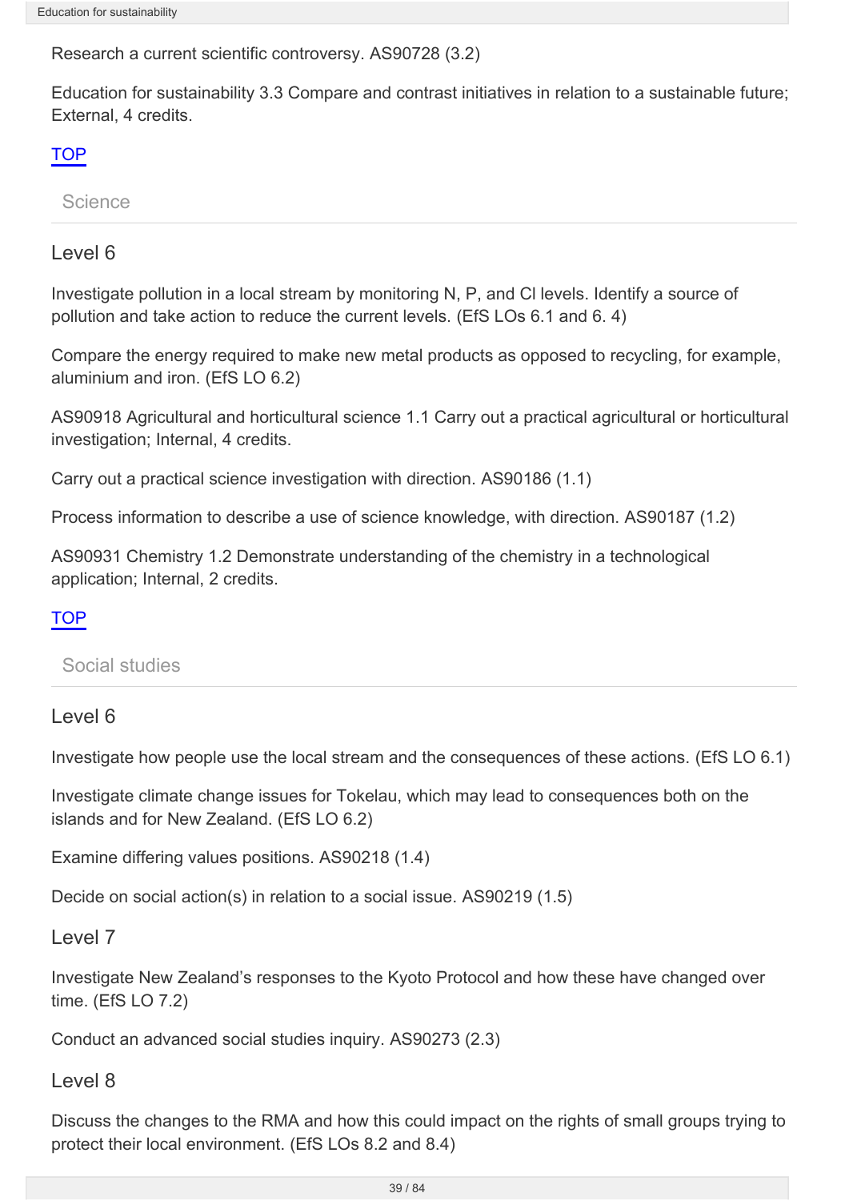Research a current scientific controversy. AS90728 (3.2)

Education for sustainability 3.3 Compare and contrast initiatives in relation to a sustainable future; External, 4 credits.

TOP

## Science

### Level 6

Investigate pollution in a local stream by monitoring N, P, and Cl levels. Identify a source of pollution and take action to reduce the current levels. (EfS LOs 6.1 and 6. 4)

Compare the energy required to make new metal products as opposed to recycling, for example, aluminium and iron. (EfS LO 6.2)

AS90918 Agricultural and horticultural science 1.1 Carry out a practical agricultural or horticultural investigation; Internal, 4 credits.

Carry out a practical science investigation with direction. AS90186 (1.1)

Process information to describe a use of science knowledge, with direction. AS90187 (1.2)

AS90931 Chemistry 1.2 Demonstrate understanding of the chemistry in a technological application; Internal, 2 credits.

TOP

## Social studies

### Level 6

Investigate how people use the local stream and the consequences of these actions. (EfS LO 6.1)

Investigate climate change issues for Tokelau, which may lead to consequences both on the islands and for New Zealand. (EfS LO 6.2)

Examine differing values positions. AS90218 (1.4)

Decide on social action(s) in relation to a social issue. AS90219 (1.5)

### Level 7

Investigate New Zealand's responses to the Kyoto Protocol and how these have changed over time. (EfS LO 7.2)

Conduct an advanced social studies inquiry. AS90273 (2.3)

### Level 8

Discuss the changes to the RMA and how this could impact on the rights of small groups trying to protect their local environment. (EfS LOs 8.2 and 8.4)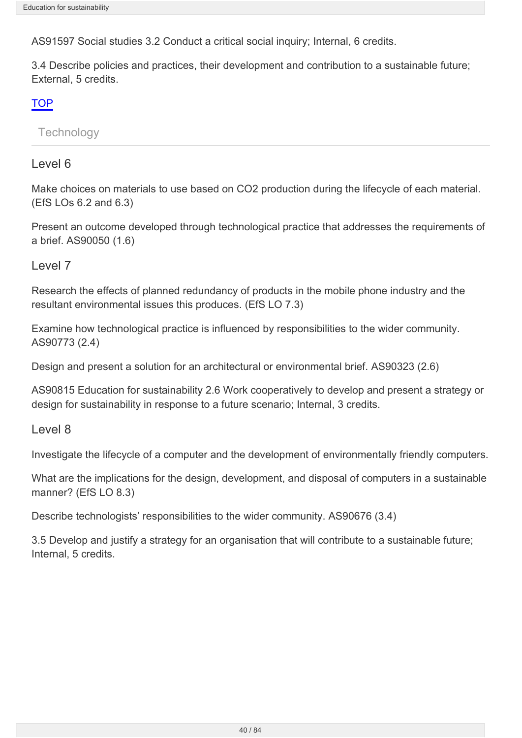AS91597 Social studies 3.2 Conduct a critical social inquiry; Internal, 6 credits.

3.4 Describe policies and practices, their development and contribution to a sustainable future; External, 5 credits.

TOP

## Technology

### Level 6

Make choices on materials to use based on $CO_2$ production during the lifecycle of each material. (EfS LOs 6.2 and 6.3)

Present an outcome developed through technological practice that addresses the requirements of a brief. AS90050 (1.6)

### Level 7

Research the effects of planned redundancy of products in the mobile phone industry and the resultant environmental issues this produces. (EfS LO 7.3)

Examine how technological practice is influenced by responsibilities to the wider community. AS90773 (2.4)

Design and present a solution for an architectural or environmental brief. AS90323 (2.6)

AS90815 Education for sustainability 2.6 Work cooperatively to develop and present a strategy or design for sustainability in response to a future scenario; Internal, 3 credits.

### Level 8

Investigate the lifecycle of a computer and the development of environmentally friendly computers.

What are the implications for the design, development, and disposal of computers in a sustainable manner? (EfS LO 8.3)

Describe technologists' responsibilities to the wider community. AS90676 (3.4)

3.5 Develop and justify a strategy for an organisation that will contribute to a sustainable future; Internal, 5 credits.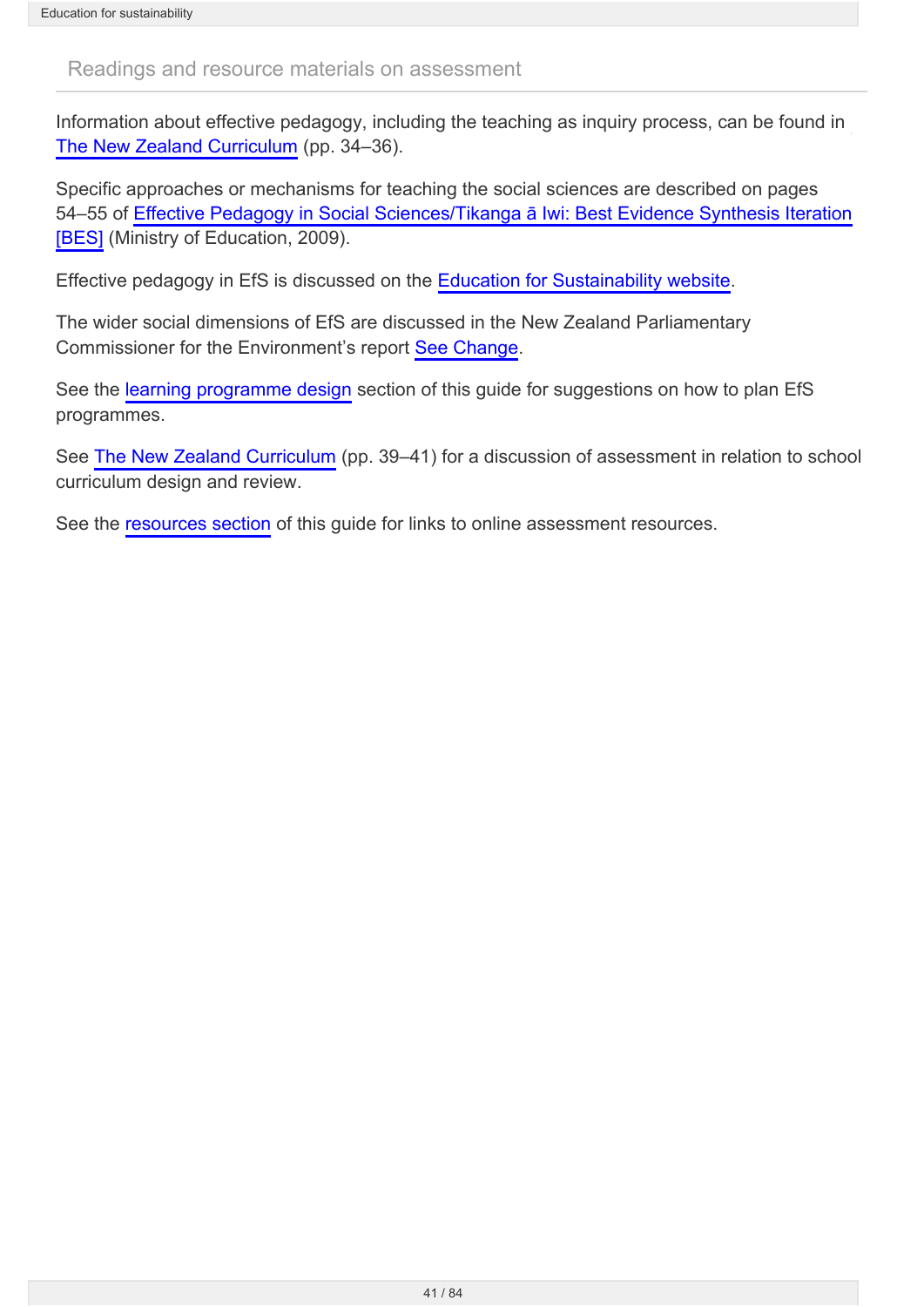## Readings and resource materials on assessment

Information about effective pedagogy, including the teaching as inquiry process, can be found in The New Zealand Curriculum (pp. 34–36).

Specific approaches or mechanisms for teaching the social sciences are described on pages 54–55 of Effective Pedagogy in Social Sciences/Tikanga ā Iwi: Best Evidence Synthesis Iteration [BES] (Ministry of Education, 2009).

Effective pedagogy in EfS is discussed on the Education for Sustainability website.

The wider social dimensions of EfS are discussed in the New Zealand Parliamentary Commissioner for the Environment's report See Change.

See the learning programme design section of this guide for suggestions on how to plan EfS programmes.

See The New Zealand Curriculum (pp. 39–41) for a discussion of assessment in relation to school curriculum design and review.

See the resources section of this guide for links to online assessment resources.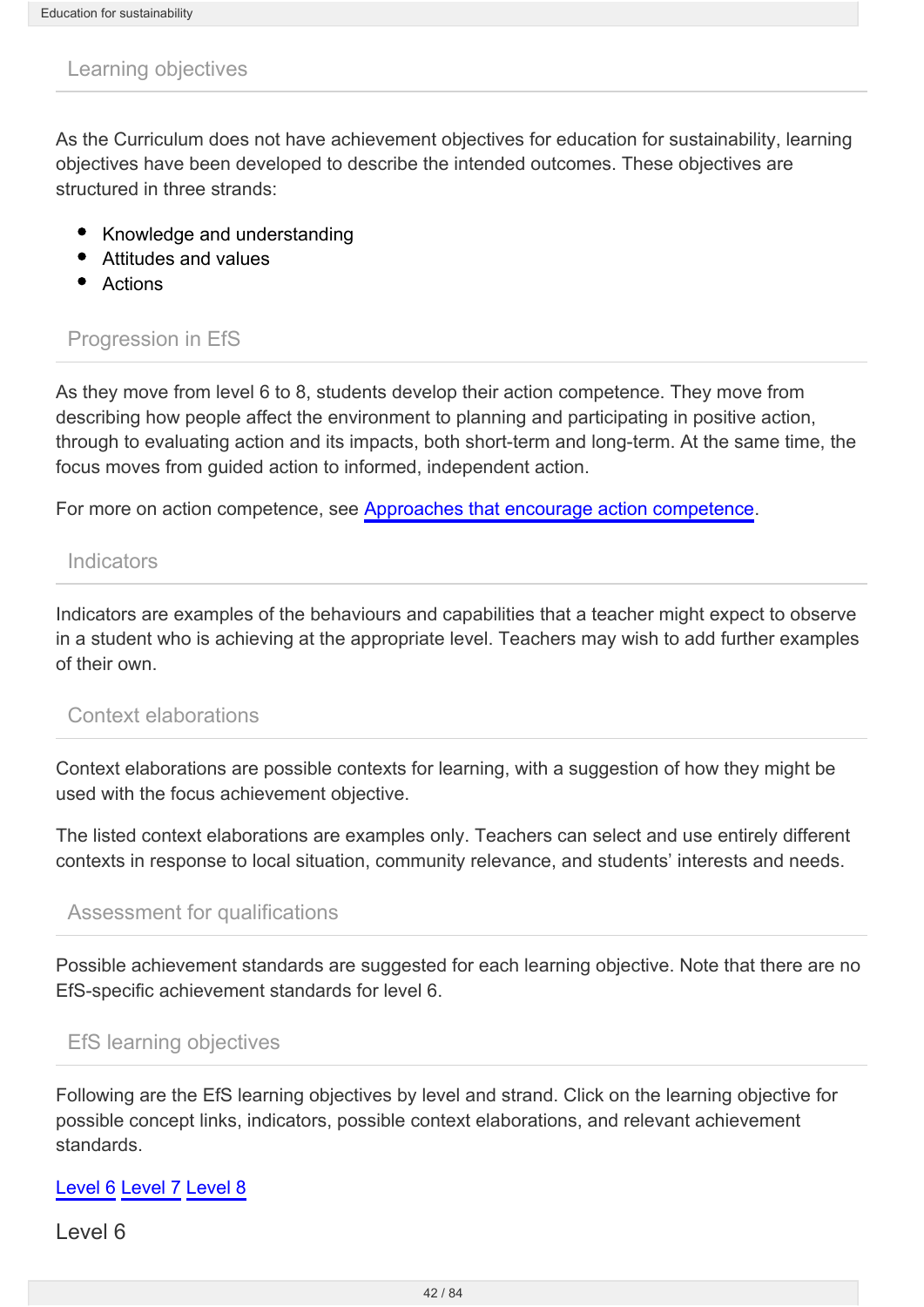## Learning objectives

As the Curriculum does not have achievement objectives for education for sustainability, learning objectives have been developed to describe the intended outcomes. These objectives are structured in three strands:

- Knowledge and understanding
- Attitudes and values
- Actions

## Progression in EfS

As they move from level 6 to 8, students develop their action competence. They move from describing how people affect the environment to planning and participating in positive action, through to evaluating action and its impacts, both short-term and long-term. At the same time, the focus moves from guided action to informed, independent action.

For more on action competence, see [Approaches that encourage action competence](#).

## Indicators

Indicators are examples of the behaviours and capabilities that a teacher might expect to observe in a student who is achieving at the appropriate level. Teachers may wish to add further examples of their own.

## Context elaborations

Context elaborations are possible contexts for learning, with a suggestion of how they might be used with the focus achievement objective.

The listed context elaborations are examples only. Teachers can select and use entirely different contexts in response to local situation, community relevance, and students' interests and needs.

## Assessment for qualifications

Possible achievement standards are suggested for each learning objective. Note that there are no EfS-specific achievement standards for level 6.

## EfS learning objectives

Following are the EfS learning objectives by level and strand. Click on the learning objective for possible concept links, indicators, possible context elaborations, and relevant achievement standards.

[Level 6](#) [Level 7](#) [Level 8](#)

### Level 6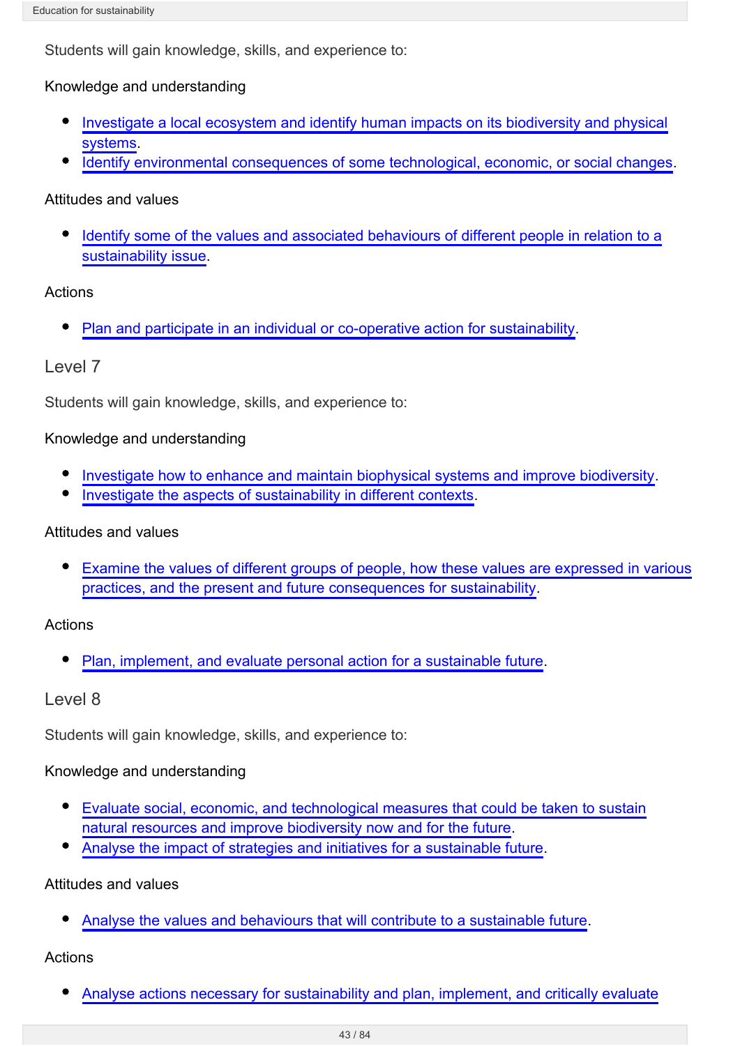Students will gain knowledge, skills, and experience to:

Knowledge and understanding

- Investigate a local ecosystem and identify human impacts on its biodiversity and physical systems.
- Identify environmental consequences of some technological, economic, or social changes.

Attitudes and values

- Identify some of the values and associated behaviours of different people in relation to a sustainability issue.

Actions

- Plan and participate in an individual or co-operative action for sustainability.

## Level 7

Students will gain knowledge, skills, and experience to:

Knowledge and understanding

- Investigate how to enhance and maintain biophysical systems and improve biodiversity.
- Investigate the aspects of sustainability in different contexts.

Attitudes and values

- Examine the values of different groups of people, how these values are expressed in various practices, and the present and future consequences for sustainability.

Actions

- Plan, implement, and evaluate personal action for a sustainable future.

## Level 8

Students will gain knowledge, skills, and experience to:

Knowledge and understanding

- Evaluate social, economic, and technological measures that could be taken to sustain natural resources and improve biodiversity now and for the future.
- Analyse the impact of strategies and initiatives for a sustainable future.

Attitudes and values

- Analyse the values and behaviours that will contribute to a sustainable future.

Actions

- Analyse actions necessary for sustainability and plan, implement, and critically evaluate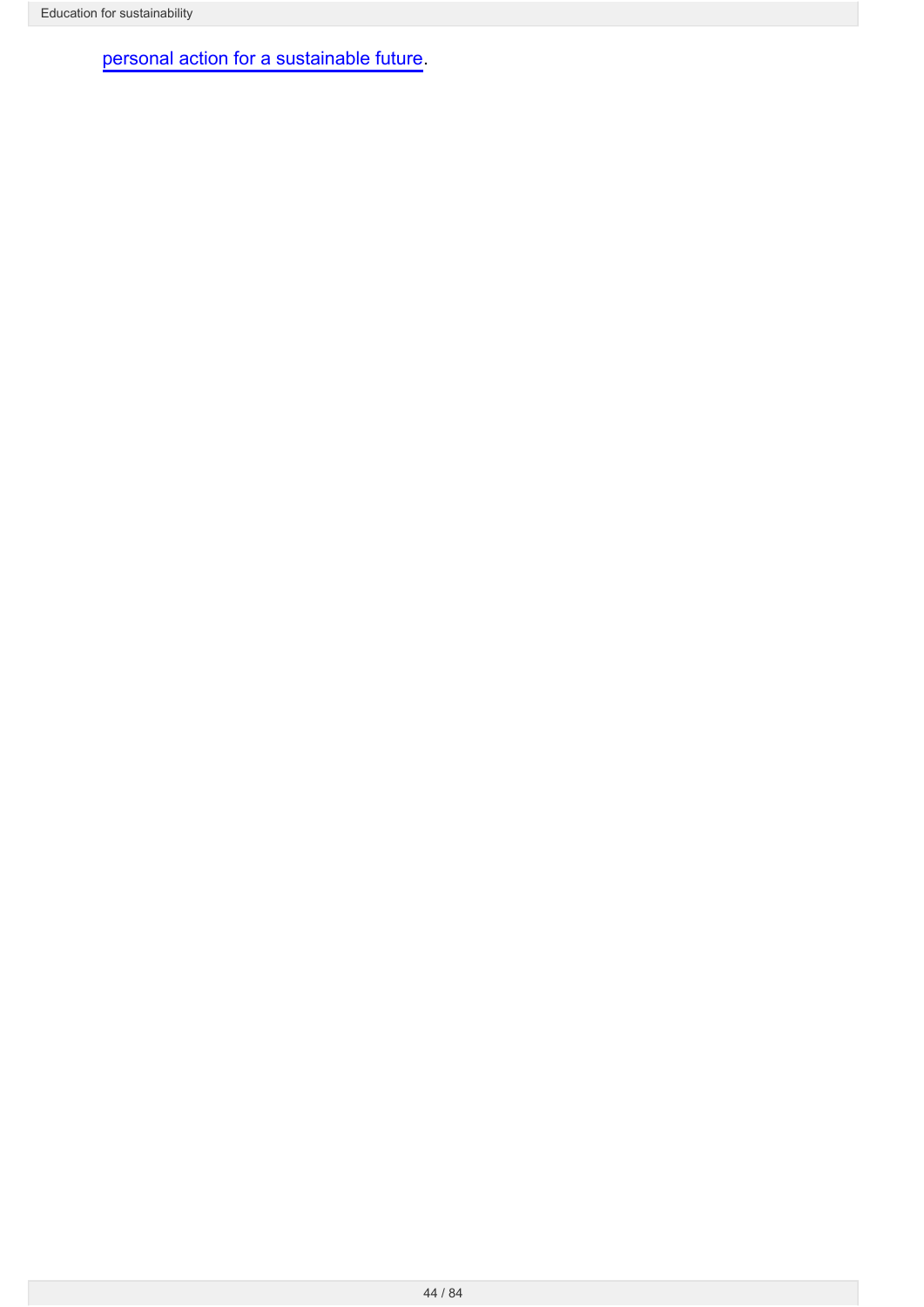personal action for a sustainable future.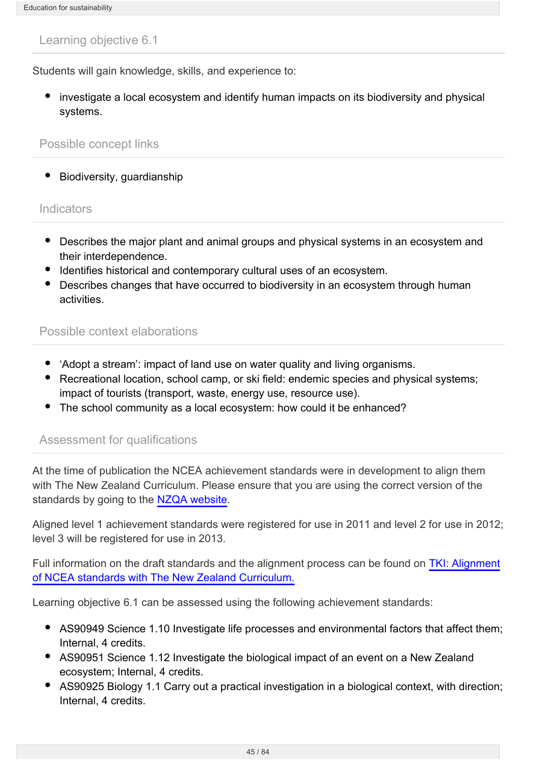## Learning objective 6.1

Students will gain knowledge, skills, and experience to:

- investigate a local ecosystem and identify human impacts on its biodiversity and physical systems.

## Possible concept links

- Biodiversity, guardianship

## Indicators

- Describes the major plant and animal groups and physical systems in an ecosystem and their interdependence.
- Identifies historical and contemporary cultural uses of an ecosystem.
- Describes changes that have occurred to biodiversity in an ecosystem through human activities.

## Possible context elaborations

- 'Adopt a stream': impact of land use on water quality and living organisms.
- Recreational location, school camp, or ski field: endemic species and physical systems; impact of tourists (transport, waste, energy use, resource use).
- The school community as a local ecosystem: how could it be enhanced?

## Assessment for qualifications

At the time of publication the NCEA achievement standards were in development to align them with The New Zealand Curriculum. Please ensure that you are using the correct version of the standards by going to the [NZQA website](NZQA website).

Aligned level 1 achievement standards were registered for use in 2011 and level 2 for use in 2012; level 3 will be registered for use in 2013.

Full information on the draft standards and the alignment process can be found on [TKI: Alignment of NCEA standards with The New Zealand Curriculum.](TKI: Alignment of NCEA standards with The New Zealand Curriculum.)

Learning objective 6.1 can be assessed using the following achievement standards:

- AS90949 Science 1.10 Investigate life processes and environmental factors that affect them; Internal, 4 credits.
- AS90951 Science 1.12 Investigate the biological impact of an event on a New Zealand ecosystem; Internal, 4 credits.
- AS90925 Biology 1.1 Carry out a practical investigation in a biological context, with direction; Internal, 4 credits.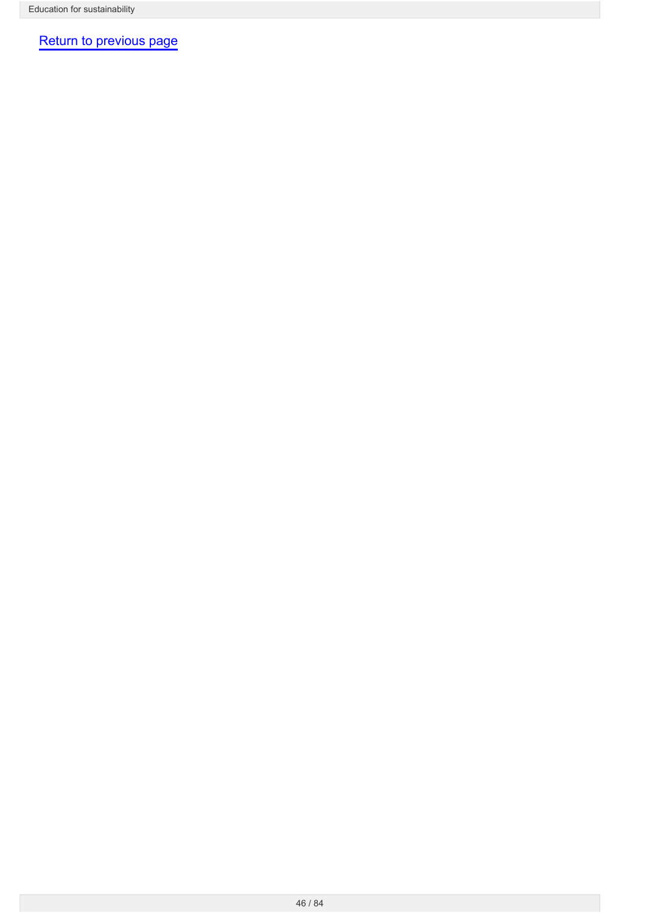[Return to previous page]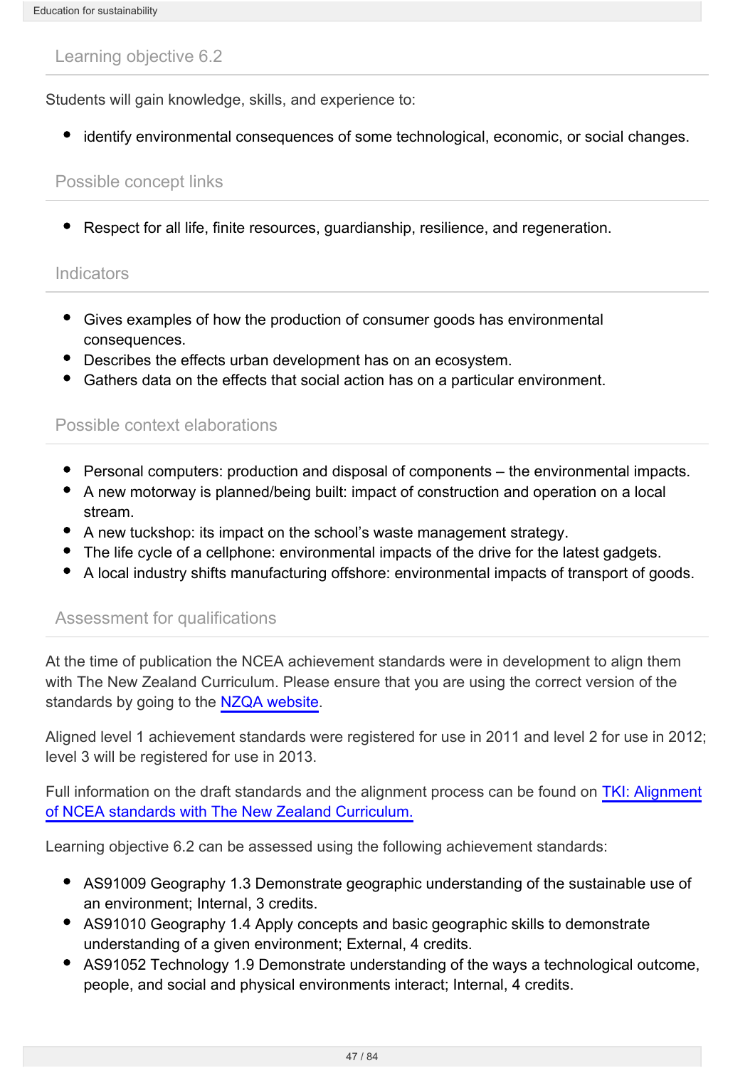## Learning objective 6.2

Students will gain knowledge, skills, and experience to:

- identify environmental consequences of some technological, economic, or social changes.

## Possible concept links

- Respect for all life, finite resources, guardianship, resilience, and regeneration.

## Indicators

- Gives examples of how the production of consumer goods has environmental consequences.
- Describes the effects urban development has on an ecosystem.
- Gathers data on the effects that social action has on a particular environment.

## Possible context elaborations

- Personal computers: production and disposal of components – the environmental impacts.
- A new motorway is planned/being built: impact of construction and operation on a local stream.
- A new tuckshop: its impact on the school's waste management strategy.
- The life cycle of a cellphone: environmental impacts of the drive for the latest gadgets.
- A local industry shifts manufacturing offshore: environmental impacts of transport of goods.

## Assessment for qualifications

At the time of publication the NCEA achievement standards were in development to align them with The New Zealand Curriculum. Please ensure that you are using the correct version of the standards by going to the NZQA website.

Aligned level 1 achievement standards were registered for use in 2011 and level 2 for use in 2012; level 3 will be registered for use in 2013.

Full information on the draft standards and the alignment process can be found on TKI: Alignment of NCEA standards with The New Zealand Curriculum.

Learning objective 6.2 can be assessed using the following achievement standards:

- AS91009 Geography 1.3 Demonstrate geographic understanding of the sustainable use of an environment; Internal, 3 credits.
- AS91010 Geography 1.4 Apply concepts and basic geographic skills to demonstrate understanding of a given environment; External, 4 credits.
- AS91052 Technology 1.9 Demonstrate understanding of the ways a technological outcome, people, and social and physical environments interact; Internal, 4 credits.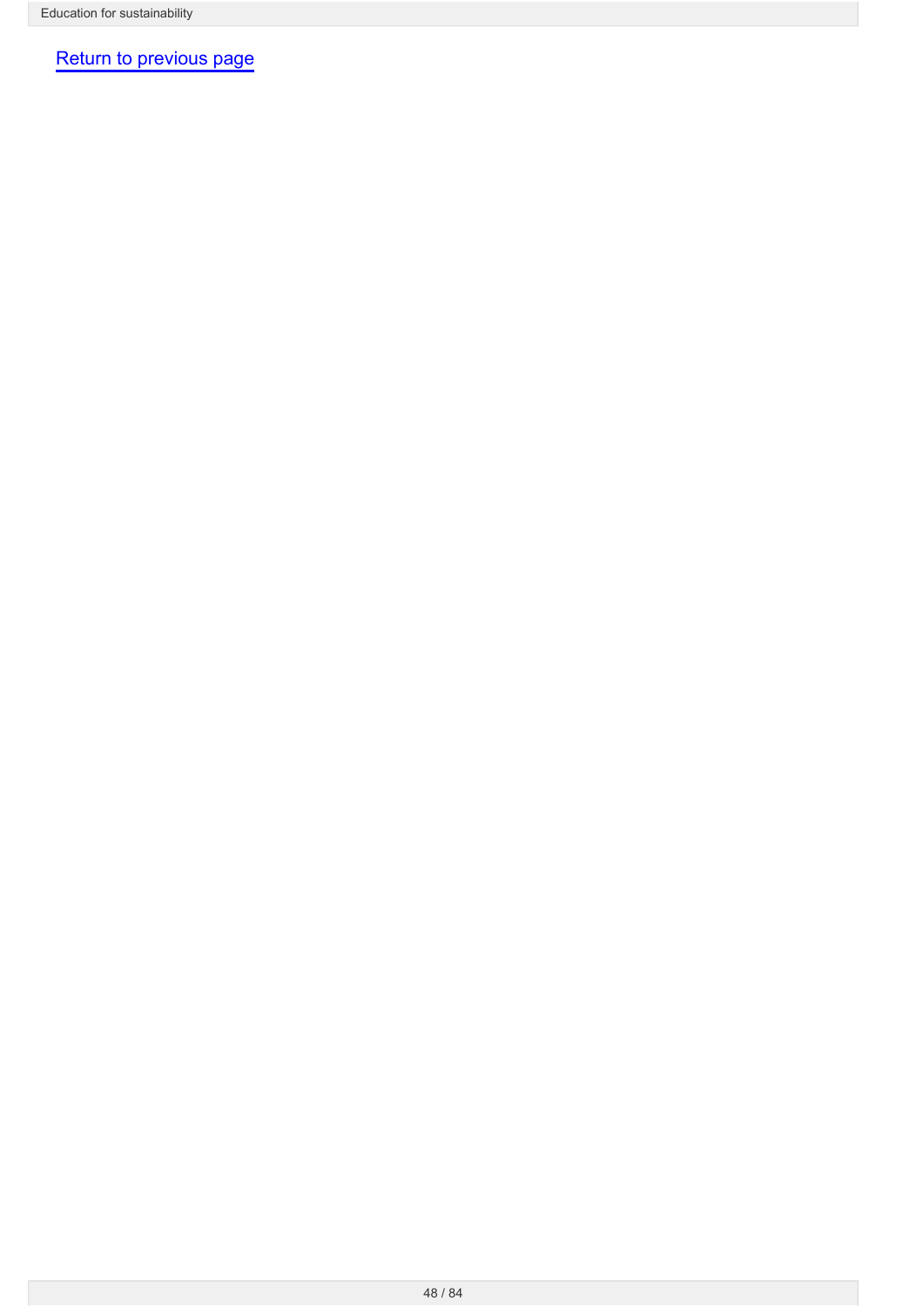[Return to previous page]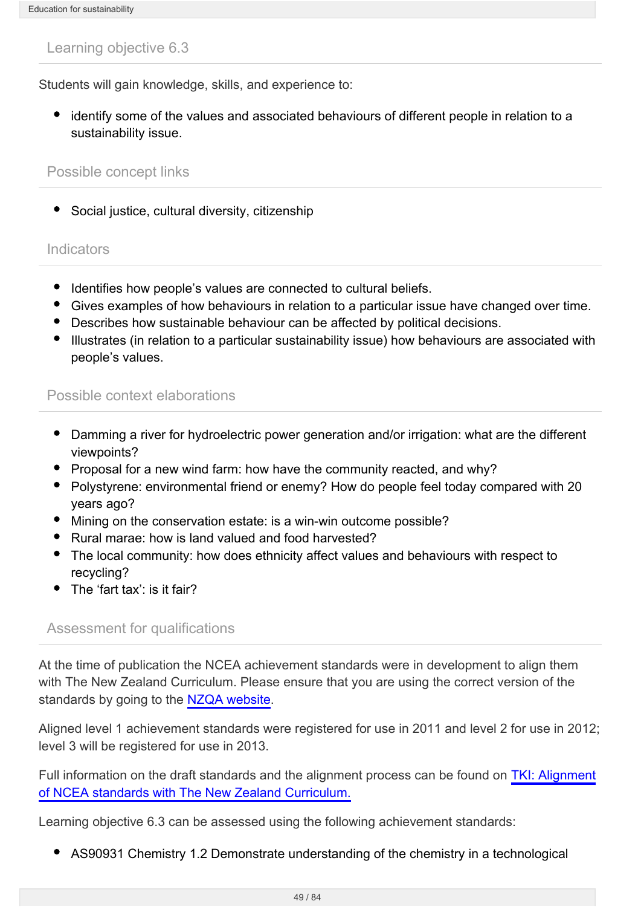## Learning objective 6.3

Students will gain knowledge, skills, and experience to:

- identify some of the values and associated behaviours of different people in relation to a sustainability issue.

## Possible concept links

- Social justice, cultural diversity, citizenship

## Indicators

- Identifies how people's values are connected to cultural beliefs.
- Gives examples of how behaviours in relation to a particular issue have changed over time.
- Describes how sustainable behaviour can be affected by political decisions.
- Illustrates (in relation to a particular sustainability issue) how behaviours are associated with people's values.

## Possible context elaborations

- Damming a river for hydroelectric power generation and/or irrigation: what are the different viewpoints?
- Proposal for a new wind farm: how have the community reacted, and why?
- Polystyrene: environmental friend or enemy? How do people feel today compared with 20 years ago?
- Mining on the conservation estate: is a win-win outcome possible?
- Rural marae: how is land valued and food harvested?
- The local community: how does ethnicity affect values and behaviours with respect to recycling?
- The 'fart tax': is it fair?

## Assessment for qualifications

At the time of publication the NCEA achievement standards were in development to align them with The New Zealand Curriculum. Please ensure that you are using the correct version of the standards by going to the NZQA website.

Aligned level 1 achievement standards were registered for use in 2011 and level 2 for use in 2012; level 3 will be registered for use in 2013.

Full information on the draft standards and the alignment process can be found on TKI: Alignment of NCEA standards with The New Zealand Curriculum.

Learning objective 6.3 can be assessed using the following achievement standards:

- AS90931 Chemistry 1.2 Demonstrate understanding of the chemistry in a technological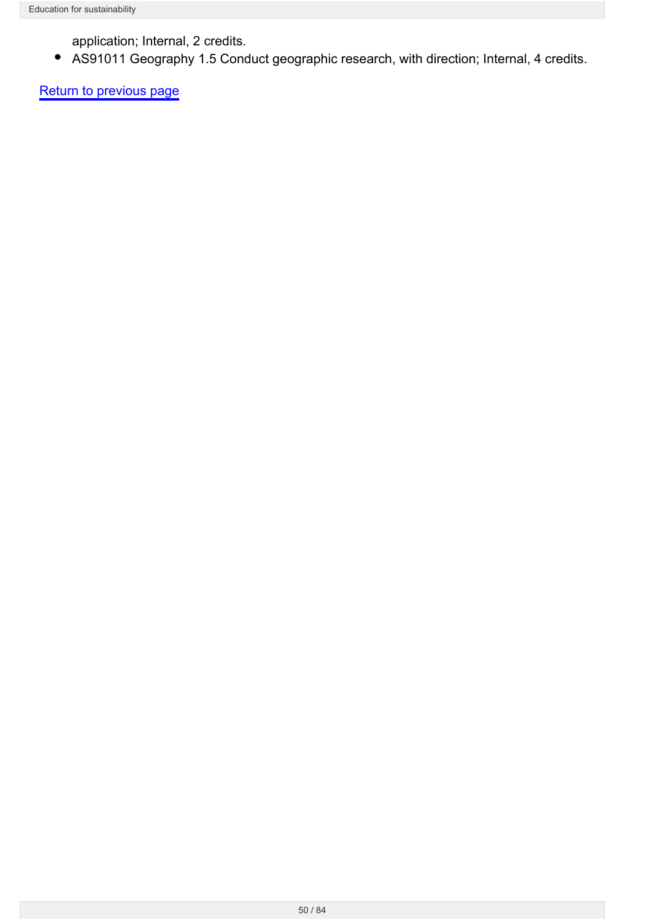application; Internal, 2 credits.
- AS91011 Geography 1.5 Conduct geographic research, with direction; Internal, 4 credits.

Return to previous page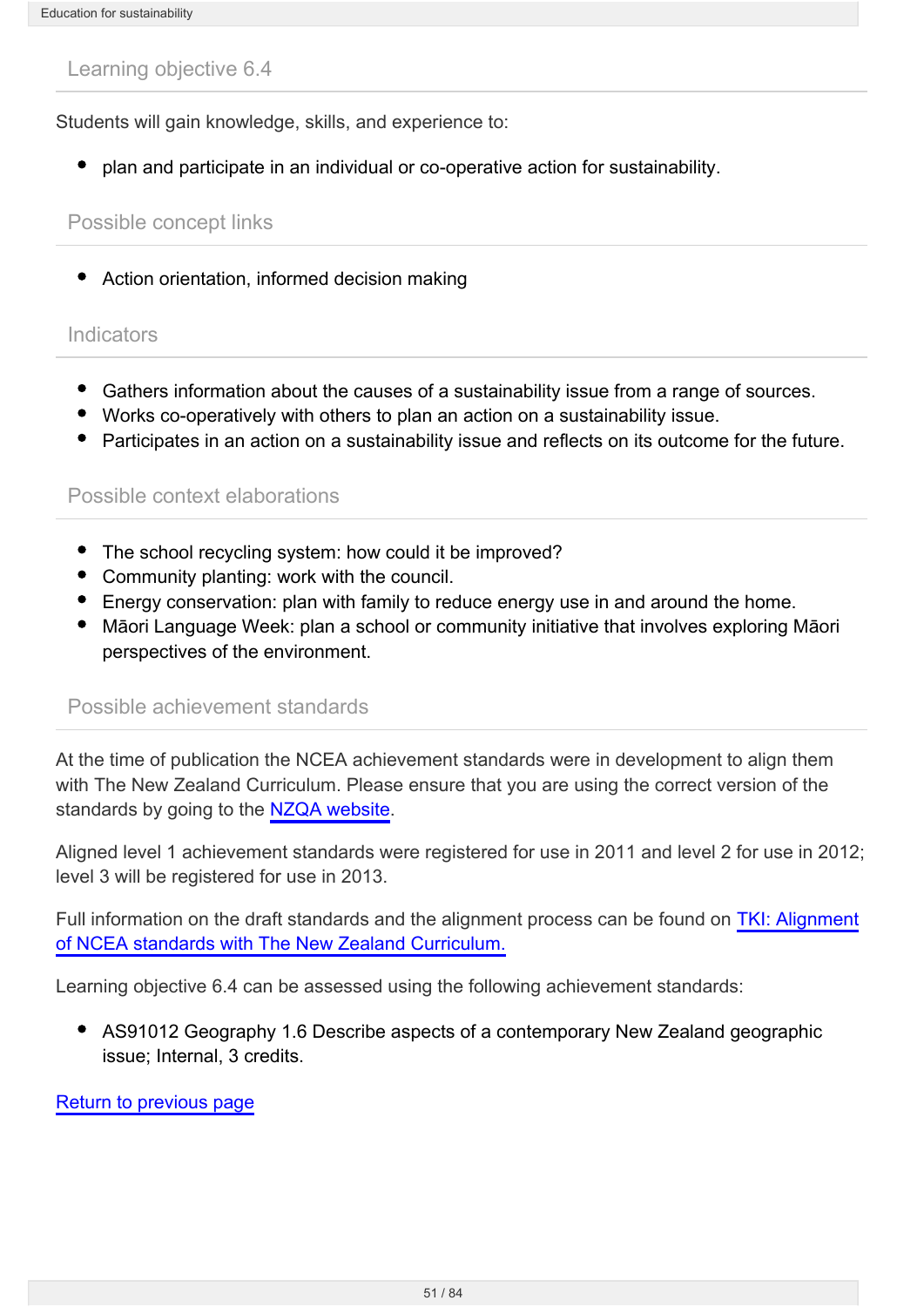## Learning objective 6.4

Students will gain knowledge, skills, and experience to:

- plan and participate in an individual or co-operative action for sustainability.

## Possible concept links

- Action orientation, informed decision making

## Indicators

- Gathers information about the causes of a sustainability issue from a range of sources.
- Works co-operatively with others to plan an action on a sustainability issue.
- Participates in an action on a sustainability issue and reflects on its outcome for the future.

## Possible context elaborations

- The school recycling system: how could it be improved?
- Community planting: work with the council.
- Energy conservation: plan with family to reduce energy use in and around the home.
- Māori Language Week: plan a school or community initiative that involves exploring Māori perspectives of the environment.

## Possible achievement standards

At the time of publication the NCEA achievement standards were in development to align them with The New Zealand Curriculum. Please ensure that you are using the correct version of the standards by going to the NZQA website.

Aligned level 1 achievement standards were registered for use in 2011 and level 2 for use in 2012; level 3 will be registered for use in 2013.

Full information on the draft standards and the alignment process can be found on TKI: Alignment of NCEA standards with The New Zealand Curriculum.

Learning objective 6.4 can be assessed using the following achievement standards:

- AS91012 Geography 1.6 Describe aspects of a contemporary New Zealand geographic issue; Internal, 3 credits.

Return to previous page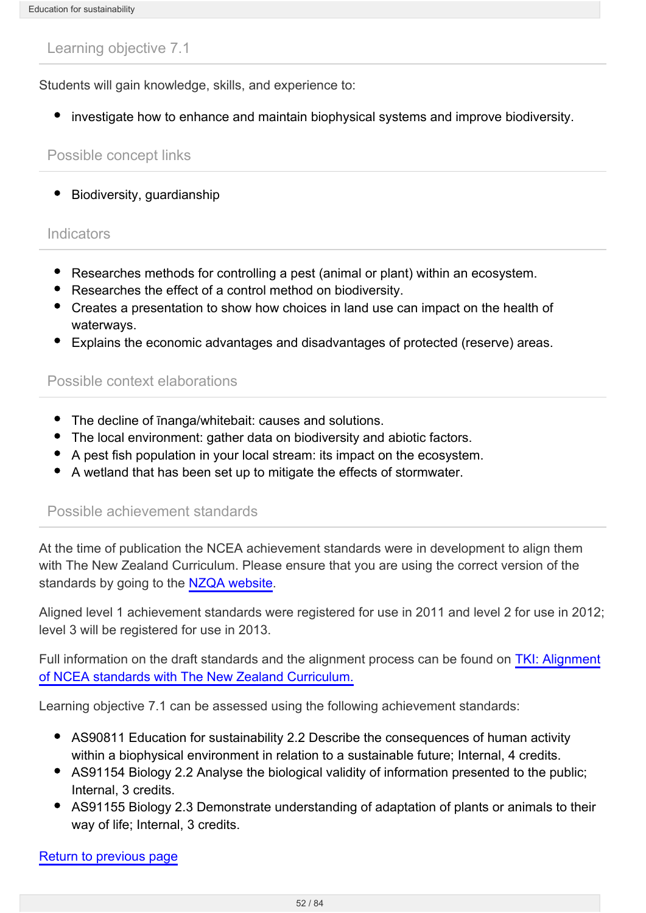## Learning objective 7.1

Students will gain knowledge, skills, and experience to:

- investigate how to enhance and maintain biophysical systems and improve biodiversity.

## Possible concept links

- Biodiversity, guardianship

## Indicators

- Researches methods for controlling a pest (animal or plant) within an ecosystem.
- Researches the effect of a control method on biodiversity.
- Creates a presentation to show how choices in land use can impact on the health of waterways.
- Explains the economic advantages and disadvantages of protected (reserve) areas.

## Possible context elaborations

- The decline of īnanga/whitebait: causes and solutions.
- The local environment: gather data on biodiversity and abiotic factors.
- A pest fish population in your local stream: its impact on the ecosystem.
- A wetland that has been set up to mitigate the effects of stormwater.

## Possible achievement standards

At the time of publication the NCEA achievement standards were in development to align them with The New Zealand Curriculum. Please ensure that you are using the correct version of the standards by going to the NZQA website.

Aligned level 1 achievement standards were registered for use in 2011 and level 2 for use in 2012; level 3 will be registered for use in 2013.

Full information on the draft standards and the alignment process can be found on TKI: Alignment of NCEA standards with The New Zealand Curriculum.

Learning objective 7.1 can be assessed using the following achievement standards:

- AS90811 Education for sustainability 2.2 Describe the consequences of human activity within a biophysical environment in relation to a sustainable future; Internal, 4 credits.
- AS91154 Biology 2.2 Analyse the biological validity of information presented to the public; Internal, 3 credits.
- AS91155 Biology 2.3 Demonstrate understanding of adaptation of plants or animals to their way of life; Internal, 3 credits.

Return to previous page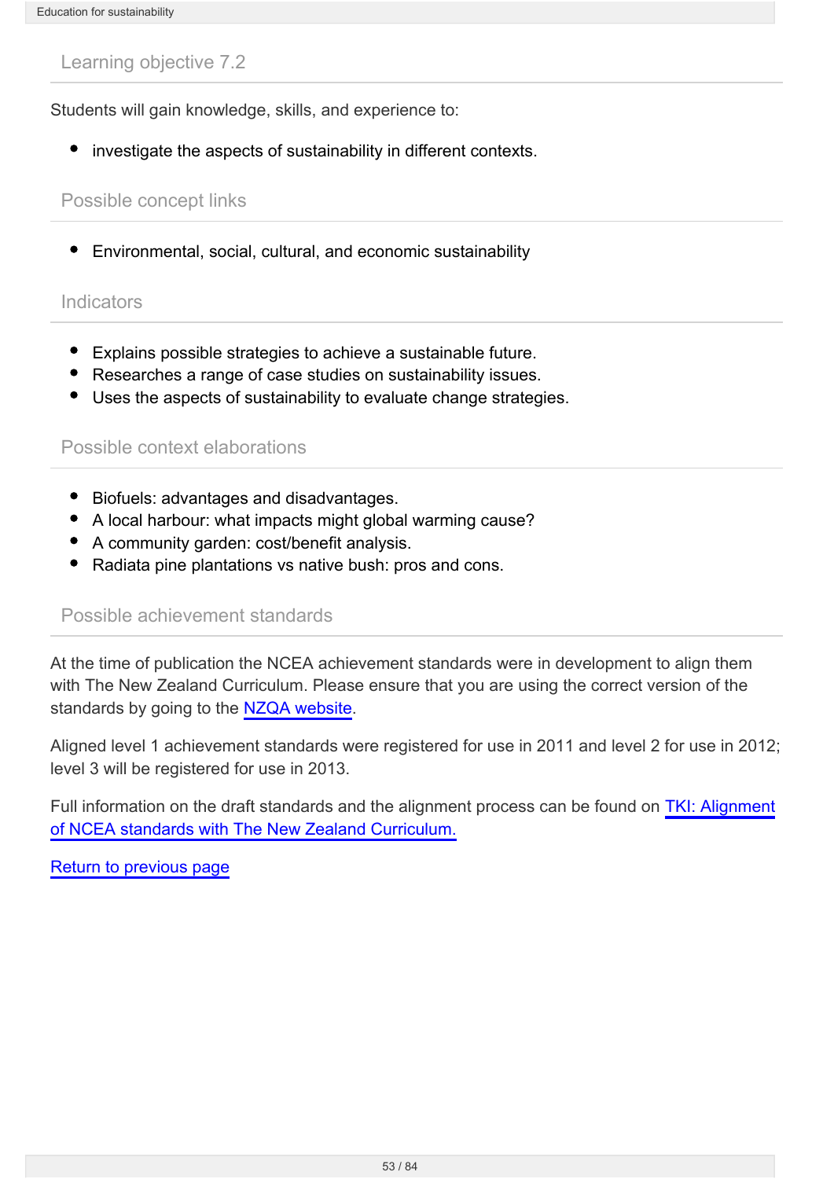## Learning objective 7.2

Students will gain knowledge, skills, and experience to:

- investigate the aspects of sustainability in different contexts.

### Possible concept links

- Environmental, social, cultural, and economic sustainability

### Indicators

- Explains possible strategies to achieve a sustainable future.
- Researches a range of case studies on sustainability issues.
- Uses the aspects of sustainability to evaluate change strategies.

### Possible context elaborations

- Biofuels: advantages and disadvantages.
- A local harbour: what impacts might global warming cause?
- A community garden: cost/benefit analysis.
- Radiata pine plantations vs native bush: pros and cons.

### Possible achievement standards

At the time of publication the NCEA achievement standards were in development to align them with The New Zealand Curriculum. Please ensure that you are using the correct version of the standards by going to the NZQA website.

Aligned level 1 achievement standards were registered for use in 2011 and level 2 for use in 2012; level 3 will be registered for use in 2013.

Full information on the draft standards and the alignment process can be found on TKI: Alignment of NCEA standards with The New Zealand Curriculum.

Return to previous page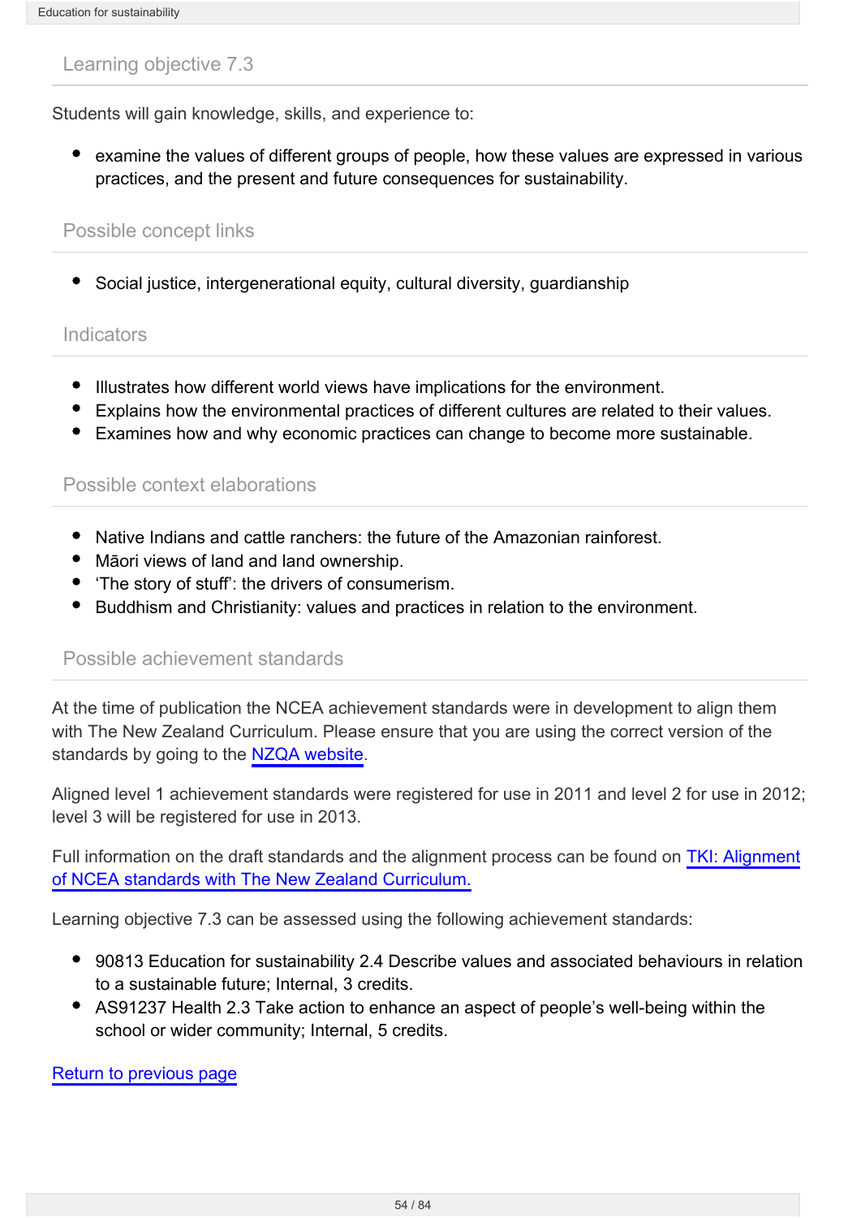## Learning objective 7.3

Students will gain knowledge, skills, and experience to:

- examine the values of different groups of people, how these values are expressed in various practices, and the present and future consequences for sustainability.

### Possible concept links

- Social justice, intergenerational equity, cultural diversity, guardianship

### Indicators

- Illustrates how different world views have implications for the environment.
- Explains how the environmental practices of different cultures are related to their values.
- Examines how and why economic practices can change to become more sustainable.

### Possible context elaborations

- Native Indians and cattle ranchers: the future of the Amazonian rainforest.
- Māori views of land and land ownership.
- 'The story of stuff': the drivers of consumerism.
- Buddhism and Christianity: values and practices in relation to the environment.

### Possible achievement standards

At the time of publication the NCEA achievement standards were in development to align them with The New Zealand Curriculum. Please ensure that you are using the correct version of the standards by going to the NZQA website.

Aligned level 1 achievement standards were registered for use in 2011 and level 2 for use in 2012; level 3 will be registered for use in 2013.

Full information on the draft standards and the alignment process can be found on TKI: Alignment of NCEA standards with The New Zealand Curriculum.

Learning objective 7.3 can be assessed using the following achievement standards:

- 90813 Education for sustainability 2.4 Describe values and associated behaviours in relation to a sustainable future; Internal, 3 credits.
- AS91237 Health 2.3 Take action to enhance an aspect of people's well-being within the school or wider community; Internal, 5 credits.

Return to previous page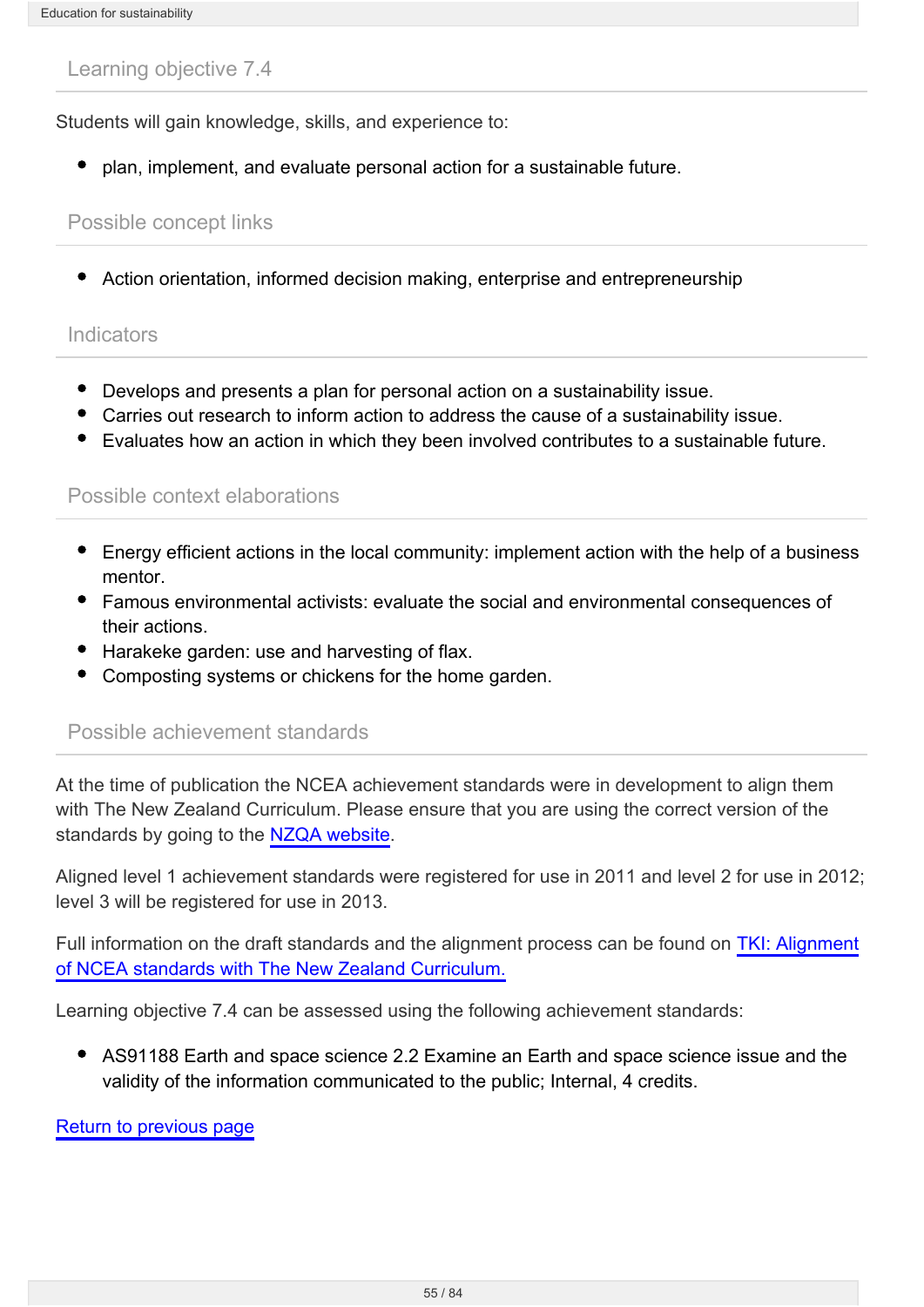## Learning objective 7.4

Students will gain knowledge, skills, and experience to:

- plan, implement, and evaluate personal action for a sustainable future.

## Possible concept links

- Action orientation, informed decision making, enterprise and entrepreneurship

## Indicators

- Develops and presents a plan for personal action on a sustainability issue.
- Carries out research to inform action to address the cause of a sustainability issue.
- Evaluates how an action in which they been involved contributes to a sustainable future.

## Possible context elaborations

- Energy efficient actions in the local community: implement action with the help of a business mentor.
- Famous environmental activists: evaluate the social and environmental consequences of their actions.
- Harakeke garden: use and harvesting of flax.
- Composting systems or chickens for the home garden.

## Possible achievement standards

At the time of publication the NCEA achievement standards were in development to align them with The New Zealand Curriculum. Please ensure that you are using the correct version of the standards by going to the [NZQA website](https://www.nzqa.govt.nz).

Aligned level 1 achievement standards were registered for use in 2011 and level 2 for use in 2012; level 3 will be registered for use in 2013.

Full information on the draft standards and the alignment process can be found on TKI: Alignment of NCEA standards with The New Zealand Curriculum.

Learning objective 7.4 can be assessed using the following achievement standards:

- AS91188 Earth and space science 2.2 Examine an Earth and space science issue and the validity of the information communicated to the public; Internal, 4 credits.

Return to previous page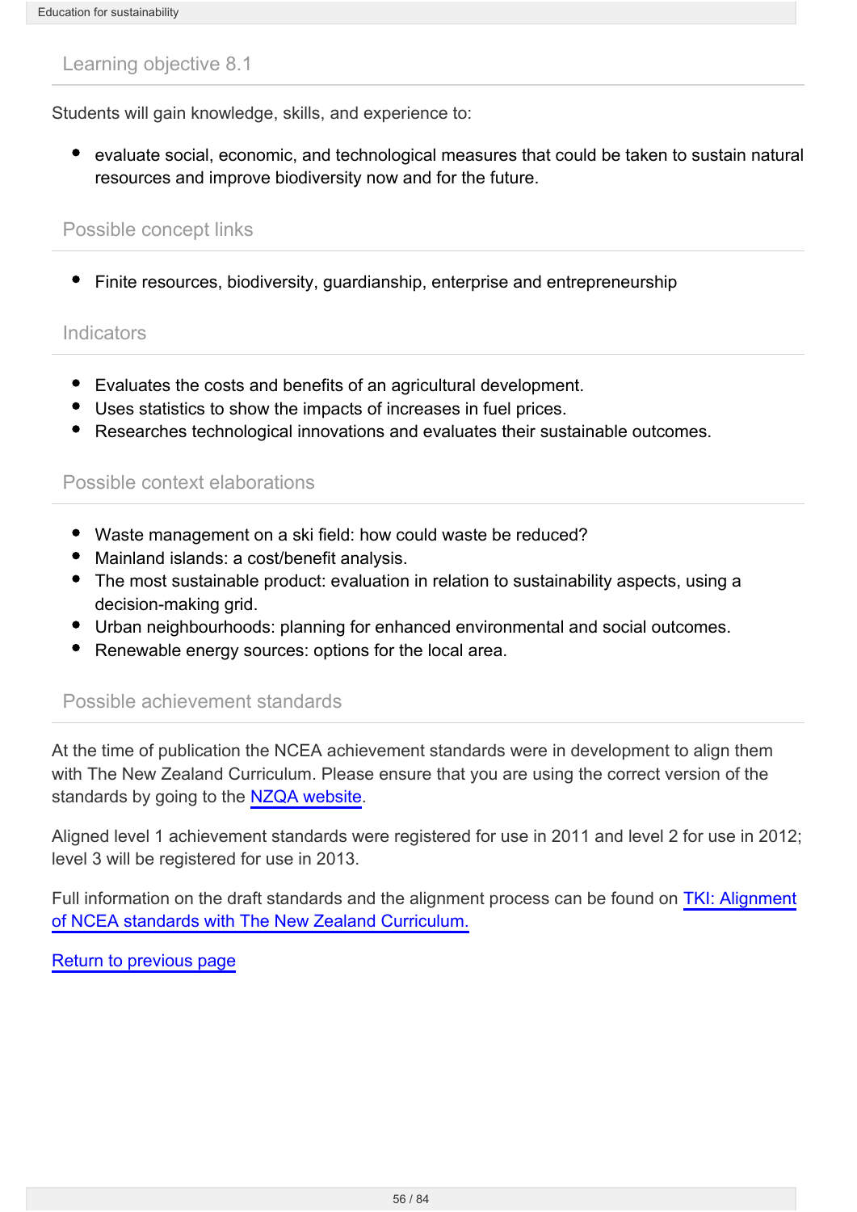## Learning objective 8.1

Students will gain knowledge, skills, and experience to:

- evaluate social, economic, and technological measures that could be taken to sustain natural resources and improve biodiversity now and for the future.

## Possible concept links

- Finite resources, biodiversity, guardianship, enterprise and entrepreneurship

## Indicators

- Evaluates the costs and benefits of an agricultural development.
- Uses statistics to show the impacts of increases in fuel prices.
- Researches technological innovations and evaluates their sustainable outcomes.

## Possible context elaborations

- Waste management on a ski field: how could waste be reduced?
- Mainland islands: a cost/benefit analysis.
- The most sustainable product: evaluation in relation to sustainability aspects, using a decision-making grid.
- Urban neighbourhoods: planning for enhanced environmental and social outcomes.
- Renewable energy sources: options for the local area.

## Possible achievement standards

At the time of publication the NCEA achievement standards were in development to align them with The New Zealand Curriculum. Please ensure that you are using the correct version of the standards by going to the NZQA website.

Aligned level 1 achievement standards were registered for use in 2011 and level 2 for use in 2012; level 3 will be registered for use in 2013.

Full information on the draft standards and the alignment process can be found on TKI: Alignment of NCEA standards with The New Zealand Curriculum.

Return to previous page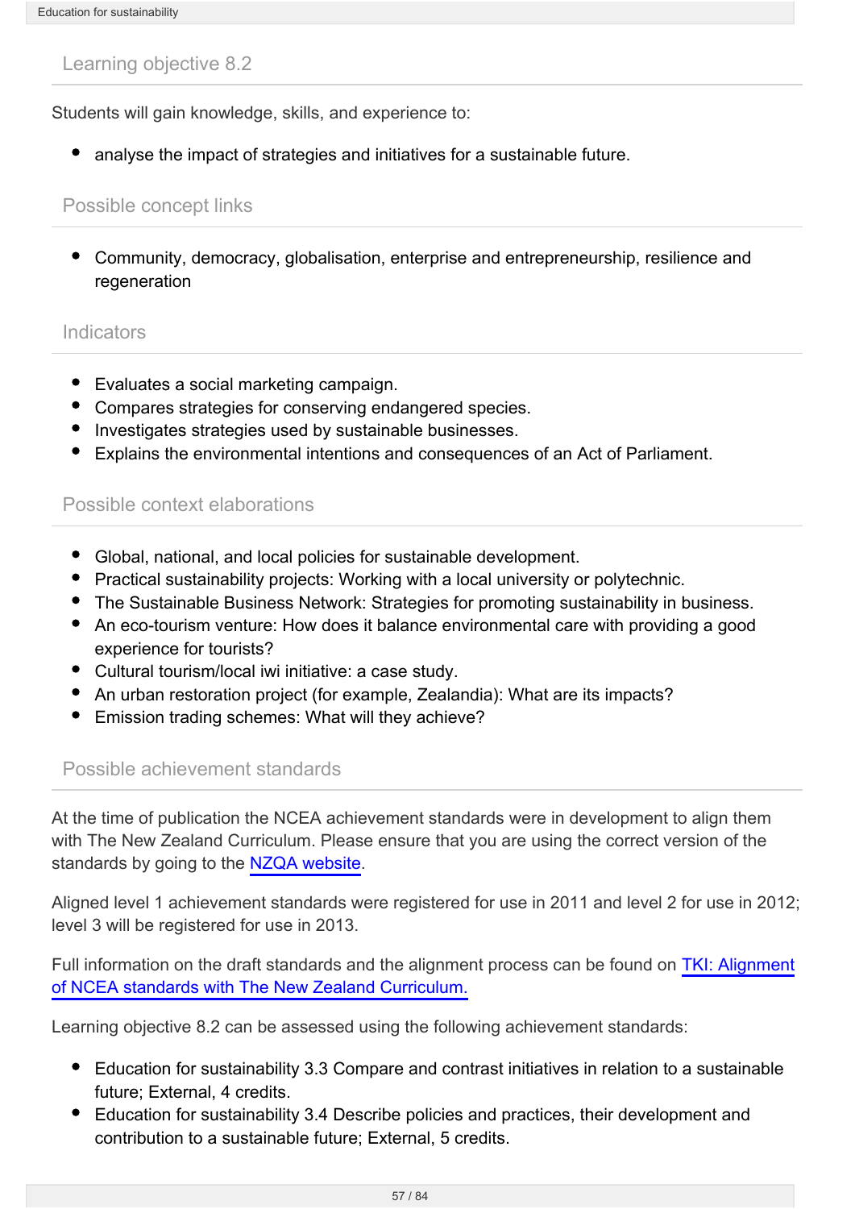## Learning objective 8.2

Students will gain knowledge, skills, and experience to:

- analyse the impact of strategies and initiatives for a sustainable future.

## Possible concept links

- Community, democracy, globalisation, enterprise and entrepreneurship, resilience and regeneration

## Indicators

- Evaluates a social marketing campaign.
- Compares strategies for conserving endangered species.
- Investigates strategies used by sustainable businesses.
- Explains the environmental intentions and consequences of an Act of Parliament.

## Possible context elaborations

- Global, national, and local policies for sustainable development.
- Practical sustainability projects: Working with a local university or polytechnic.
- The Sustainable Business Network: Strategies for promoting sustainability in business.
- An eco-tourism venture: How does it balance environmental care with providing a good experience for tourists?
- Cultural tourism/local iwi initiative: a case study.
- An urban restoration project (for example, Zealandia): What are its impacts?
- Emission trading schemes: What will they achieve?

## Possible achievement standards

At the time of publication the NCEA achievement standards were in development to align them with The New Zealand Curriculum. Please ensure that you are using the correct version of the standards by going to the NZQA website.

Aligned level 1 achievement standards were registered for use in 2011 and level 2 for use in 2012; level 3 will be registered for use in 2013.

Full information on the draft standards and the alignment process can be found on TKI: Alignment of NCEA standards with The New Zealand Curriculum.

Learning objective 8.2 can be assessed using the following achievement standards:

- Education for sustainability 3.3 Compare and contrast initiatives in relation to a sustainable future; External, 4 credits.
- Education for sustainability 3.4 Describe policies and practices, their development and contribution to a sustainable future; External, 5 credits.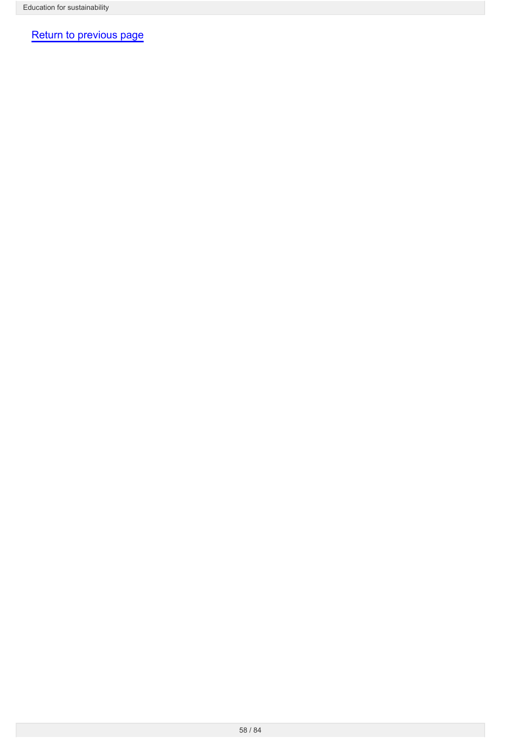[Return to previous page]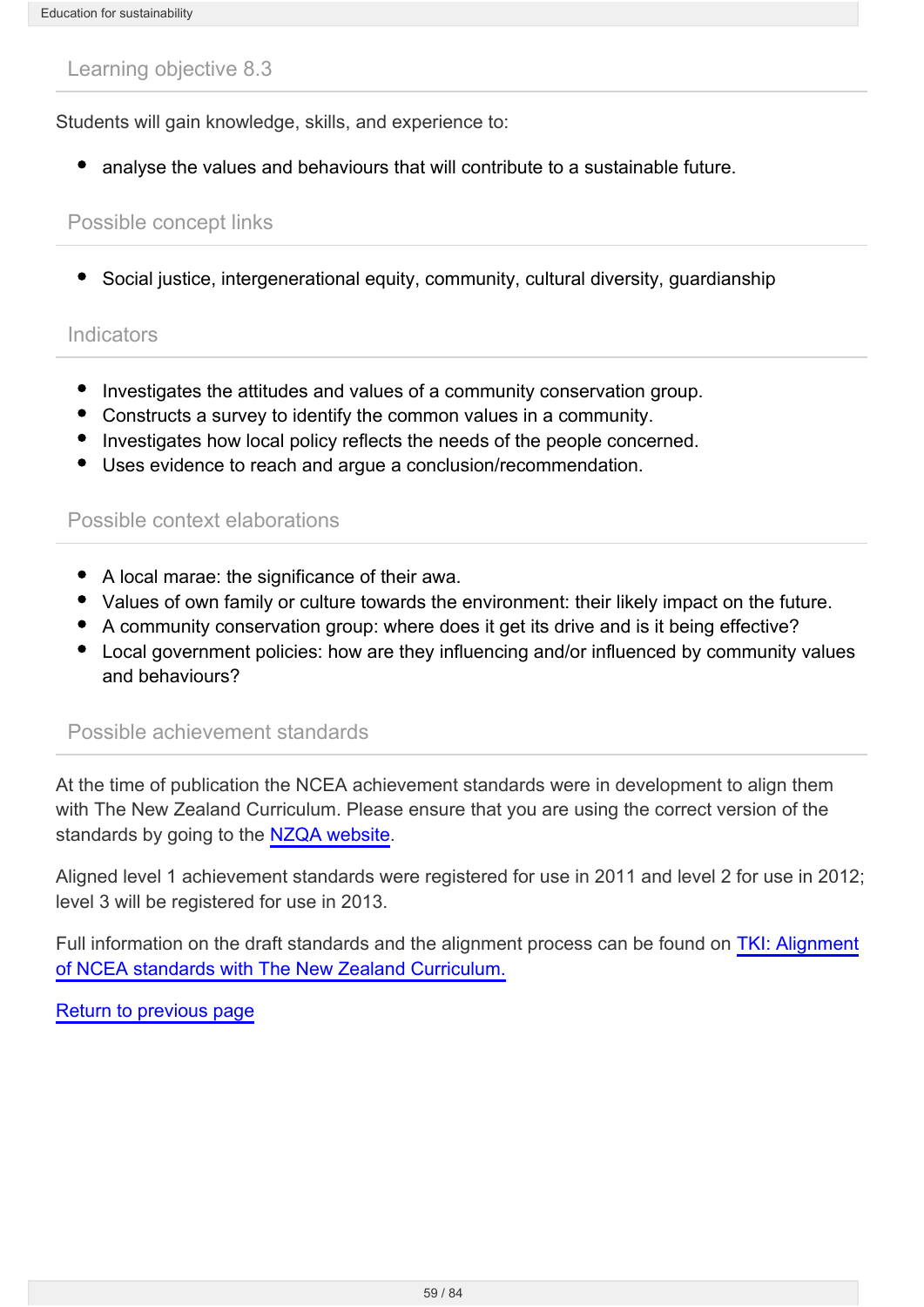## Learning objective 8.3

Students will gain knowledge, skills, and experience to:

- analyse the values and behaviours that will contribute to a sustainable future.

## Possible concept links

- Social justice, intergenerational equity, community, cultural diversity, guardianship

## Indicators

- Investigates the attitudes and values of a community conservation group.
- Constructs a survey to identify the common values in a community.
- Investigates how local policy reflects the needs of the people concerned.
- Uses evidence to reach and argue a conclusion/recommendation.

## Possible context elaborations

- A local marae: the significance of their awa.
- Values of own family or culture towards the environment: their likely impact on the future.
- A community conservation group: where does it get its drive and is it being effective?
- Local government policies: how are they influencing and/or influenced by community values and behaviours?

## Possible achievement standards

At the time of publication the NCEA achievement standards were in development to align them with The New Zealand Curriculum. Please ensure that you are using the correct version of the standards by going to the NZQA website.

Aligned level 1 achievement standards were registered for use in 2011 and level 2 for use in 2012; level 3 will be registered for use in 2013.

Full information on the draft standards and the alignment process can be found on TKI: Alignment of NCEA standards with The New Zealand Curriculum.

Return to previous page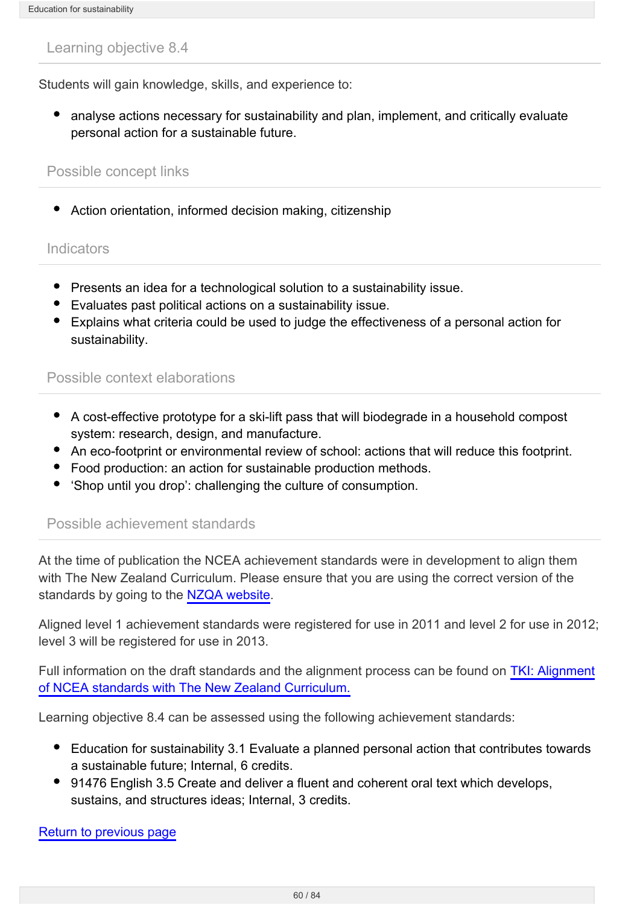## Learning objective 8.4

Students will gain knowledge, skills, and experience to:

- analyse actions necessary for sustainability and plan, implement, and critically evaluate personal action for a sustainable future.

### Possible concept links

- Action orientation, informed decision making, citizenship

### Indicators

- Presents an idea for a technological solution to a sustainability issue.
- Evaluates past political actions on a sustainability issue.
- Explains what criteria could be used to judge the effectiveness of a personal action for sustainability.

### Possible context elaborations

- A cost-effective prototype for a ski-lift pass that will biodegrade in a household compost system: research, design, and manufacture.
- An eco-footprint or environmental review of school: actions that will reduce this footprint.
- Food production: an action for sustainable production methods.
- 'Shop until you drop': challenging the culture of consumption.

### Possible achievement standards

At the time of publication the NCEA achievement standards were in development to align them with The New Zealand Curriculum. Please ensure that you are using the correct version of the standards by going to the NZQA website.

Aligned level 1 achievement standards were registered for use in 2011 and level 2 for use in 2012; level 3 will be registered for use in 2013.

Full information on the draft standards and the alignment process can be found on TKI: Alignment of NCEA standards with The New Zealand Curriculum.

Learning objective 8.4 can be assessed using the following achievement standards:

- Education for sustainability 3.1 Evaluate a planned personal action that contributes towards a sustainable future; Internal, 6 credits.
- 91476 English 3.5 Create and deliver a fluent and coherent oral text which develops, sustains, and structures ideas; Internal, 3 credits.

Return to previous page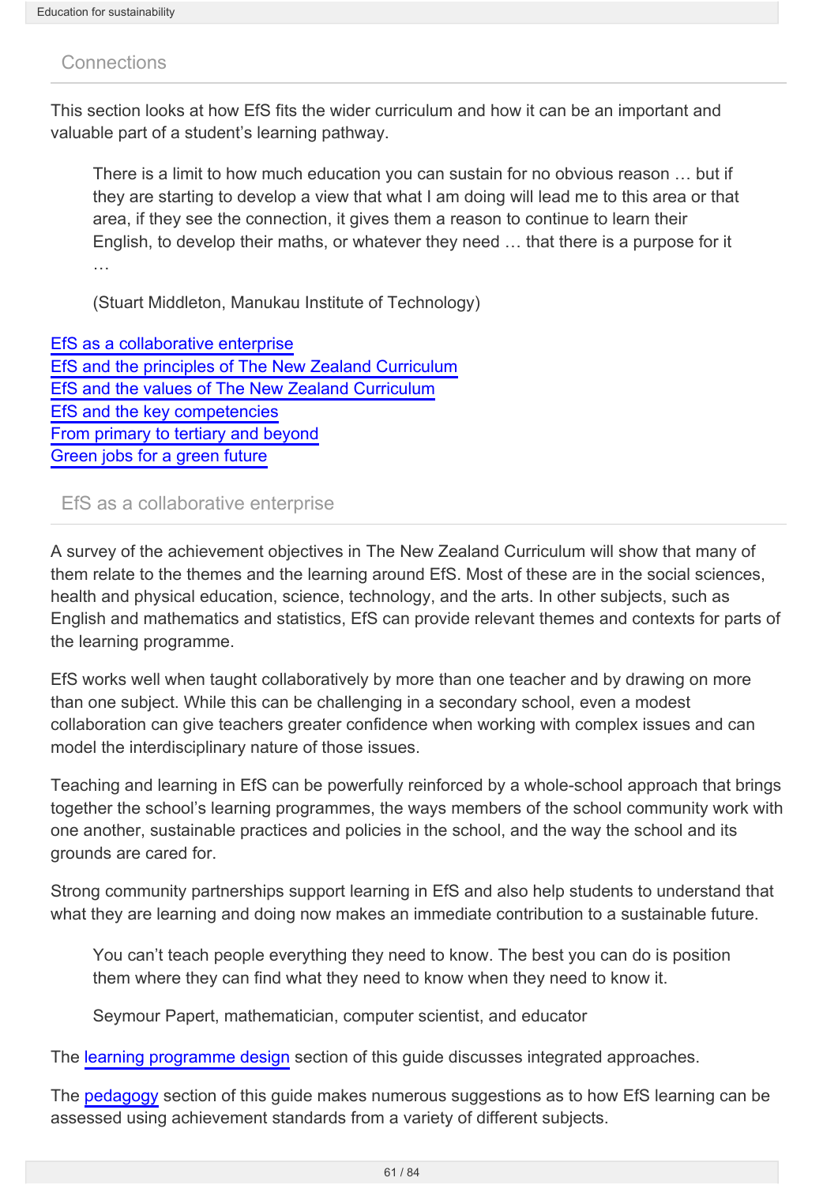## Connections

This section looks at how EfS fits the wider curriculum and how it can be an important and valuable part of a student's learning pathway.

> There is a limit to how much education you can sustain for no obvious reason … but if they are starting to develop a view that what I am doing will lead me to this area or that area, if they see the connection, it gives them a reason to continue to learn their English, to develop their maths, or whatever they need … that there is a purpose for it …
>
> (Stuart Middleton, Manukau Institute of Technology)

EfS as a collaborative enterprise
EfS and the principles of The New Zealand Curriculum
EfS and the values of The New Zealand Curriculum
EfS and the key competencies
From primary to tertiary and beyond
Green jobs for a green future

## EfS as a collaborative enterprise

A survey of the achievement objectives in The New Zealand Curriculum will show that many of them relate to the themes and the learning around EfS. Most of these are in the social sciences, health and physical education, science, technology, and the arts. In other subjects, such as English and mathematics and statistics, EfS can provide relevant themes and contexts for parts of the learning programme.

EfS works well when taught collaboratively by more than one teacher and by drawing on more than one subject. While this can be challenging in a secondary school, even a modest collaboration can give teachers greater confidence when working with complex issues and can model the interdisciplinary nature of those issues.

Teaching and learning in EfS can be powerfully reinforced by a whole-school approach that brings together the school's learning programmes, the ways members of the school community work with one another, sustainable practices and policies in the school, and the way the school and its grounds are cared for.

Strong community partnerships support learning in EfS and also help students to understand that what they are learning and doing now makes an immediate contribution to a sustainable future.

> You can't teach people everything they need to know. The best you can do is position them where they can find what they need to know when they need to know it.
>
> Seymour Papert, mathematician, computer scientist, and educator

The learning programme design section of this guide discusses integrated approaches.

The pedagogy section of this guide makes numerous suggestions as to how EfS learning can be assessed using achievement standards from a variety of different subjects.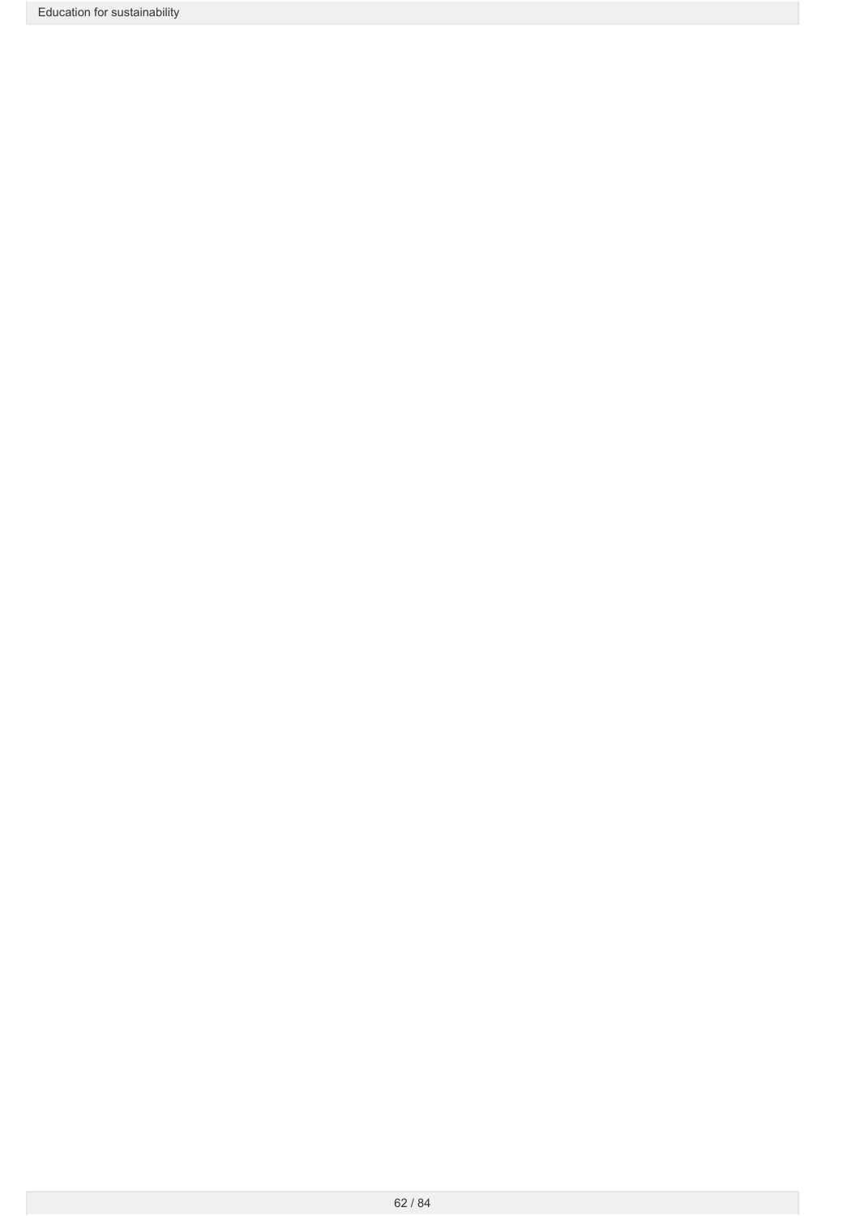Education for sustainability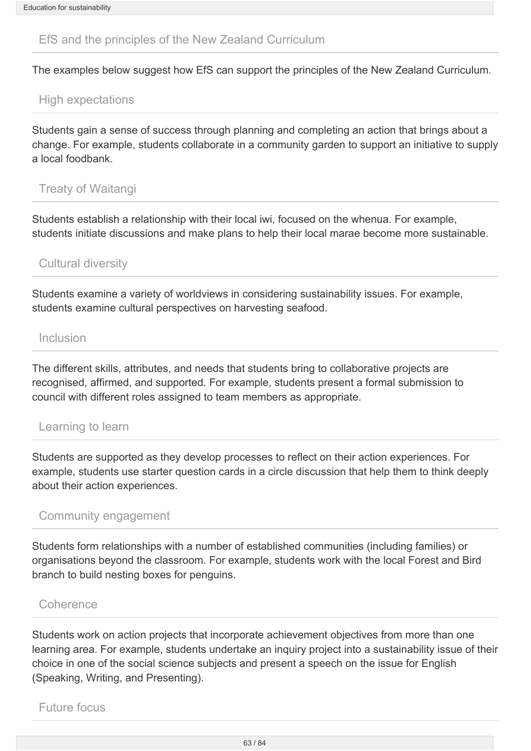## EfS and the principles of the New Zealand Curriculum

The examples below suggest how EfS can support the principles of the New Zealand Curriculum.

### High expectations

Students gain a sense of success through planning and completing an action that brings about a change. For example, students collaborate in a community garden to support an initiative to supply a local foodbank.

### Treaty of Waitangi

Students establish a relationship with their local iwi, focused on the whenua. For example, students initiate discussions and make plans to help their local marae become more sustainable.

### Cultural diversity

Students examine a variety of worldviews in considering sustainability issues. For example, students examine cultural perspectives on harvesting seafood.

### Inclusion

The different skills, attributes, and needs that students bring to collaborative projects are recognised, affirmed, and supported. For example, students present a formal submission to council with different roles assigned to team members as appropriate.

### Learning to learn

Students are supported as they develop processes to reflect on their action experiences. For example, students use starter question cards in a circle discussion that help them to think deeply about their action experiences.

### Community engagement

Students form relationships with a number of established communities (including families) or organisations beyond the classroom. For example, students work with the local Forest and Bird branch to build nesting boxes for penguins.

### Coherence

Students work on action projects that incorporate achievement objectives from more than one learning area. For example, students undertake an inquiry project into a sustainability issue of their choice in one of the social science subjects and present a speech on the issue for English (Speaking, Writing, and Presenting).

### Future focus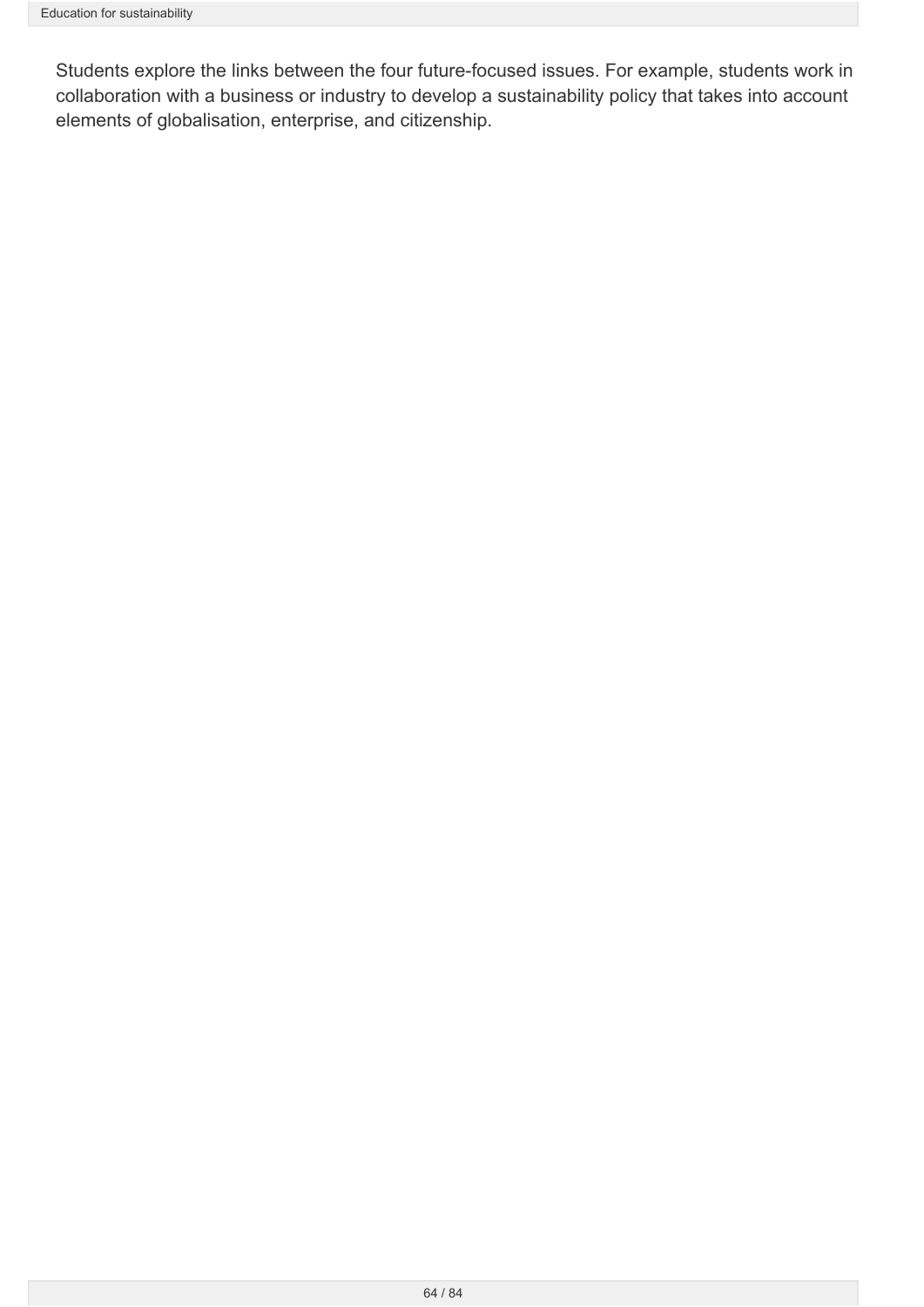Students explore the links between the four future-focused issues. For example, students work in collaboration with a business or industry to develop a sustainability policy that takes into account elements of globalisation, enterprise, and citizenship.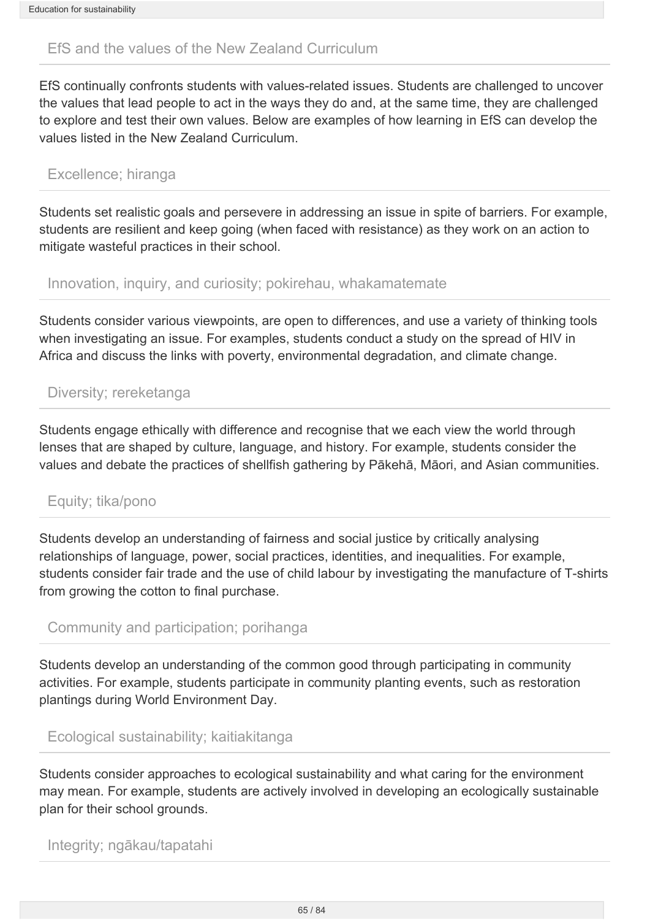## EfS and the values of the New Zealand Curriculum

EfS continually confronts students with values-related issues. Students are challenged to uncover the values that lead people to act in the ways they do and, at the same time, they are challenged to explore and test their own values. Below are examples of how learning in EfS can develop the values listed in the New Zealand Curriculum.

### Excellence; hiranga

Students set realistic goals and persevere in addressing an issue in spite of barriers. For example, students are resilient and keep going (when faced with resistance) as they work on an action to mitigate wasteful practices in their school.

### Innovation, inquiry, and curiosity; pokirehau, whakamatemate

Students consider various viewpoints, are open to differences, and use a variety of thinking tools when investigating an issue. For examples, students conduct a study on the spread of HIV in Africa and discuss the links with poverty, environmental degradation, and climate change.

### Diversity; rereketanga

Students engage ethically with difference and recognise that we each view the world through lenses that are shaped by culture, language, and history. For example, students consider the values and debate the practices of shellfish gathering by Pākehā, Māori, and Asian communities.

### Equity; tika/pono

Students develop an understanding of fairness and social justice by critically analysing relationships of language, power, social practices, identities, and inequalities. For example, students consider fair trade and the use of child labour by investigating the manufacture of T-shirts from growing the cotton to final purchase.

### Community and participation; porihanga

Students develop an understanding of the common good through participating in community activities. For example, students participate in community planting events, such as restoration plantings during World Environment Day.

### Ecological sustainability; kaitiakitanga

Students consider approaches to ecological sustainability and what caring for the environment may mean. For example, students are actively involved in developing an ecologically sustainable plan for their school grounds.

### Integrity; ngākau/tapatahi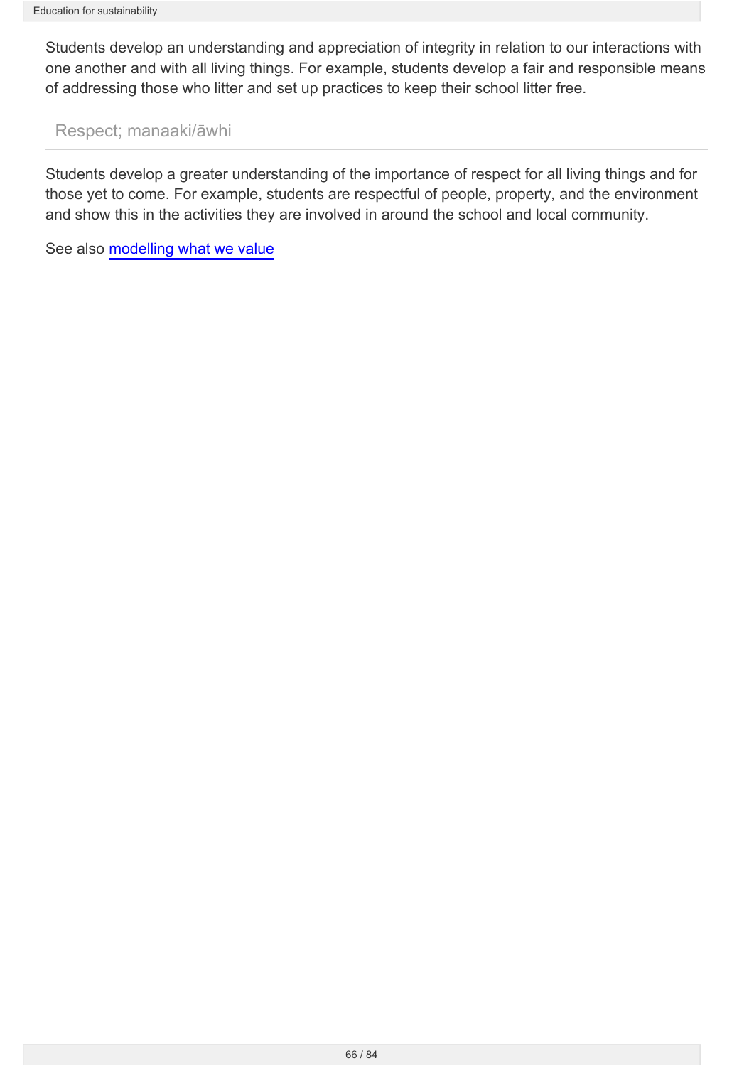Students develop an understanding and appreciation of integrity in relation to our interactions with one another and with all living things. For example, students develop a fair and responsible means of addressing those who litter and set up practices to keep their school litter free.

### Respect; manaaki/āwhi

Students develop a greater understanding of the importance of respect for all living things and for those yet to come. For example, students are respectful of people, property, and the environment and show this in the activities they are involved in around the school and local community.

See also modelling what we value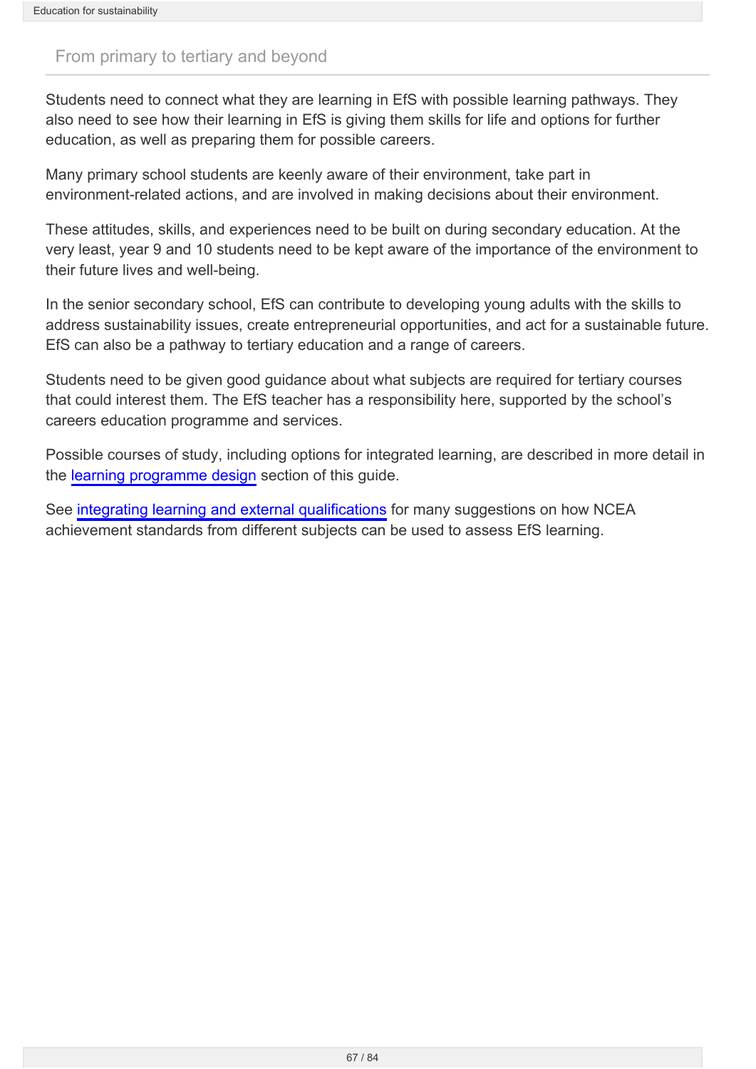## From primary to tertiary and beyond

Students need to connect what they are learning in EfS with possible learning pathways. They also need to see how their learning in EfS is giving them skills for life and options for further education, as well as preparing them for possible careers.

Many primary school students are keenly aware of their environment, take part in environment-related actions, and are involved in making decisions about their environment.

These attitudes, skills, and experiences need to be built on during secondary education. At the very least, year 9 and 10 students need to be kept aware of the importance of the environment to their future lives and well-being.

In the senior secondary school, EfS can contribute to developing young adults with the skills to address sustainability issues, create entrepreneurial opportunities, and act for a sustainable future. EfS can also be a pathway to tertiary education and a range of careers.

Students need to be given good guidance about what subjects are required for tertiary courses that could interest them. The EfS teacher has a responsibility here, supported by the school's careers education programme and services.

Possible courses of study, including options for integrated learning, are described in more detail in the learning programme design section of this guide.

See integrating learning and external qualifications for many suggestions on how NCEA achievement standards from different subjects can be used to assess EfS learning.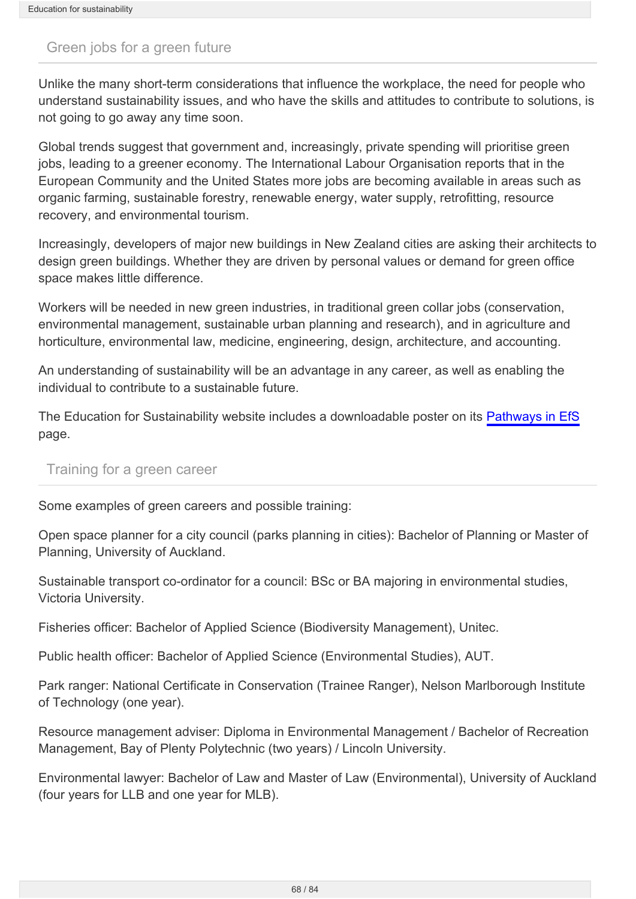## Green jobs for a green future

Unlike the many short-term considerations that influence the workplace, the need for people who understand sustainability issues, and who have the skills and attitudes to contribute to solutions, is not going to go away any time soon.

Global trends suggest that government and, increasingly, private spending will prioritise green jobs, leading to a greener economy. The International Labour Organisation reports that in the European Community and the United States more jobs are becoming available in areas such as organic farming, sustainable forestry, renewable energy, water supply, retrofitting, resource recovery, and environmental tourism.

Increasingly, developers of major new buildings in New Zealand cities are asking their architects to design green buildings. Whether they are driven by personal values or demand for green office space makes little difference.

Workers will be needed in new green industries, in traditional green collar jobs (conservation, environmental management, sustainable urban planning and research), and in agriculture and horticulture, environmental law, medicine, engineering, design, architecture, and accounting.

An understanding of sustainability will be an advantage in any career, as well as enabling the individual to contribute to a sustainable future.

The Education for Sustainability website includes a downloadable poster on its Pathways in EfS page.

## Training for a green career

Some examples of green careers and possible training:

Open space planner for a city council (parks planning in cities): Bachelor of Planning or Master of Planning, University of Auckland.

Sustainable transport co-ordinator for a council: BSc or BA majoring in environmental studies, Victoria University.

Fisheries officer: Bachelor of Applied Science (Biodiversity Management), Unitec.

Public health officer: Bachelor of Applied Science (Environmental Studies), AUT.

Park ranger: National Certificate in Conservation (Trainee Ranger), Nelson Marlborough Institute of Technology (one year).

Resource management adviser: Diploma in Environmental Management / Bachelor of Recreation Management, Bay of Plenty Polytechnic (two years) / Lincoln University.

Environmental lawyer: Bachelor of Law and Master of Law (Environmental), University of Auckland (four years for LLB and one year for MLB).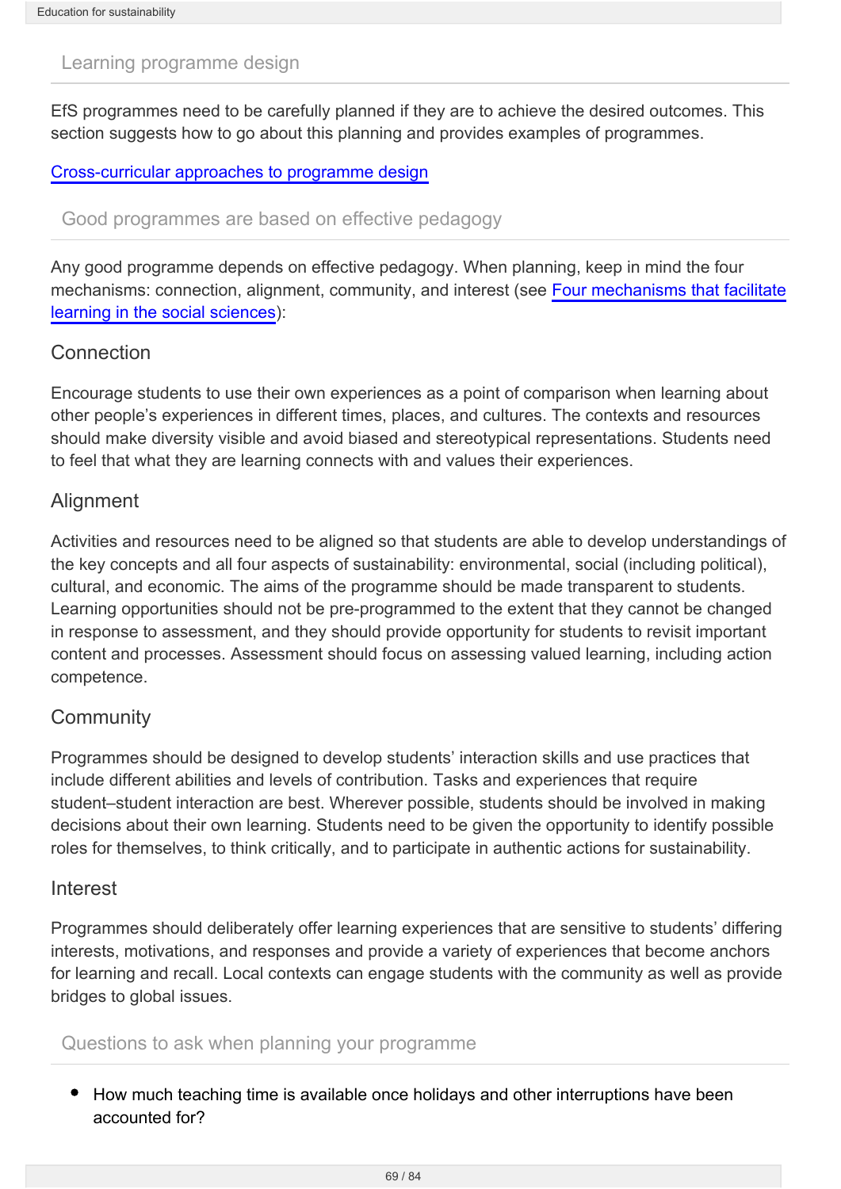## Learning programme design

EfS programmes need to be carefully planned if they are to achieve the desired outcomes. This section suggests how to go about this planning and provides examples of programmes.

Cross-curricular approaches to programme design

## Good programmes are based on effective pedagogy

Any good programme depends on effective pedagogy. When planning, keep in mind the four mechanisms: connection, alignment, community, and interest (see Four mechanisms that facilitate learning in the social sciences):

### Connection

Encourage students to use their own experiences as a point of comparison when learning about other people's experiences in different times, places, and cultures. The contexts and resources should make diversity visible and avoid biased and stereotypical representations. Students need to feel that what they are learning connects with and values their experiences.

### Alignment

Activities and resources need to be aligned so that students are able to develop understandings of the key concepts and all four aspects of sustainability: environmental, social (including political), cultural, and economic. The aims of the programme should be made transparent to students. Learning opportunities should not be pre-programmed to the extent that they cannot be changed in response to assessment, and they should provide opportunity for students to revisit important content and processes. Assessment should focus on assessing valued learning, including action competence.

### Community

Programmes should be designed to develop students' interaction skills and use practices that include different abilities and levels of contribution. Tasks and experiences that require student–student interaction are best. Wherever possible, students should be involved in making decisions about their own learning. Students need to be given the opportunity to identify possible roles for themselves, to think critically, and to participate in authentic actions for sustainability.

### Interest

Programmes should deliberately offer learning experiences that are sensitive to students' differing interests, motivations, and responses and provide a variety of experiences that become anchors for learning and recall. Local contexts can engage students with the community as well as provide bridges to global issues.

## Questions to ask when planning your programme

- How much teaching time is available once holidays and other interruptions have been accounted for?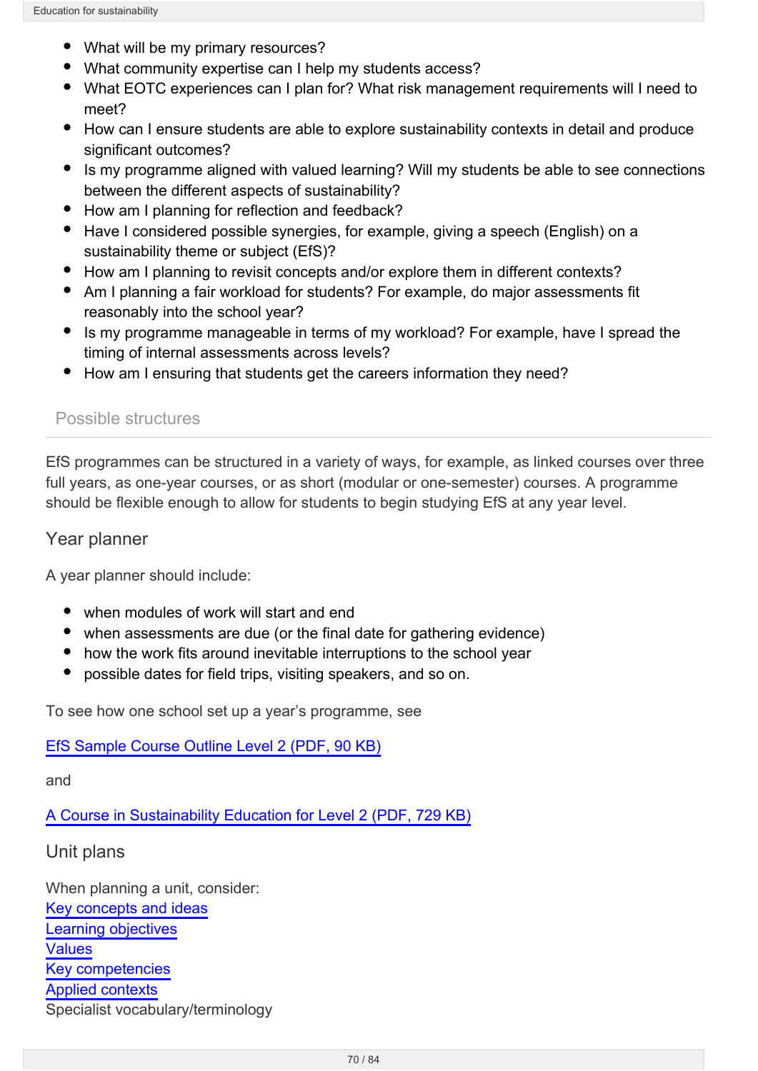- What will be my primary resources?
- What community expertise can I help my students access?
- What EOTC experiences can I plan for? What risk management requirements will I need to meet?
- How can I ensure students are able to explore sustainability contexts in detail and produce significant outcomes?
- Is my programme aligned with valued learning? Will my students be able to see connections between the different aspects of sustainability?
- How am I planning for reflection and feedback?
- Have I considered possible synergies, for example, giving a speech (English) on a sustainability theme or subject (EfS)?
- How am I planning to revisit concepts and/or explore them in different contexts?
- Am I planning a fair workload for students? For example, do major assessments fit reasonably into the school year?
- Is my programme manageable in terms of my workload? For example, have I spread the timing of internal assessments across levels?
- How am I ensuring that students get the careers information they need?

## Possible structures

EfS programmes can be structured in a variety of ways, for example, as linked courses over three full years, as one-year courses, or as short (modular or one-semester) courses. A programme should be flexible enough to allow for students to begin studying EfS at any year level.

### Year planner

A year planner should include:

- when modules of work will start and end
- when assessments are due (or the final date for gathering evidence)
- how the work fits around inevitable interruptions to the school year
- possible dates for field trips, visiting speakers, and so on.

To see how one school set up a year's programme, see

EfS Sample Course Outline Level 2 (PDF, 90 KB)

and

A Course in Sustainability Education for Level 2 (PDF, 729 KB)

### Unit plans

When planning a unit, consider:
Key concepts and ideas
Learning objectives
Values
Key competencies
Applied contexts
Specialist vocabulary/terminology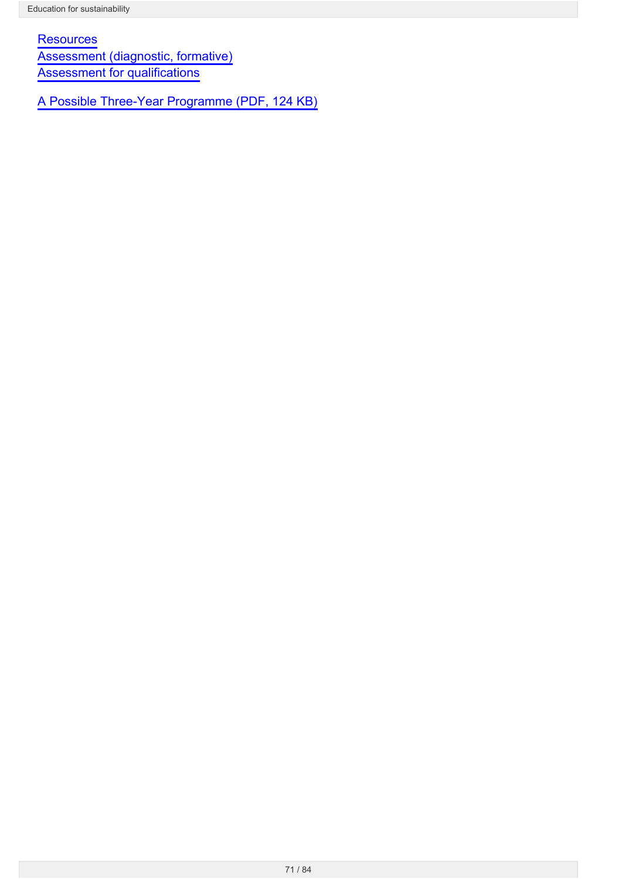Resources
Assessment (diagnostic, formative)
Assessment for qualifications

A Possible Three-Year Programme (PDF, 124 KB)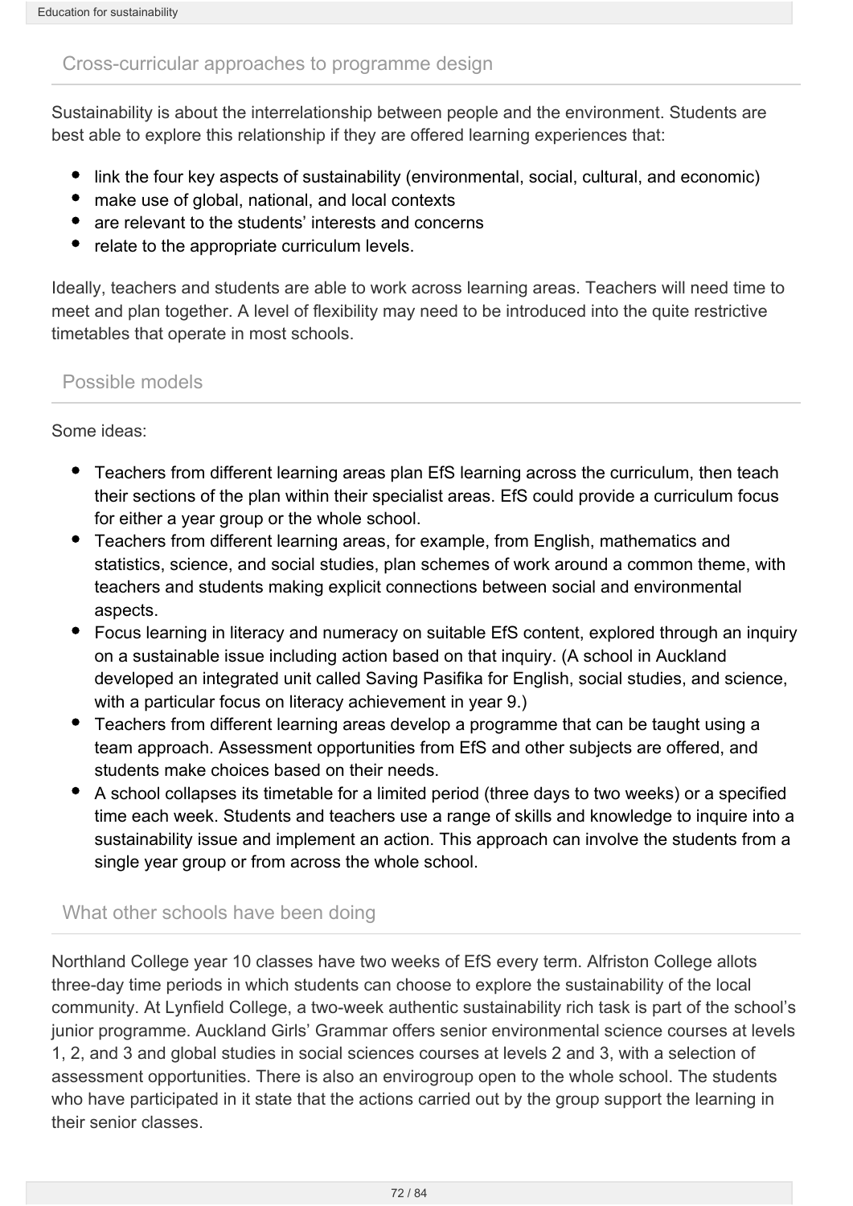## Cross-curricular approaches to programme design

Sustainability is about the interrelationship between people and the environment. Students are best able to explore this relationship if they are offered learning experiences that:

- link the four key aspects of sustainability (environmental, social, cultural, and economic)
- make use of global, national, and local contexts
- are relevant to the students' interests and concerns
- relate to the appropriate curriculum levels.

Ideally, teachers and students are able to work across learning areas. Teachers will need time to meet and plan together. A level of flexibility may need to be introduced into the quite restrictive timetables that operate in most schools.

## Possible models

Some ideas:

- Teachers from different learning areas plan EfS learning across the curriculum, then teach their sections of the plan within their specialist areas. EfS could provide a curriculum focus for either a year group or the whole school.
- Teachers from different learning areas, for example, from English, mathematics and statistics, science, and social studies, plan schemes of work around a common theme, with teachers and students making explicit connections between social and environmental aspects.
- Focus learning in literacy and numeracy on suitable EfS content, explored through an inquiry on a sustainable issue including action based on that inquiry. (A school in Auckland developed an integrated unit called Saving Pasifika for English, social studies, and science, with a particular focus on literacy achievement in year 9.)
- Teachers from different learning areas develop a programme that can be taught using a team approach. Assessment opportunities from EfS and other subjects are offered, and students make choices based on their needs.
- A school collapses its timetable for a limited period (three days to two weeks) or a specified time each week. Students and teachers use a range of skills and knowledge to inquire into a sustainability issue and implement an action. This approach can involve the students from a single year group or from across the whole school.

## What other schools have been doing

Northland College year 10 classes have two weeks of EfS every term. Alfriston College allots three-day time periods in which students can choose to explore the sustainability of the local community. At Lynfield College, a two-week authentic sustainability rich task is part of the school's junior programme. Auckland Girls' Grammar offers senior environmental science courses at levels 1, 2, and 3 and global studies in social sciences courses at levels 2 and 3, with a selection of assessment opportunities. There is also an envirogroup open to the whole school. The students who have participated in it state that the actions carried out by the group support the learning in their senior classes.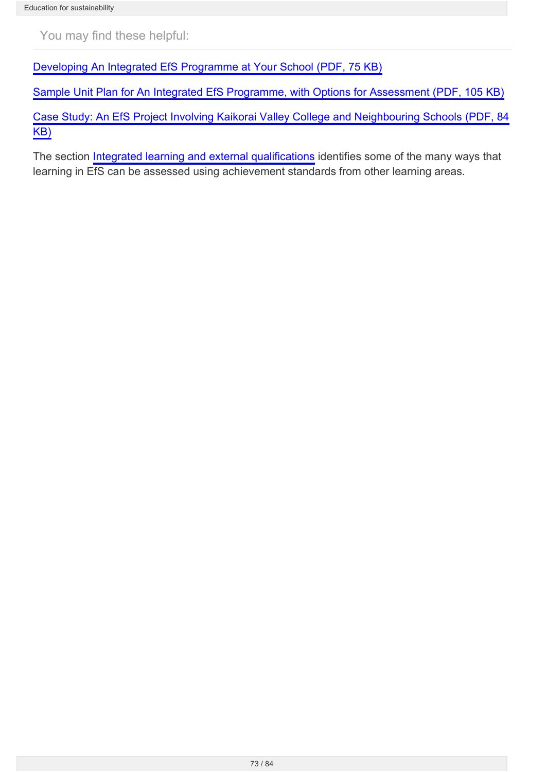You may find these helpful:

Developing An Integrated EfS Programme at Your School (PDF, 75 KB)

Sample Unit Plan for An Integrated EfS Programme, with Options for Assessment (PDF, 105 KB)

Case Study: An EfS Project Involving Kaikorai Valley College and Neighbouring Schools (PDF, 84 KB)

The section Integrated learning and external qualifications identifies some of the many ways that learning in EfS can be assessed using achievement standards from other learning areas.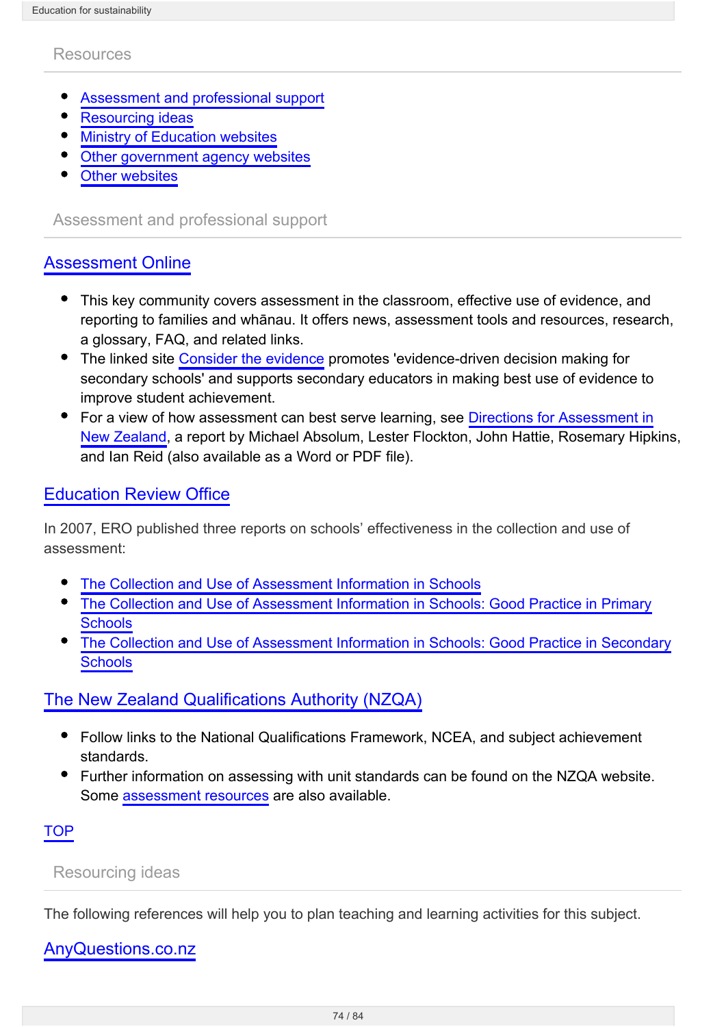## Resources

- Assessment and professional support
- Resourcing ideas
- Ministry of Education websites
- Other government agency websites
- Other websites

## Assessment and professional support

### Assessment Online

- This key community covers assessment in the classroom, effective use of evidence, and reporting to families and whānau. It offers news, assessment tools and resources, research, a glossary, FAQ, and related links.
- The linked site Consider the evidence promotes 'evidence-driven decision making for secondary schools' and supports secondary educators in making best use of evidence to improve student achievement.
- For a view of how assessment can best serve learning, see Directions for Assessment in New Zealand, a report by Michael Absolum, Lester Flockton, John Hattie, Rosemary Hipkins, and Ian Reid (also available as a Word or PDF file).

### Education Review Office

In 2007, ERO published three reports on schools' effectiveness in the collection and use of assessment:

- The Collection and Use of Assessment Information in Schools
- The Collection and Use of Assessment Information in Schools: Good Practice in Primary Schools
- The Collection and Use of Assessment Information in Schools: Good Practice in Secondary Schools

### The New Zealand Qualifications Authority (NZQA)

- Follow links to the National Qualifications Framework, NCEA, and subject achievement standards.
- Further information on assessing with unit standards can be found on the NZQA website. Some assessment resources are also available.

TOP

## Resourcing ideas

The following references will help you to plan teaching and learning activities for this subject.

### AnyQuestions.co.nz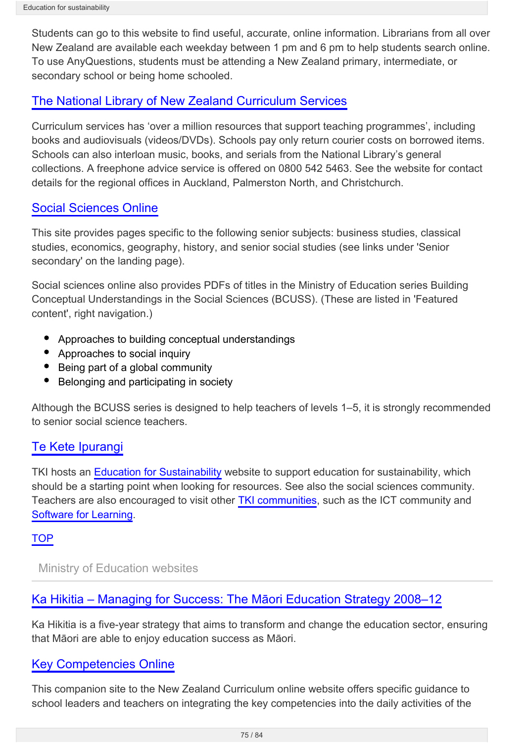Students can go to this website to find useful, accurate, online information. Librarians from all over New Zealand are available each weekday between 1 pm and 6 pm to help students search online. To use AnyQuestions, students must be attending a New Zealand primary, intermediate, or secondary school or being home schooled.

### The National Library of New Zealand Curriculum Services

Curriculum services has 'over a million resources that support teaching programmes', including books and audiovisuals (videos/DVDs). Schools pay only return courier costs on borrowed items. Schools can also interloan music, books, and serials from the National Library's general collections. A freephone advice service is offered on 0800 542 5463. See the website for contact details for the regional offices in Auckland, Palmerston North, and Christchurch.

### Social Sciences Online

This site provides pages specific to the following senior subjects: business studies, classical studies, economics, geography, history, and senior social studies (see links under 'Senior secondary' on the landing page).

Social sciences online also provides PDFs of titles in the Ministry of Education series Building Conceptual Understandings in the Social Sciences (BCUSS). (These are listed in 'Featured content', right navigation.)

- Approaches to building conceptual understandings
- Approaches to social inquiry
- Being part of a global community
- Belonging and participating in society

Although the BCUSS series is designed to help teachers of levels 1–5, it is strongly recommended to senior social science teachers.

### Te Kete Ipurangi

TKI hosts an Education for Sustainability website to support education for sustainability, which should be a starting point when looking for resources. See also the social sciences community. Teachers are also encouraged to visit other TKI communities, such as the ICT community and Software for Learning.

TOP

## Ministry of Education websites

### Ka Hikitia – Managing for Success: The Māori Education Strategy 2008–12

Ka Hikitia is a five-year strategy that aims to transform and change the education sector, ensuring that Māori are able to enjoy education success as Māori.

### Key Competencies Online

This companion site to the New Zealand Curriculum online website offers specific guidance to school leaders and teachers on integrating the key competencies into the daily activities of the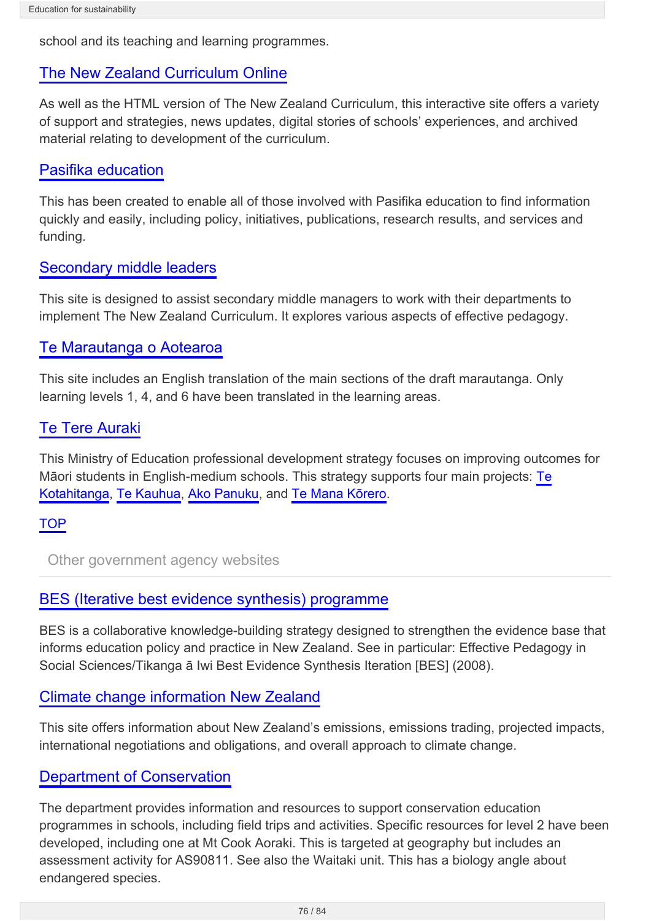school and its teaching and learning programmes.

### The New Zealand Curriculum Online

As well as the HTML version of The New Zealand Curriculum, this interactive site offers a variety of support and strategies, news updates, digital stories of schools' experiences, and archived material relating to development of the curriculum.

### Pasifika education

This has been created to enable all of those involved with Pasifika education to find information quickly and easily, including policy, initiatives, publications, research results, and services and funding.

### Secondary middle leaders

This site is designed to assist secondary middle managers to work with their departments to implement The New Zealand Curriculum. It explores various aspects of effective pedagogy.

### Te Marautanga o Aotearoa

This site includes an English translation of the main sections of the draft marautanga. Only learning levels 1, 4, and 6 have been translated in the learning areas.

### Te Tere Auraki

This Ministry of Education professional development strategy focuses on improving outcomes for Māori students in English-medium schools. This strategy supports four main projects: Te Kotahitanga, Te Kauhua, Ako Panuku, and Te Mana Kōrero.

TOP

## Other government agency websites

### BES (Iterative best evidence synthesis) programme

BES is a collaborative knowledge-building strategy designed to strengthen the evidence base that informs education policy and practice in New Zealand. See in particular: Effective Pedagogy in Social Sciences/Tikanga ā Iwi Best Evidence Synthesis Iteration [BES] (2008).

### Climate change information New Zealand

This site offers information about New Zealand's emissions, emissions trading, projected impacts, international negotiations and obligations, and overall approach to climate change.

### Department of Conservation

The department provides information and resources to support conservation education programmes in schools, including field trips and activities. Specific resources for level 2 have been developed, including one at Mt Cook Aoraki. This is targeted at geography but includes an assessment activity for AS90811. See also the Waitaki unit. This has a biology angle about endangered species.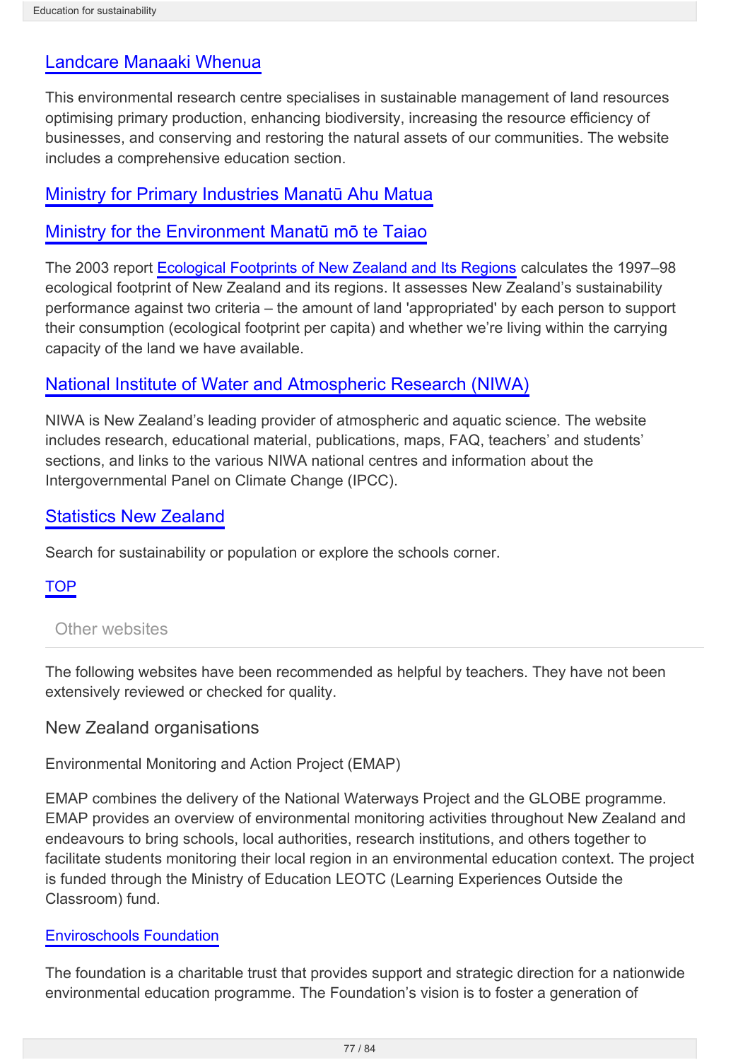### Landcare Manaaki Whenua

This environmental research centre specialises in sustainable management of land resources optimising primary production, enhancing biodiversity, increasing the resource efficiency of businesses, and conserving and restoring the natural assets of our communities. The website includes a comprehensive education section.

### Ministry for Primary Industries Manatū Ahu Matua

### Ministry for the Environment Manatū mō te Taiao

The 2003 report Ecological Footprints of New Zealand and Its Regions calculates the 1997–98 ecological footprint of New Zealand and its regions. It assesses New Zealand's sustainability performance against two criteria – the amount of land 'appropriated' by each person to support their consumption (ecological footprint per capita) and whether we're living within the carrying capacity of the land we have available.

### National Institute of Water and Atmospheric Research (NIWA)

NIWA is New Zealand's leading provider of atmospheric and aquatic science. The website includes research, educational material, publications, maps, FAQ, teachers' and students' sections, and links to the various NIWA national centres and information about the Intergovernmental Panel on Climate Change (IPCC).

### Statistics New Zealand

Search for sustainability or population or explore the schools corner.

TOP

## Other websites

The following websites have been recommended as helpful by teachers. They have not been extensively reviewed or checked for quality.

### New Zealand organisations

Environmental Monitoring and Action Project (EMAP)

EMAP combines the delivery of the National Waterways Project and the GLOBE programme. EMAP provides an overview of environmental monitoring activities throughout New Zealand and endeavours to bring schools, local authorities, research institutions, and others together to facilitate students monitoring their local region in an environmental education context. The project is funded through the Ministry of Education LEOTC (Learning Experiences Outside the Classroom) fund.

#### Enviroschools Foundation

The foundation is a charitable trust that provides support and strategic direction for a nationwide environmental education programme. The Foundation's vision is to foster a generation of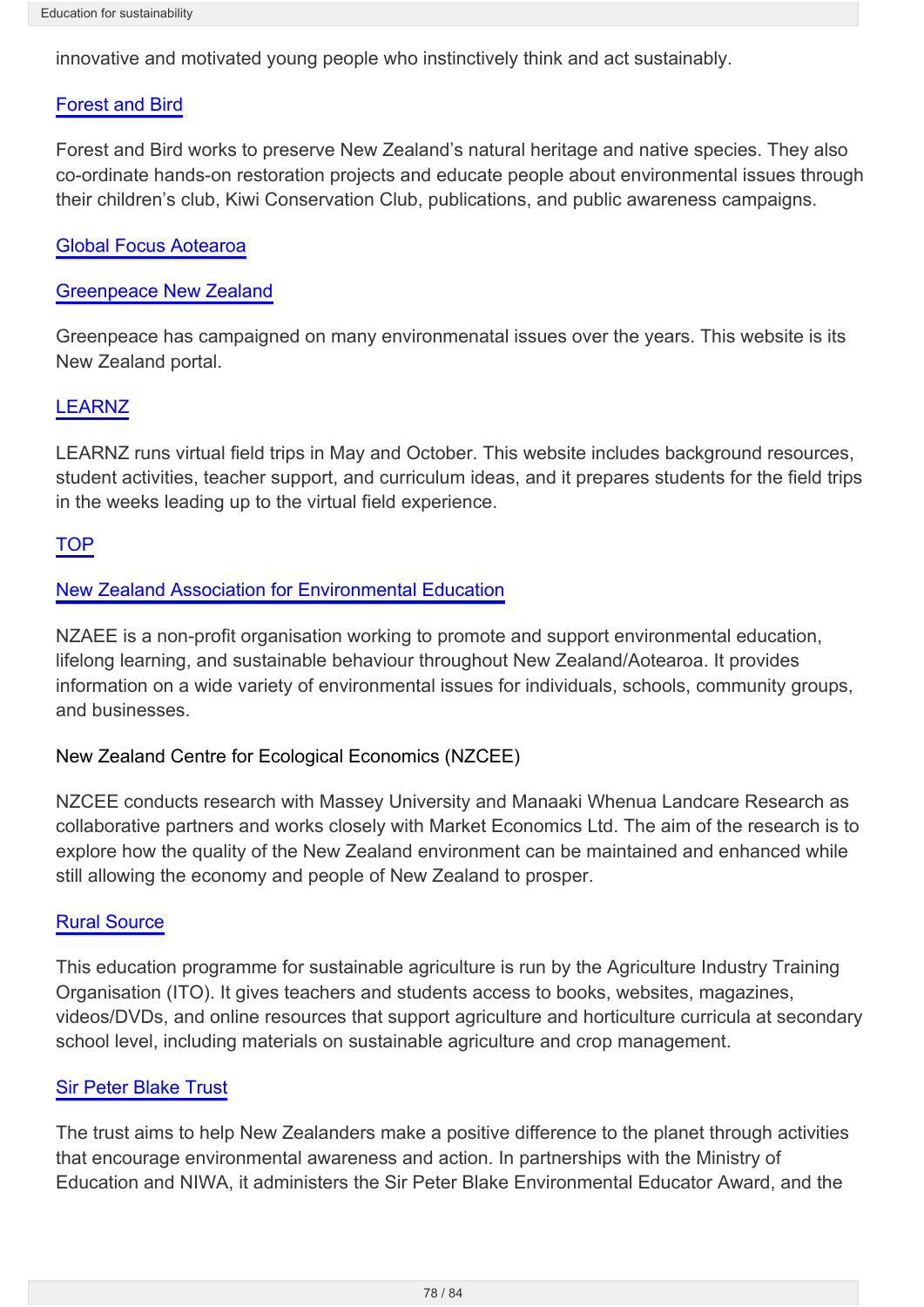innovative and motivated young people who instinctively think and act sustainably.

[Forest and Bird]

Forest and Bird works to preserve New Zealand's natural heritage and native species. They also co-ordinate hands-on restoration projects and educate people about environmental issues through their children's club, Kiwi Conservation Club, publications, and public awareness campaigns.

[Global Focus Aotearoa]

[Greenpeace New Zealand]

Greenpeace has campaigned on many environmenatal issues over the years. This website is its New Zealand portal.

[LEARNZ]

LEARNZ runs virtual field trips in May and October. This website includes background resources, student activities, teacher support, and curriculum ideas, and it prepares students for the field trips in the weeks leading up to the virtual field experience.

[TOP]

[New Zealand Association for Environmental Education]

NZAEE is a non-profit organisation working to promote and support environmental education, lifelong learning, and sustainable behaviour throughout New Zealand/Aotearoa. It provides information on a wide variety of environmental issues for individuals, schools, community groups, and businesses.

New Zealand Centre for Ecological Economics (NZCEE)

NZCEE conducts research with Massey University and Manaaki Whenua Landcare Research as collaborative partners and works closely with Market Economics Ltd. The aim of the research is to explore how the quality of the New Zealand environment can be maintained and enhanced while still allowing the economy and people of New Zealand to prosper.

[Rural Source]

This education programme for sustainable agriculture is run by the Agriculture Industry Training Organisation (ITO). It gives teachers and students access to books, websites, magazines, videos/DVDs, and online resources that support agriculture and horticulture curricula at secondary school level, including materials on sustainable agriculture and crop management.

[Sir Peter Blake Trust]

The trust aims to help New Zealanders make a positive difference to the planet through activities that encourage environmental awareness and action. In partnerships with the Ministry of Education and NIWA, it administers the Sir Peter Blake Environmental Educator Award, and the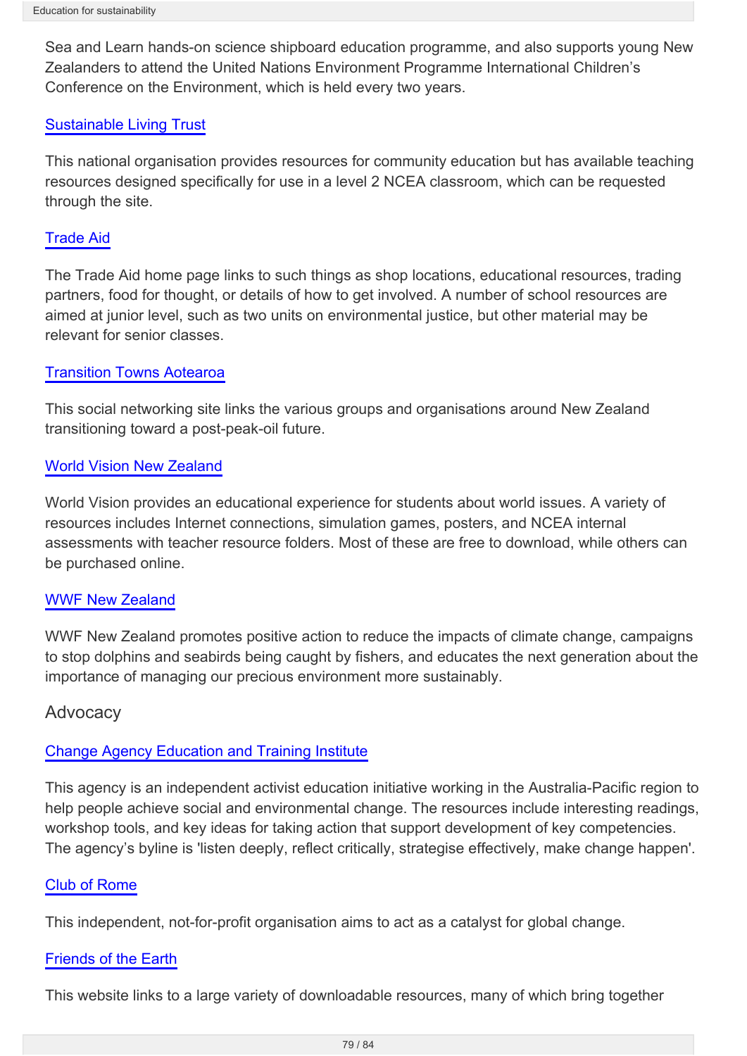Sea and Learn hands-on science shipboard education programme, and also supports young New Zealanders to attend the United Nations Environment Programme International Children's Conference on the Environment, which is held every two years.

[Sustainable Living Trust]

This national organisation provides resources for community education but has available teaching resources designed specifically for use in a level 2 NCEA classroom, which can be requested through the site.

[Trade Aid]

The Trade Aid home page links to such things as shop locations, educational resources, trading partners, food for thought, or details of how to get involved. A number of school resources are aimed at junior level, such as two units on environmental justice, but other material may be relevant for senior classes.

[Transition Towns Aotearoa]

This social networking site links the various groups and organisations around New Zealand transitioning toward a post-peak-oil future.

[World Vision New Zealand]

World Vision provides an educational experience for students about world issues. A variety of resources includes Internet connections, simulation games, posters, and NCEA internal assessments with teacher resource folders. Most of these are free to download, while others can be purchased online.

[WWF New Zealand]

WWF New Zealand promotes positive action to reduce the impacts of climate change, campaigns to stop dolphins and seabirds being caught by fishers, and educates the next generation about the importance of managing our precious environment more sustainably.

## Advocacy

[Change Agency Education and Training Institute]

This agency is an independent activist education initiative working in the Australia-Pacific region to help people achieve social and environmental change. The resources include interesting readings, workshop tools, and key ideas for taking action that support development of key competencies. The agency's byline is 'listen deeply, reflect critically, strategise effectively, make change happen'.

[Club of Rome]

This independent, not-for-profit organisation aims to act as a catalyst for global change.

[Friends of the Earth]

This website links to a large variety of downloadable resources, many of which bring together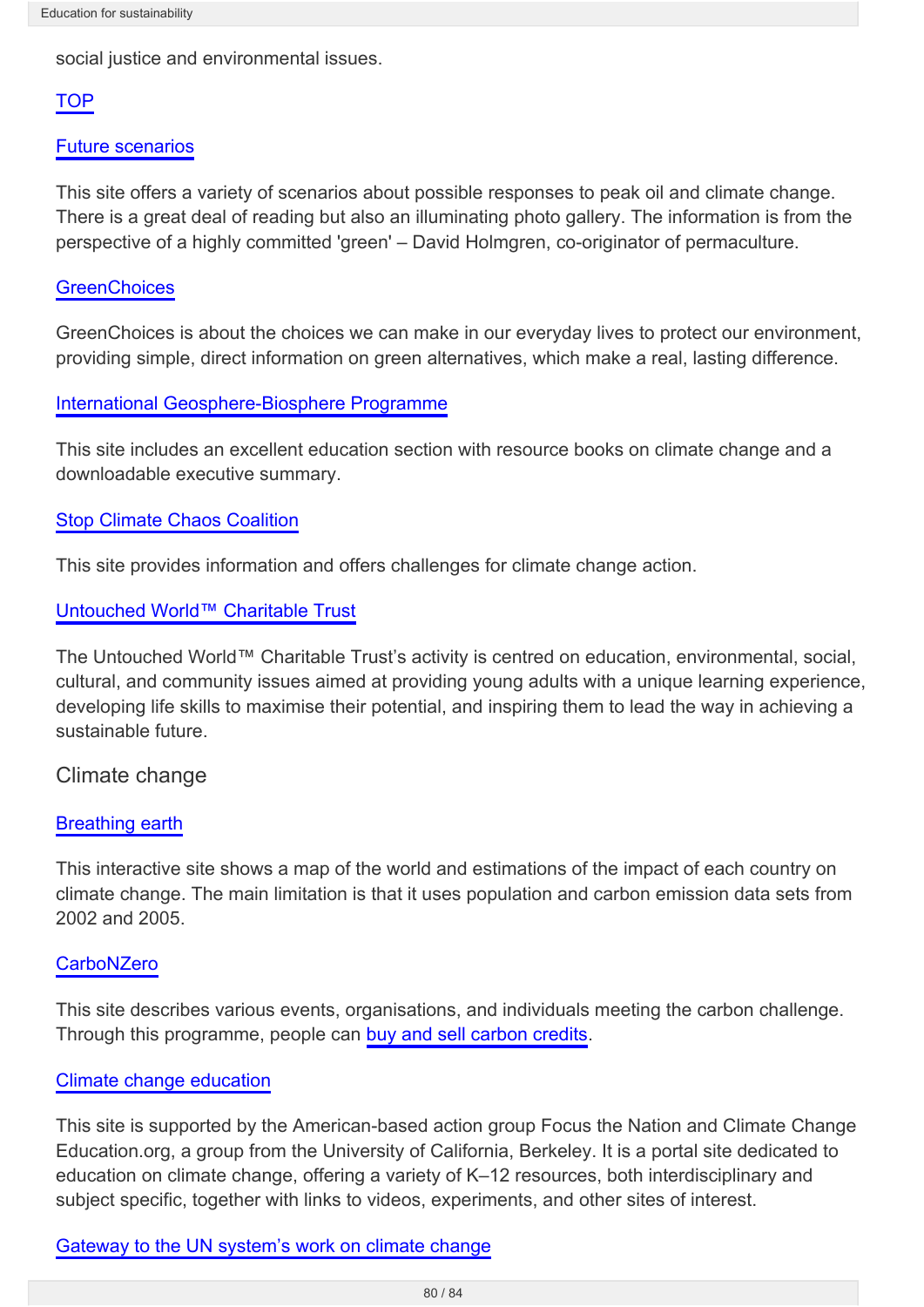social justice and environmental issues.

TOP

Future scenarios

This site offers a variety of scenarios about possible responses to peak oil and climate change. There is a great deal of reading but also an illuminating photo gallery. The information is from the perspective of a highly committed 'green' – David Holmgren, co-originator of permaculture.

GreenChoices

GreenChoices is about the choices we can make in our everyday lives to protect our environment, providing simple, direct information on green alternatives, which make a real, lasting difference.

International Geosphere-Biosphere Programme

This site includes an excellent education section with resource books on climate change and a downloadable executive summary.

Stop Climate Chaos Coalition

This site provides information and offers challenges for climate change action.

Untouched World™ Charitable Trust

The Untouched World™ Charitable Trust’s activity is centred on education, environmental, social, cultural, and community issues aimed at providing young adults with a unique learning experience, developing life skills to maximise their potential, and inspiring them to lead the way in achieving a sustainable future.

## Climate change

Breathing earth

This interactive site shows a map of the world and estimations of the impact of each country on climate change. The main limitation is that it uses population and carbon emission data sets from 2002 and 2005.

CarboNZero

This site describes various events, organisations, and individuals meeting the carbon challenge. Through this programme, people can buy and sell carbon credits.

Climate change education

This site is supported by the American-based action group Focus the Nation and Climate Change Education.org, a group from the University of California, Berkeley. It is a portal site dedicated to education on climate change, offering a variety of K–12 resources, both interdisciplinary and subject specific, together with links to videos, experiments, and other sites of interest.

Gateway to the UN system’s work on climate change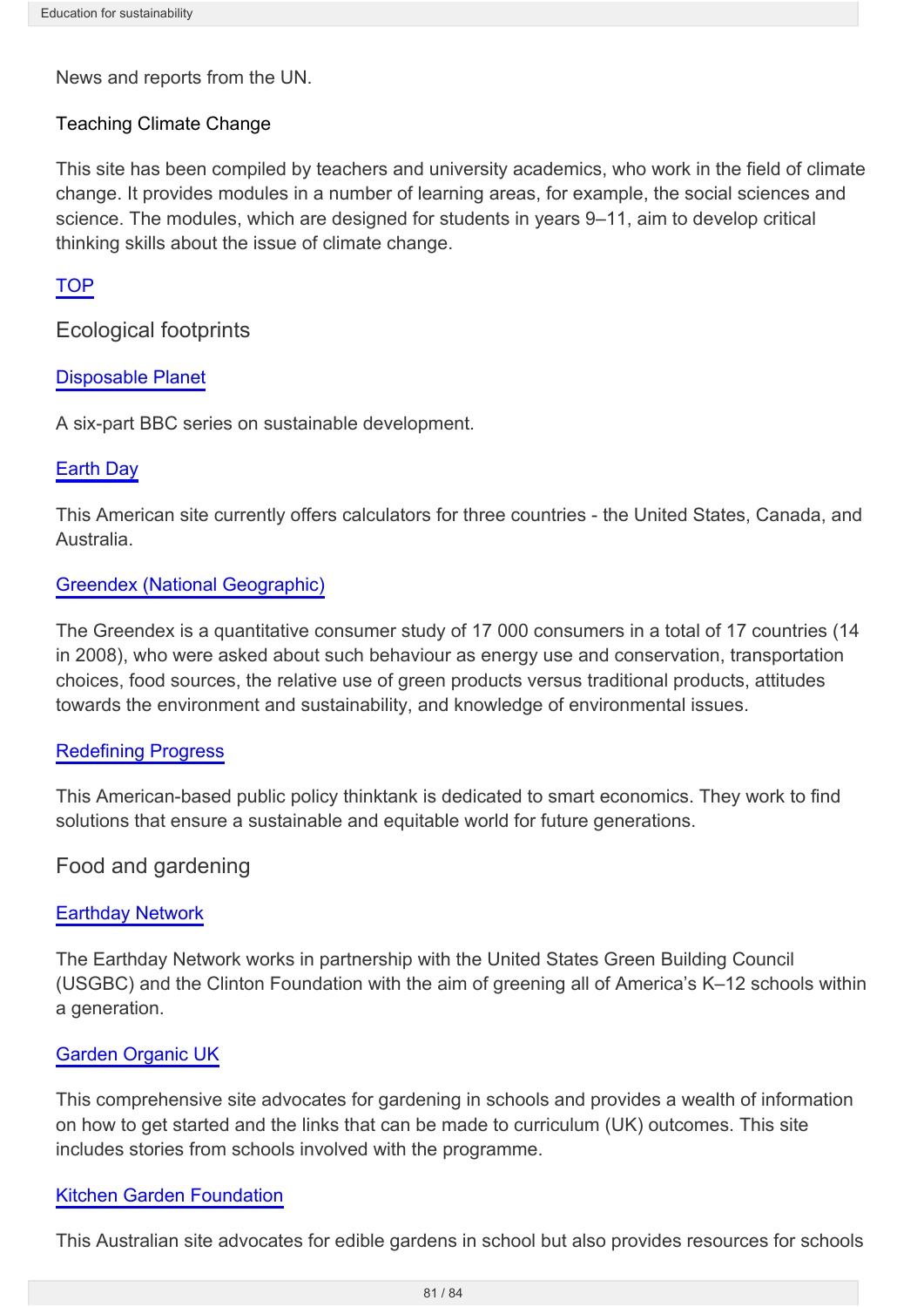News and reports from the UN.

Teaching Climate Change

This site has been compiled by teachers and university academics, who work in the field of climate change. It provides modules in a number of learning areas, for example, the social sciences and science. The modules, which are designed for students in years 9–11, aim to develop critical thinking skills about the issue of climate change.

TOP

## Ecological footprints

Disposable Planet

A six-part BBC series on sustainable development.

Earth Day

This American site currently offers calculators for three countries - the United States, Canada, and Australia.

Greendex (National Geographic)

The Greendex is a quantitative consumer study of 17 000 consumers in a total of 17 countries (14 in 2008), who were asked about such behaviour as energy use and conservation, transportation choices, food sources, the relative use of green products versus traditional products, attitudes towards the environment and sustainability, and knowledge of environmental issues.

Redefining Progress

This American-based public policy thinktank is dedicated to smart economics. They work to find solutions that ensure a sustainable and equitable world for future generations.

## Food and gardening

Earthday Network

The Earthday Network works in partnership with the United States Green Building Council (USGBC) and the Clinton Foundation with the aim of greening all of America's K–12 schools within a generation.

Garden Organic UK

This comprehensive site advocates for gardening in schools and provides a wealth of information on how to get started and the links that can be made to curriculum (UK) outcomes. This site includes stories from schools involved with the programme.

Kitchen Garden Foundation

This Australian site advocates for edible gardens in school but also provides resources for schools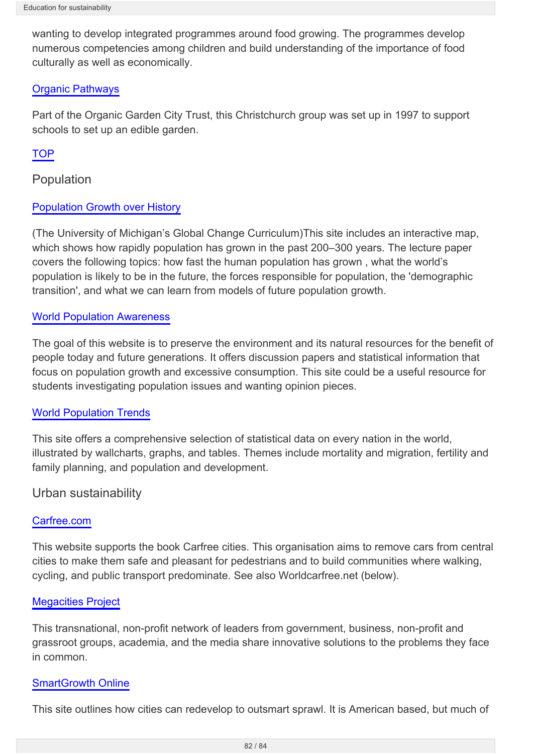wanting to develop integrated programmes around food growing. The programmes develop numerous competencies among children and build understanding of the importance of food culturally as well as economically.

[Organic Pathways]

Part of the Organic Garden City Trust, this Christchurch group was set up in 1997 to support schools to set up an edible garden.

[TOP]

## Population

[Population Growth over History]

(The University of Michigan's Global Change Curriculum)This site includes an interactive map, which shows how rapidly population has grown in the past 200–300 years. The lecture paper covers the following topics: how fast the human population has grown , what the world's population is likely to be in the future, the forces responsible for population, the 'demographic transition', and what we can learn from models of future population growth.

[World Population Awareness]

The goal of this website is to preserve the environment and its natural resources for the benefit of people today and future generations. It offers discussion papers and statistical information that focus on population growth and excessive consumption. This site could be a useful resource for students investigating population issues and wanting opinion pieces.

[World Population Trends]

This site offers a comprehensive selection of statistical data on every nation in the world, illustrated by wallcharts, graphs, and tables. Themes include mortality and migration, fertility and family planning, and population and development.

## Urban sustainability

[Carfree.com]

This website supports the book Carfree cities. This organisation aims to remove cars from central cities to make them safe and pleasant for pedestrians and to build communities where walking, cycling, and public transport predominate. See also Worldcarfree.net (below).

[Megacities Project]

This transnational, non-profit network of leaders from government, business, non-profit and grassroot groups, academia, and the media share innovative solutions to the problems they face in common.

[SmartGrowth Online]

This site outlines how cities can redevelop to outsmart sprawl. It is American based, but much of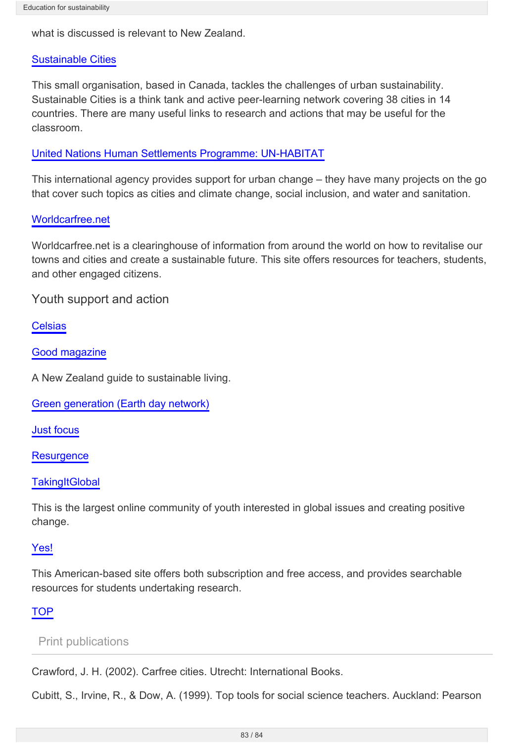what is discussed is relevant to New Zealand.

Sustainable Cities

This small organisation, based in Canada, tackles the challenges of urban sustainability. Sustainable Cities is a think tank and active peer-learning network covering 38 cities in 14 countries. There are many useful links to research and actions that may be useful for the classroom.

United Nations Human Settlements Programme: UN-HABITAT

This international agency provides support for urban change – they have many projects on the go that cover such topics as cities and climate change, social inclusion, and water and sanitation.

Worldcarfree.net

Worldcarfree.net is a clearinghouse of information from around the world on how to revitalise our towns and cities and create a sustainable future. This site offers resources for teachers, students, and other engaged citizens.

### Youth support and action

Celsias

Good magazine

A New Zealand guide to sustainable living.

Green generation (Earth day network)

Just focus

Resurgence

TakingItGlobal

This is the largest online community of youth interested in global issues and creating positive change.

Yes!

This American-based site offers both subscription and free access, and provides searchable resources for students undertaking research.

TOP

## Print publications

Crawford, J. H. (2002). Carfree cities. Utrecht: International Books.

Cubitt, S., Irvine, R., & Dow, A. (1999). Top tools for social science teachers. Auckland: Pearson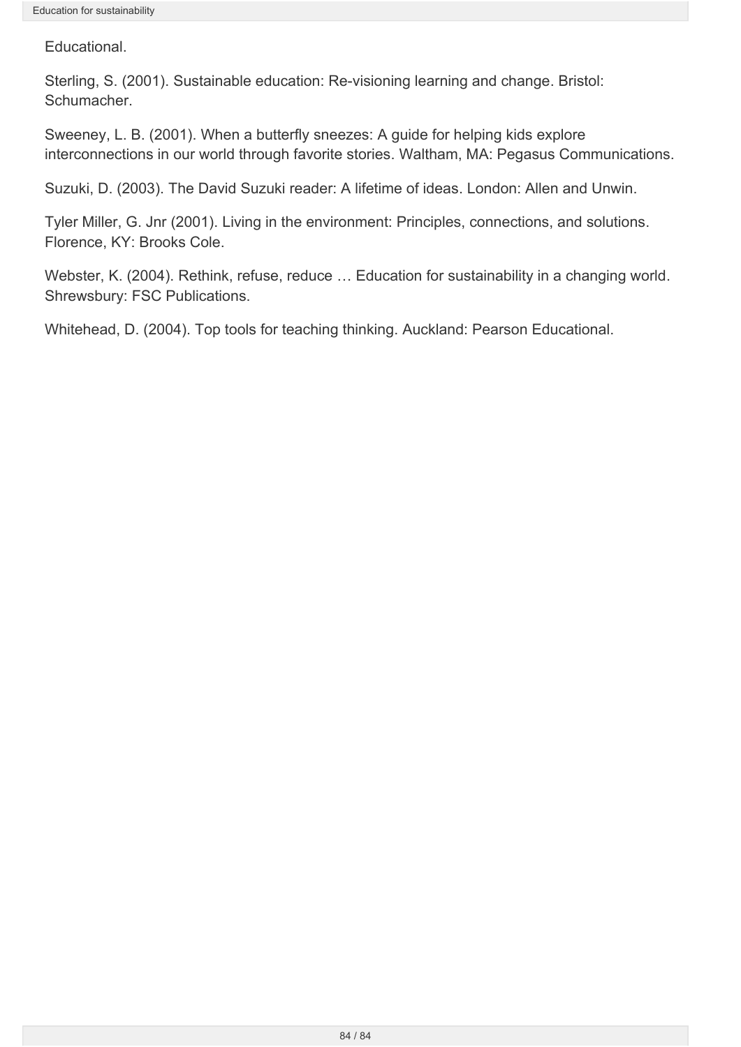Educational.

Sterling, S. (2001). Sustainable education: Re-visioning learning and change. Bristol: Schumacher.

Sweeney, L. B. (2001). When a butterfly sneezes: A guide for helping kids explore interconnections in our world through favorite stories. Waltham, MA: Pegasus Communications.

Suzuki, D. (2003). The David Suzuki reader: A lifetime of ideas. London: Allen and Unwin.

Tyler Miller, G. Jnr (2001). Living in the environment: Principles, connections, and solutions. Florence, KY: Brooks Cole.

Webster, K. (2004). Rethink, refuse, reduce … Education for sustainability in a changing world. Shrewsbury: FSC Publications.

Whitehead, D. (2004). Top tools for teaching thinking. Auckland: Pearson Educational.